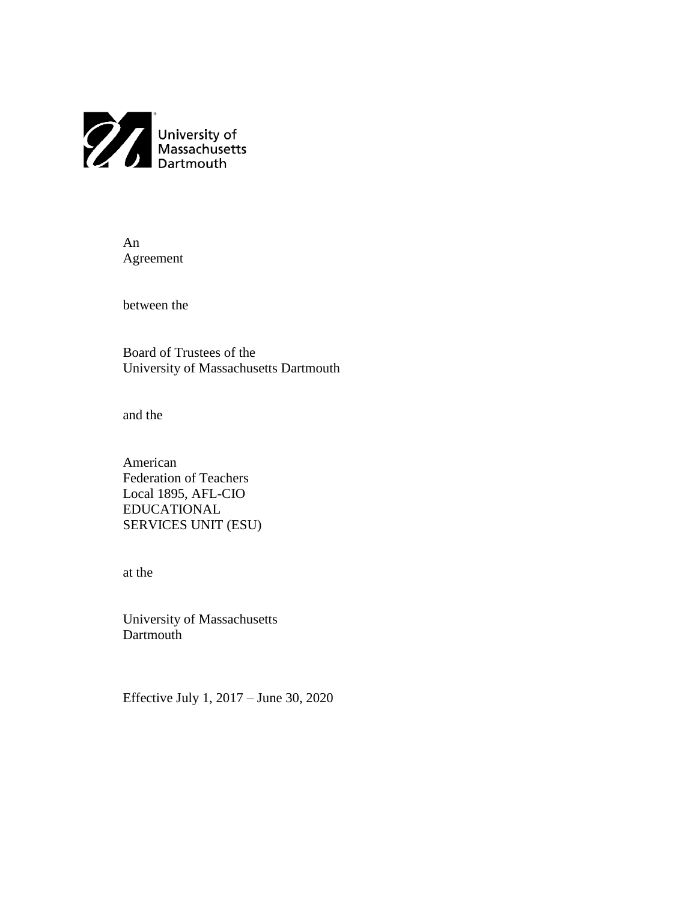University of Massachusetts Dartmouth

An
Agreement

between the

Board of Trustees of the
University of Massachusetts Dartmouth

and the

American
Federation of Teachers
Local 1895, AFL-CIO
EDUCATIONAL
SERVICES UNIT (ESU)

at the

University of Massachusetts
Dartmouth

Effective July 1, 2017 – June 30, 2020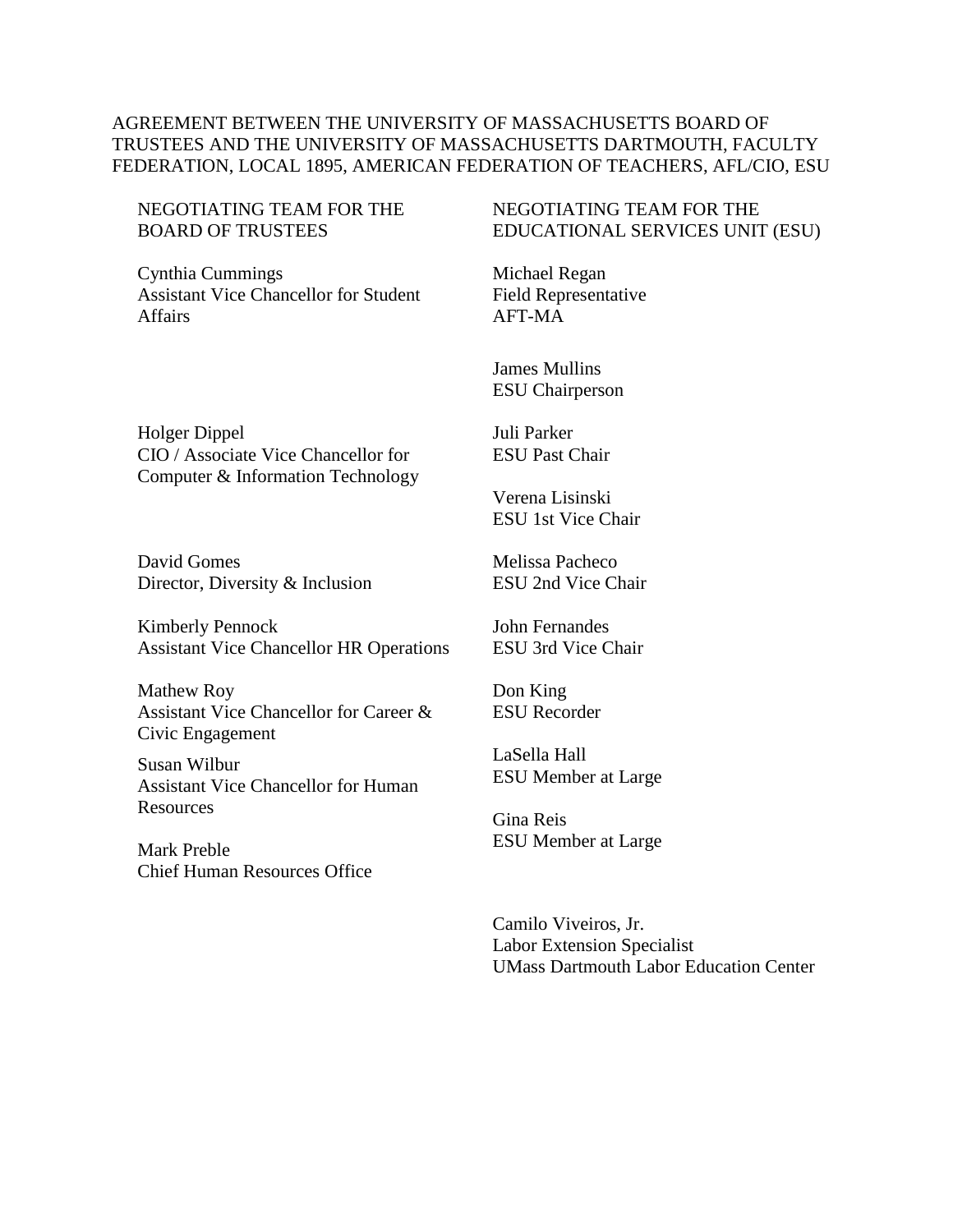AGREEMENT BETWEEN THE UNIVERSITY OF MASSACHUSETTS BOARD OF TRUSTEES AND THE UNIVERSITY OF MASSACHUSETTS DARTMOUTH, FACULTY FEDERATION, LOCAL 1895, AMERICAN FEDERATION OF TEACHERS, AFL/CIO, ESU

NEGOTIATING TEAM FOR THE BOARD OF TRUSTEES

Cynthia Cummings
Assistant Vice Chancellor for Student Affairs

Holger Dippel
CIO / Associate Vice Chancellor for Computer & Information Technology

David Gomes
Director, Diversity & Inclusion

Kimberly Pennock
Assistant Vice Chancellor HR Operations

Mathew Roy
Assistant Vice Chancellor for Career & Civic Engagement

Susan Wilbur
Assistant Vice Chancellor for Human Resources

Mark Preble
Chief Human Resources Office

NEGOTIATING TEAM FOR THE EDUCATIONAL SERVICES UNIT (ESU)

Michael Regan
Field Representative
AFT-MA

James Mullins
ESU Chairperson

Juli Parker
ESU Past Chair

Verena Lisinski
ESU 1st Vice Chair

Melissa Pacheco
ESU 2nd Vice Chair

John Fernandes
ESU 3rd Vice Chair

Don King
ESU Recorder

LaSella Hall
ESU Member at Large

Gina Reis
ESU Member at Large

Camilo Viveiros, Jr.
Labor Extension Specialist
UMass Dartmouth Labor Education Center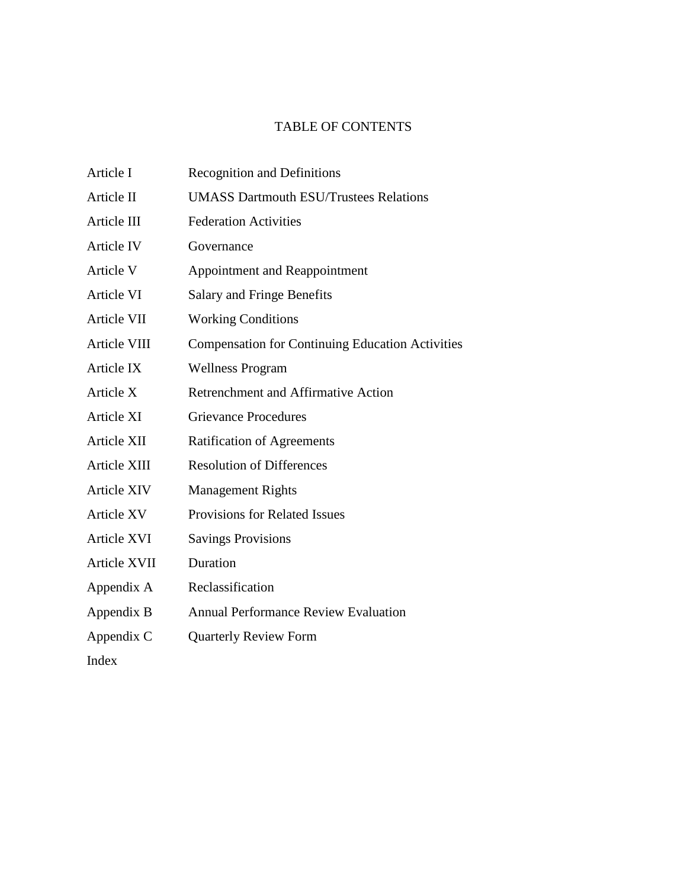# TABLE OF CONTENTS

| | |
|---|---|
| Article I | Recognition and Definitions |
| Article II | UMASS Dartmouth ESU/Trustees Relations |
| Article III | Federation Activities |
| Article IV | Governance |
| Article V | Appointment and Reappointment |
| Article VI | Salary and Fringe Benefits |
| Article VII | Working Conditions |
| Article VIII | Compensation for Continuing Education Activities |
| Article IX | Wellness Program |
| Article X | Retrenchment and Affirmative Action |
| Article XI | Grievance Procedures |
| Article XII | Ratification of Agreements |
| Article XIII | Resolution of Differences |
| Article XIV | Management Rights |
| Article XV | Provisions for Related Issues |
| Article XVI | Savings Provisions |
| Article XVII | Duration |
| Appendix A | Reclassification |
| Appendix B | Annual Performance Review Evaluation |
| Appendix C | Quarterly Review Form |
| Index | |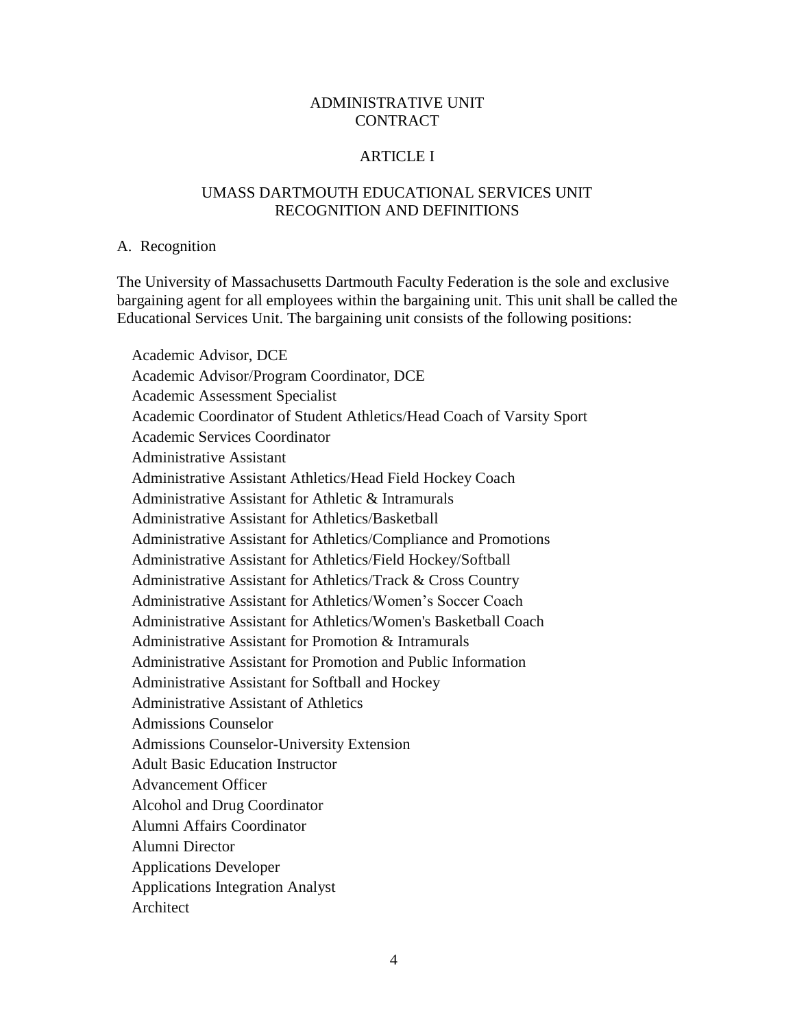# ADMINISTRATIVE UNIT CONTRACT

## ARTICLE I

## UMASS DARTMOUTH EDUCATIONAL SERVICES UNIT RECOGNITION AND DEFINITIONS

A. Recognition

The University of Massachusetts Dartmouth Faculty Federation is the sole and exclusive bargaining agent for all employees within the bargaining unit. This unit shall be called the Educational Services Unit. The bargaining unit consists of the following positions:

Academic Advisor, DCE
Academic Advisor/Program Coordinator, DCE
Academic Assessment Specialist
Academic Coordinator of Student Athletics/Head Coach of Varsity Sport
Academic Services Coordinator
Administrative Assistant
Administrative Assistant Athletics/Head Field Hockey Coach
Administrative Assistant for Athletic & Intramurals
Administrative Assistant for Athletics/Basketball
Administrative Assistant for Athletics/Compliance and Promotions
Administrative Assistant for Athletics/Field Hockey/Softball
Administrative Assistant for Athletics/Track & Cross Country
Administrative Assistant for Athletics/Women's Soccer Coach
Administrative Assistant for Athletics/Women's Basketball Coach
Administrative Assistant for Promotion & Intramurals
Administrative Assistant for Promotion and Public Information
Administrative Assistant for Softball and Hockey
Administrative Assistant of Athletics
Admissions Counselor
Admissions Counselor-University Extension
Adult Basic Education Instructor
Advancement Officer
Alcohol and Drug Coordinator
Alumni Affairs Coordinator
Alumni Director
Applications Developer
Applications Integration Analyst
Architect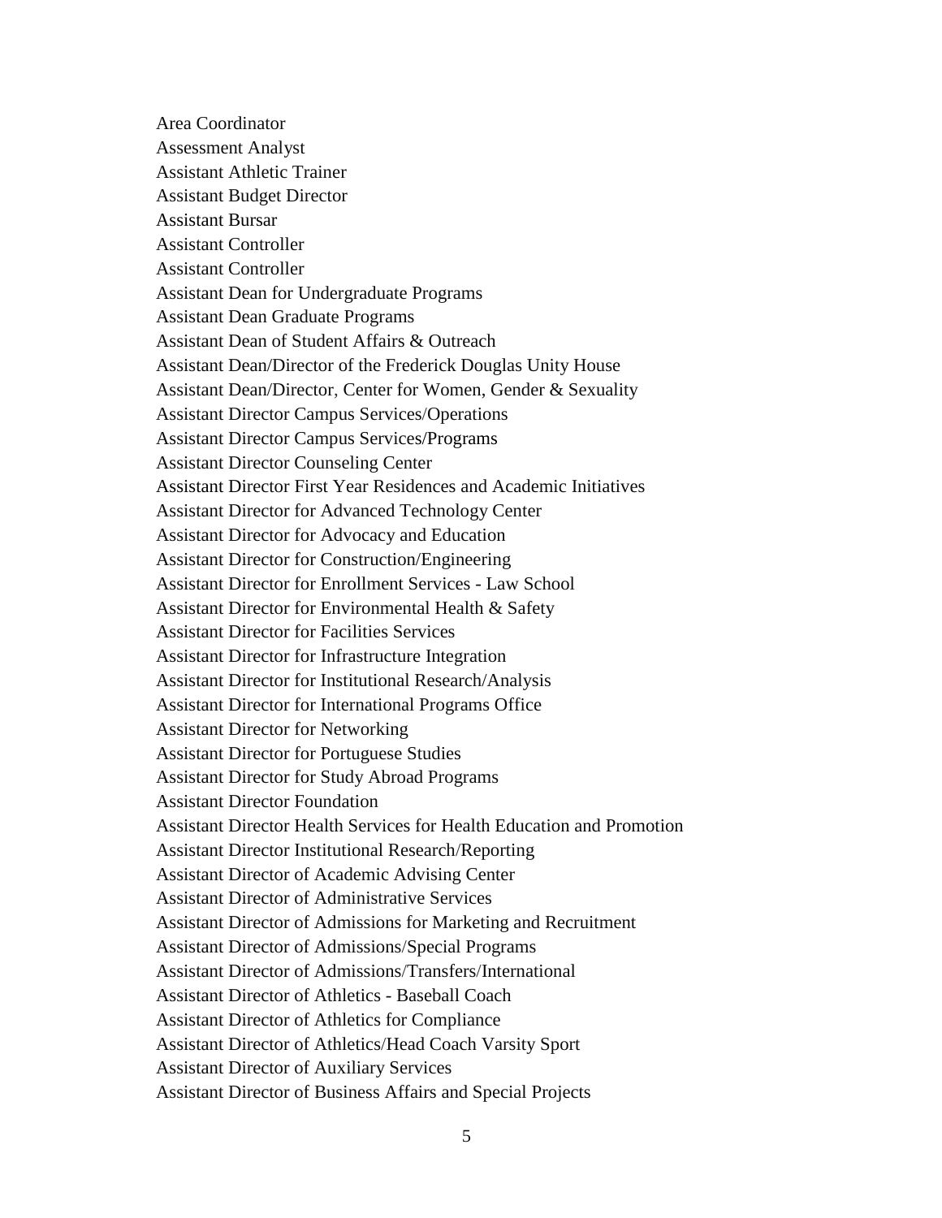Area Coordinator
Assessment Analyst
Assistant Athletic Trainer
Assistant Budget Director
Assistant Bursar
Assistant Controller
Assistant Controller
Assistant Dean for Undergraduate Programs
Assistant Dean Graduate Programs
Assistant Dean of Student Affairs & Outreach
Assistant Dean/Director of the Frederick Douglas Unity House
Assistant Dean/Director, Center for Women, Gender & Sexuality
Assistant Director Campus Services/Operations
Assistant Director Campus Services/Programs
Assistant Director Counseling Center
Assistant Director First Year Residences and Academic Initiatives
Assistant Director for Advanced Technology Center
Assistant Director for Advocacy and Education
Assistant Director for Construction/Engineering
Assistant Director for Enrollment Services - Law School
Assistant Director for Environmental Health & Safety
Assistant Director for Facilities Services
Assistant Director for Infrastructure Integration
Assistant Director for Institutional Research/Analysis
Assistant Director for International Programs Office
Assistant Director for Networking
Assistant Director for Portuguese Studies
Assistant Director for Study Abroad Programs
Assistant Director Foundation
Assistant Director Health Services for Health Education and Promotion
Assistant Director Institutional Research/Reporting
Assistant Director of Academic Advising Center
Assistant Director of Administrative Services
Assistant Director of Admissions for Marketing and Recruitment
Assistant Director of Admissions/Special Programs
Assistant Director of Admissions/Transfers/International
Assistant Director of Athletics - Baseball Coach
Assistant Director of Athletics for Compliance
Assistant Director of Athletics/Head Coach Varsity Sport
Assistant Director of Auxiliary Services
Assistant Director of Business Affairs and Special Projects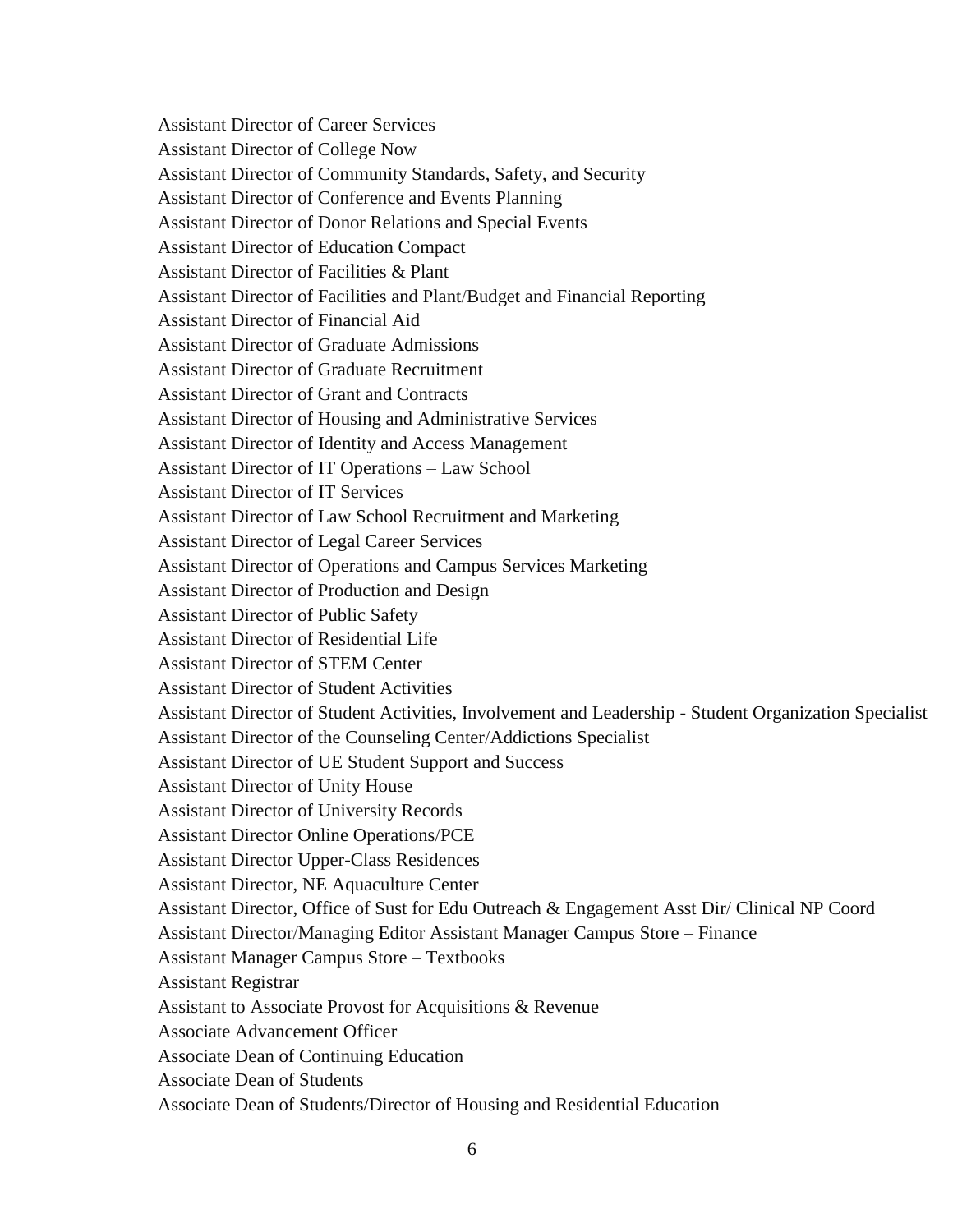Assistant Director of Career Services
Assistant Director of College Now
Assistant Director of Community Standards, Safety, and Security
Assistant Director of Conference and Events Planning
Assistant Director of Donor Relations and Special Events
Assistant Director of Education Compact
Assistant Director of Facilities & Plant
Assistant Director of Facilities and Plant/Budget and Financial Reporting
Assistant Director of Financial Aid
Assistant Director of Graduate Admissions
Assistant Director of Graduate Recruitment
Assistant Director of Grant and Contracts
Assistant Director of Housing and Administrative Services
Assistant Director of Identity and Access Management
Assistant Director of IT Operations – Law School
Assistant Director of IT Services
Assistant Director of Law School Recruitment and Marketing
Assistant Director of Legal Career Services
Assistant Director of Operations and Campus Services Marketing
Assistant Director of Production and Design
Assistant Director of Public Safety
Assistant Director of Residential Life
Assistant Director of STEM Center
Assistant Director of Student Activities
Assistant Director of Student Activities, Involvement and Leadership - Student Organization Specialist
Assistant Director of the Counseling Center/Addictions Specialist
Assistant Director of UE Student Support and Success
Assistant Director of Unity House
Assistant Director of University Records
Assistant Director Online Operations/PCE
Assistant Director Upper-Class Residences
Assistant Director, NE Aquaculture Center
Assistant Director, Office of Sust for Edu Outreach & Engagement Asst Dir/ Clinical NP Coord
Assistant Director/Managing Editor Assistant Manager Campus Store – Finance
Assistant Manager Campus Store – Textbooks
Assistant Registrar
Assistant to Associate Provost for Acquisitions & Revenue
Associate Advancement Officer
Associate Dean of Continuing Education
Associate Dean of Students
Associate Dean of Students/Director of Housing and Residential Education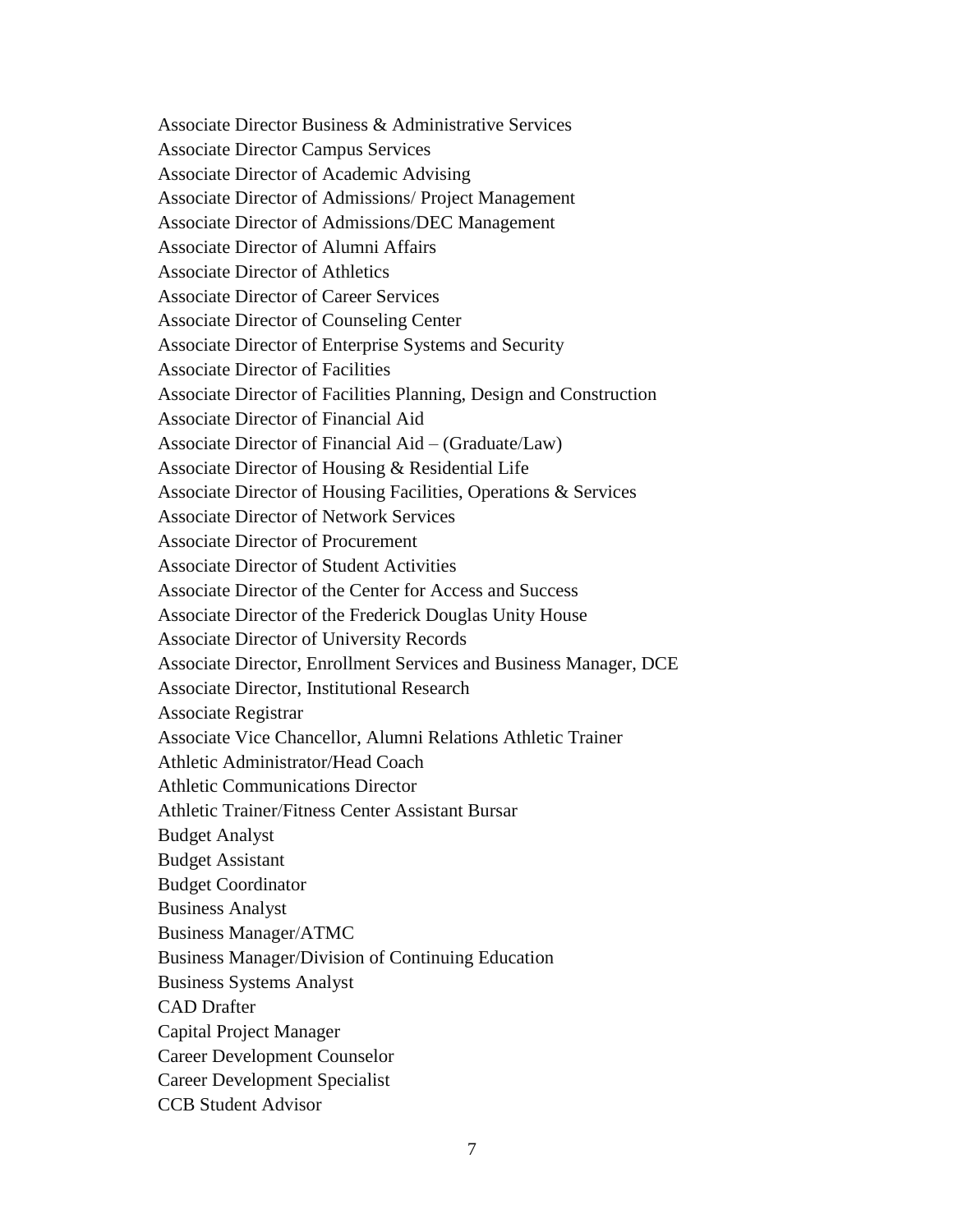Associate Director Business & Administrative Services
Associate Director Campus Services
Associate Director of Academic Advising
Associate Director of Admissions/ Project Management
Associate Director of Admissions/DEC Management
Associate Director of Alumni Affairs
Associate Director of Athletics
Associate Director of Career Services
Associate Director of Counseling Center
Associate Director of Enterprise Systems and Security
Associate Director of Facilities
Associate Director of Facilities Planning, Design and Construction
Associate Director of Financial Aid
Associate Director of Financial Aid – (Graduate/Law)
Associate Director of Housing & Residential Life
Associate Director of Housing Facilities, Operations & Services
Associate Director of Network Services
Associate Director of Procurement
Associate Director of Student Activities
Associate Director of the Center for Access and Success
Associate Director of the Frederick Douglas Unity House
Associate Director of University Records
Associate Director, Enrollment Services and Business Manager, DCE
Associate Director, Institutional Research
Associate Registrar
Associate Vice Chancellor, Alumni Relations Athletic Trainer
Athletic Administrator/Head Coach
Athletic Communications Director
Athletic Trainer/Fitness Center Assistant Bursar
Budget Analyst
Budget Assistant
Budget Coordinator
Business Analyst
Business Manager/ATMC
Business Manager/Division of Continuing Education
Business Systems Analyst
CAD Drafter
Capital Project Manager
Career Development Counselor
Career Development Specialist
CCB Student Advisor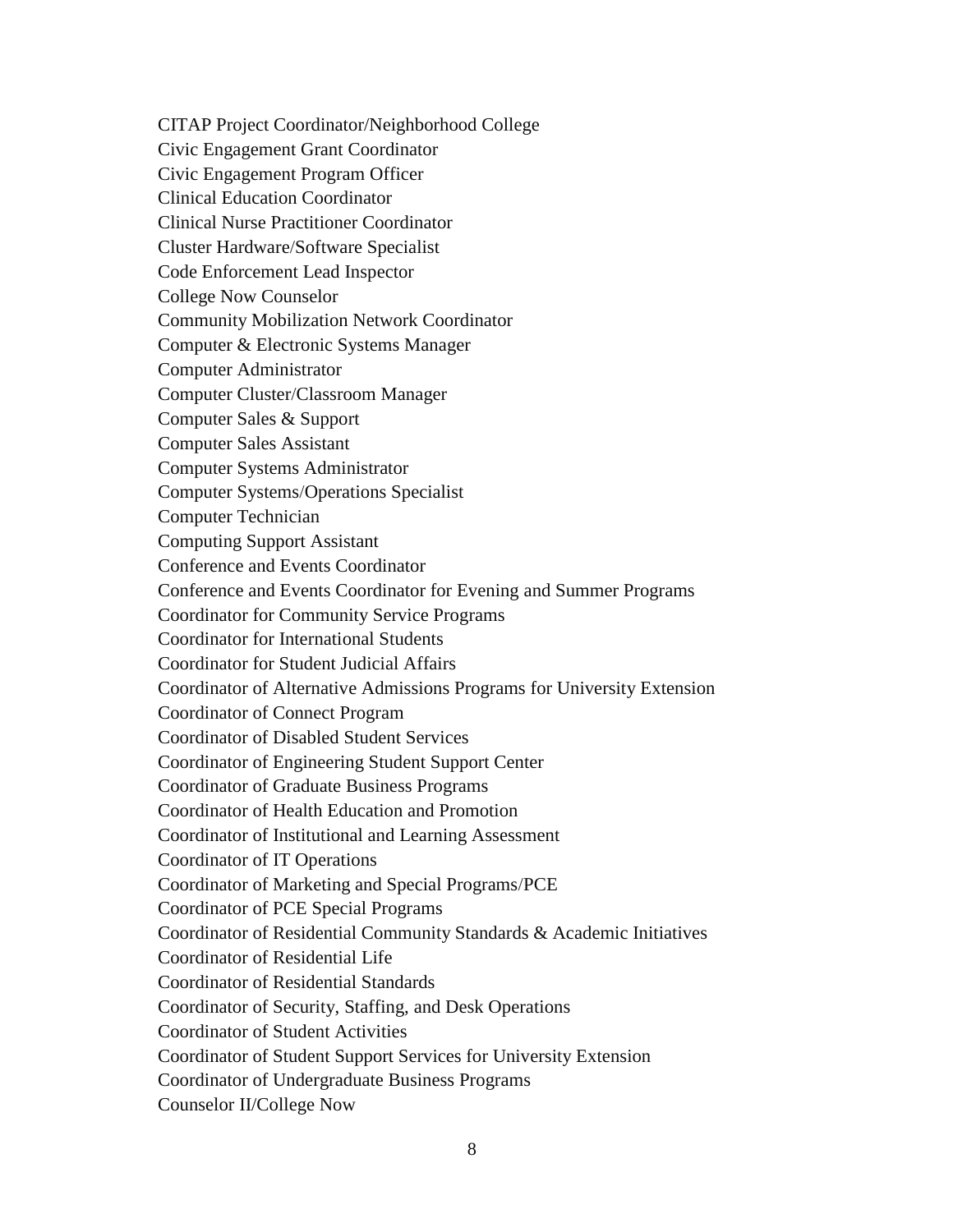CITAP Project Coordinator/Neighborhood College
Civic Engagement Grant Coordinator
Civic Engagement Program Officer
Clinical Education Coordinator
Clinical Nurse Practitioner Coordinator
Cluster Hardware/Software Specialist
Code Enforcement Lead Inspector
College Now Counselor
Community Mobilization Network Coordinator
Computer & Electronic Systems Manager
Computer Administrator
Computer Cluster/Classroom Manager
Computer Sales & Support
Computer Sales Assistant
Computer Systems Administrator
Computer Systems/Operations Specialist
Computer Technician
Computing Support Assistant
Conference and Events Coordinator
Conference and Events Coordinator for Evening and Summer Programs
Coordinator for Community Service Programs
Coordinator for International Students
Coordinator for Student Judicial Affairs
Coordinator of Alternative Admissions Programs for University Extension
Coordinator of Connect Program
Coordinator of Disabled Student Services
Coordinator of Engineering Student Support Center
Coordinator of Graduate Business Programs
Coordinator of Health Education and Promotion
Coordinator of Institutional and Learning Assessment
Coordinator of IT Operations
Coordinator of Marketing and Special Programs/PCE
Coordinator of PCE Special Programs
Coordinator of Residential Community Standards & Academic Initiatives
Coordinator of Residential Life
Coordinator of Residential Standards
Coordinator of Security, Staffing, and Desk Operations
Coordinator of Student Activities
Coordinator of Student Support Services for University Extension
Coordinator of Undergraduate Business Programs
Counselor II/College Now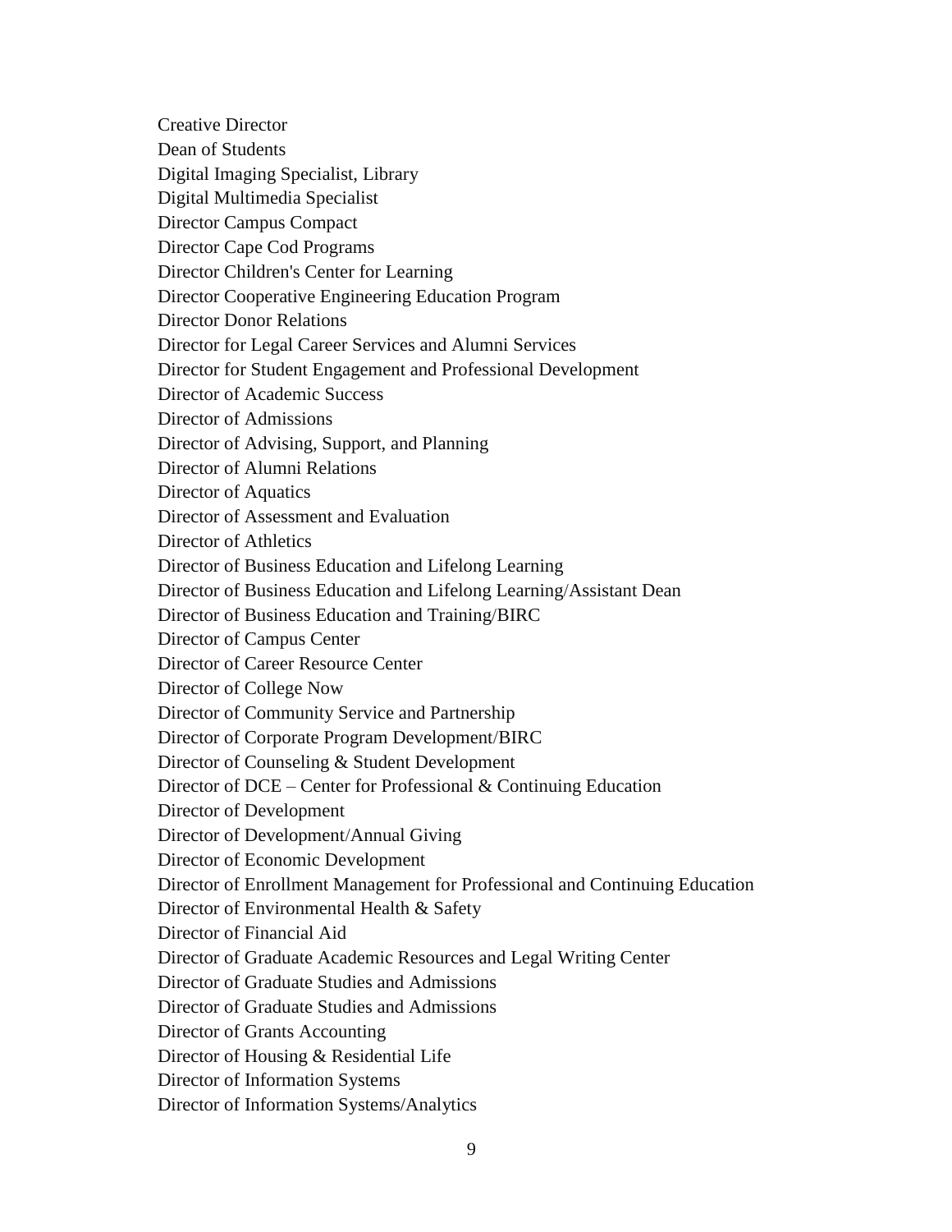Creative Director
Dean of Students
Digital Imaging Specialist, Library
Digital Multimedia Specialist
Director Campus Compact
Director Cape Cod Programs
Director Children's Center for Learning
Director Cooperative Engineering Education Program
Director Donor Relations
Director for Legal Career Services and Alumni Services
Director for Student Engagement and Professional Development
Director of Academic Success
Director of Admissions
Director of Advising, Support, and Planning
Director of Alumni Relations
Director of Aquatics
Director of Assessment and Evaluation
Director of Athletics
Director of Business Education and Lifelong Learning
Director of Business Education and Lifelong Learning/Assistant Dean
Director of Business Education and Training/BIRC
Director of Campus Center
Director of Career Resource Center
Director of College Now
Director of Community Service and Partnership
Director of Corporate Program Development/BIRC
Director of Counseling & Student Development
Director of DCE – Center for Professional & Continuing Education
Director of Development
Director of Development/Annual Giving
Director of Economic Development
Director of Enrollment Management for Professional and Continuing Education
Director of Environmental Health & Safety
Director of Financial Aid
Director of Graduate Academic Resources and Legal Writing Center
Director of Graduate Studies and Admissions
Director of Graduate Studies and Admissions
Director of Grants Accounting
Director of Housing & Residential Life
Director of Information Systems
Director of Information Systems/Analytics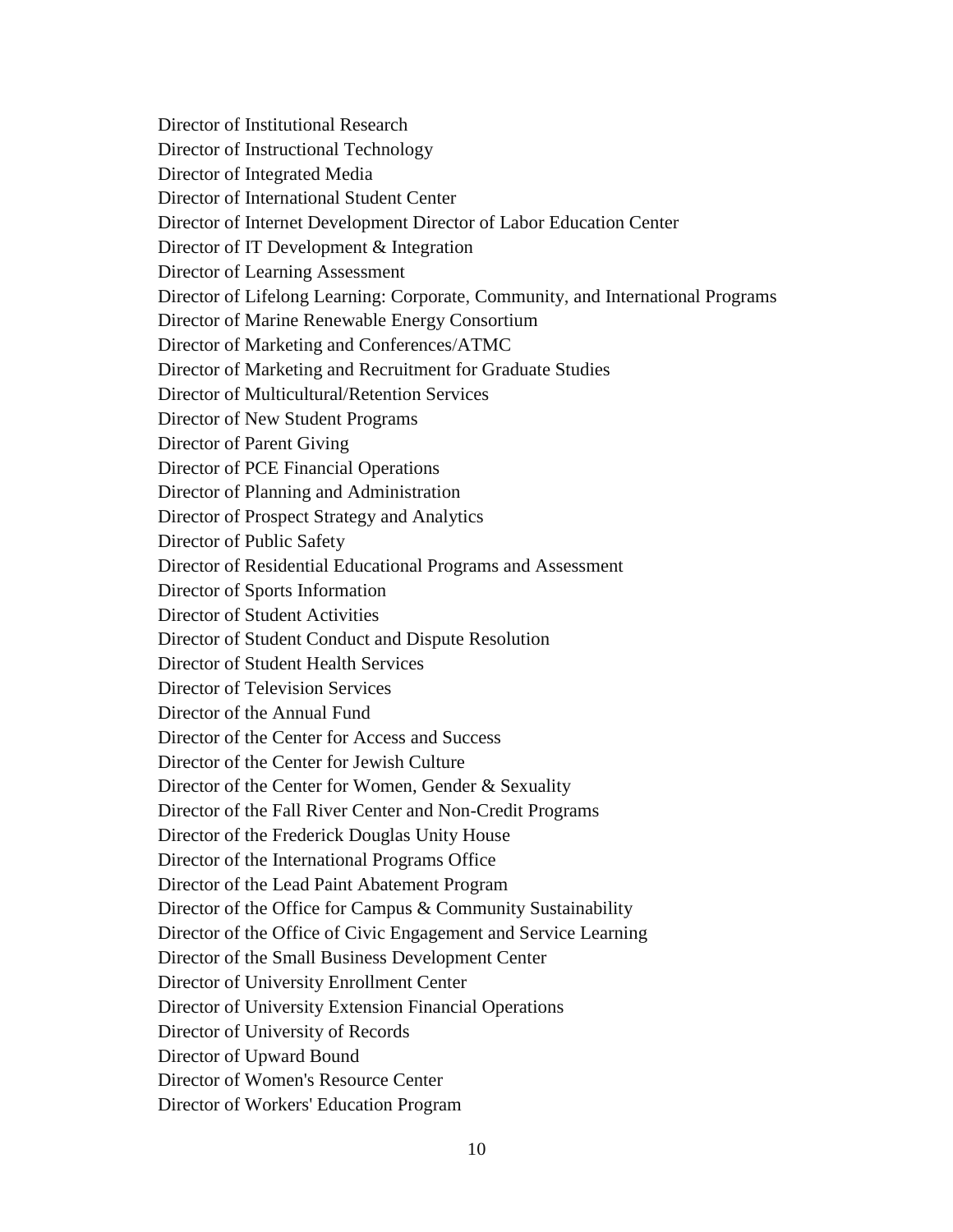Director of Institutional Research

Director of Instructional Technology

Director of Integrated Media

Director of International Student Center

Director of Internet Development Director of Labor Education Center

Director of IT Development & Integration

Director of Learning Assessment

Director of Lifelong Learning: Corporate, Community, and International Programs

Director of Marine Renewable Energy Consortium

Director of Marketing and Conferences/ATMC

Director of Marketing and Recruitment for Graduate Studies

Director of Multicultural/Retention Services

Director of New Student Programs

Director of Parent Giving

Director of PCE Financial Operations

Director of Planning and Administration

Director of Prospect Strategy and Analytics

Director of Public Safety

Director of Residential Educational Programs and Assessment

Director of Sports Information

Director of Student Activities

Director of Student Conduct and Dispute Resolution

Director of Student Health Services

Director of Television Services

Director of the Annual Fund

Director of the Center for Access and Success

Director of the Center for Jewish Culture

Director of the Center for Women, Gender & Sexuality

Director of the Fall River Center and Non-Credit Programs

Director of the Frederick Douglas Unity House

Director of the International Programs Office

Director of the Lead Paint Abatement Program

Director of the Office for Campus & Community Sustainability

Director of the Office of Civic Engagement and Service Learning

Director of the Small Business Development Center

Director of University Enrollment Center

Director of University Extension Financial Operations

Director of University of Records

Director of Upward Bound

Director of Women's Resource Center

Director of Workers' Education Program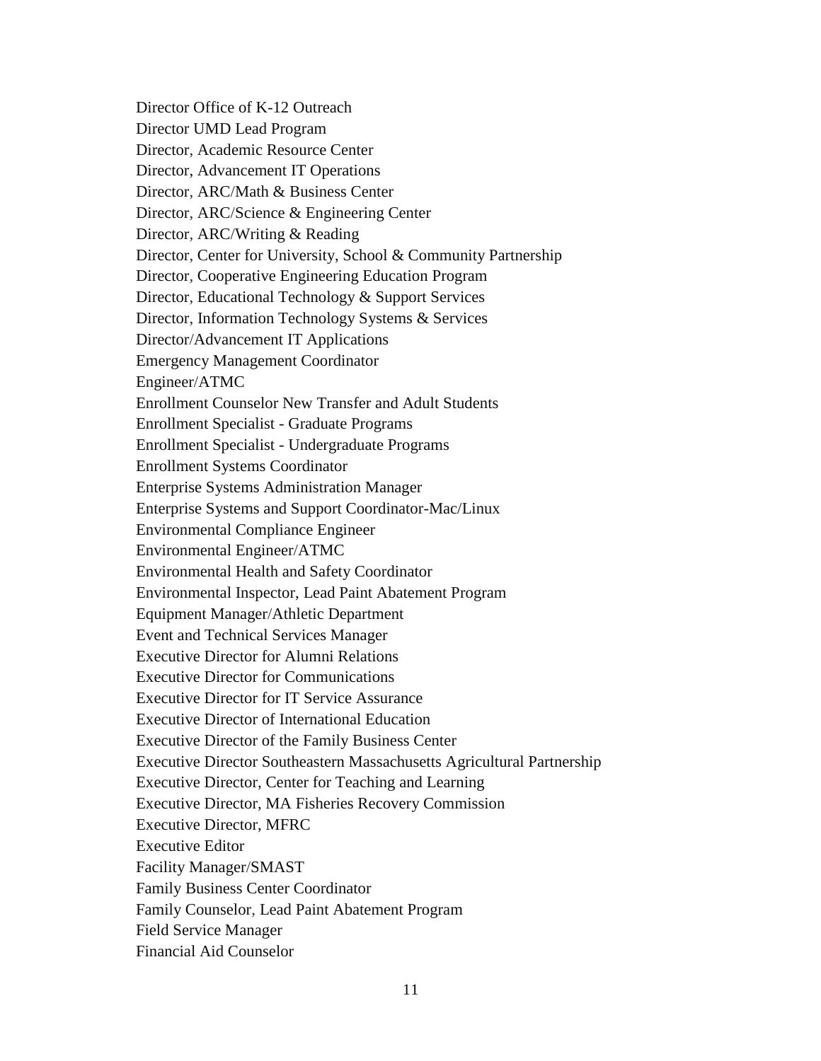Director Office of K-12 Outreach
Director UMD Lead Program
Director, Academic Resource Center
Director, Advancement IT Operations
Director, ARC/Math & Business Center
Director, ARC/Science & Engineering Center
Director, ARC/Writing & Reading
Director, Center for University, School & Community Partnership
Director, Cooperative Engineering Education Program
Director, Educational Technology & Support Services
Director, Information Technology Systems & Services
Director/Advancement IT Applications
Emergency Management Coordinator
Engineer/ATMC
Enrollment Counselor New Transfer and Adult Students
Enrollment Specialist - Graduate Programs
Enrollment Specialist - Undergraduate Programs
Enrollment Systems Coordinator
Enterprise Systems Administration Manager
Enterprise Systems and Support Coordinator-Mac/Linux
Environmental Compliance Engineer
Environmental Engineer/ATMC
Environmental Health and Safety Coordinator
Environmental Inspector, Lead Paint Abatement Program
Equipment Manager/Athletic Department
Event and Technical Services Manager
Executive Director for Alumni Relations
Executive Director for Communications
Executive Director for IT Service Assurance
Executive Director of International Education
Executive Director of the Family Business Center
Executive Director Southeastern Massachusetts Agricultural Partnership
Executive Director, Center for Teaching and Learning
Executive Director, MA Fisheries Recovery Commission
Executive Director, MFRC
Executive Editor
Facility Manager/SMAST
Family Business Center Coordinator
Family Counselor, Lead Paint Abatement Program
Field Service Manager
Financial Aid Counselor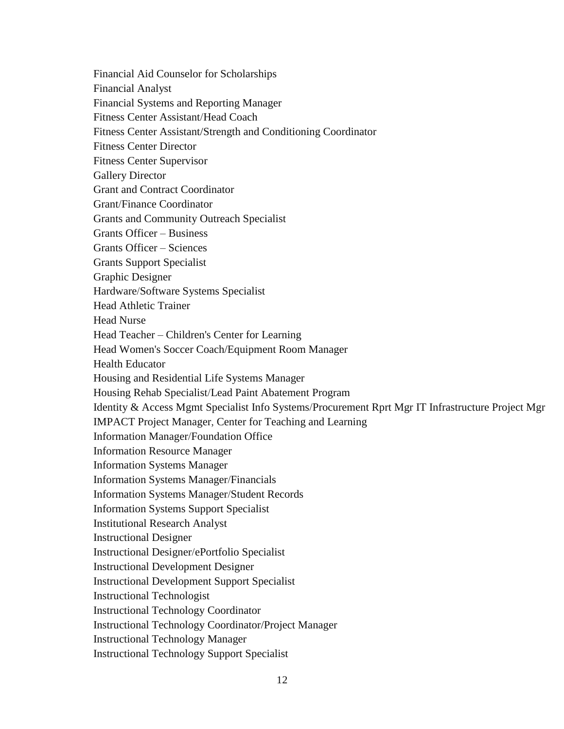Financial Aid Counselor for Scholarships
Financial Analyst
Financial Systems and Reporting Manager
Fitness Center Assistant/Head Coach
Fitness Center Assistant/Strength and Conditioning Coordinator
Fitness Center Director
Fitness Center Supervisor
Gallery Director
Grant and Contract Coordinator
Grant/Finance Coordinator
Grants and Community Outreach Specialist
Grants Officer – Business
Grants Officer – Sciences
Grants Support Specialist
Graphic Designer
Hardware/Software Systems Specialist
Head Athletic Trainer
Head Nurse
Head Teacher – Children's Center for Learning
Head Women's Soccer Coach/Equipment Room Manager
Health Educator
Housing and Residential Life Systems Manager
Housing Rehab Specialist/Lead Paint Abatement Program
Identity & Access Mgmt Specialist Info Systems/Procurement Rprt Mgr IT Infrastructure Project Mgr
IMPACT Project Manager, Center for Teaching and Learning
Information Manager/Foundation Office
Information Resource Manager
Information Systems Manager
Information Systems Manager/Financials
Information Systems Manager/Student Records
Information Systems Support Specialist
Institutional Research Analyst
Instructional Designer
Instructional Designer/ePortfolio Specialist
Instructional Development Designer
Instructional Development Support Specialist
Instructional Technologist
Instructional Technology Coordinator
Instructional Technology Coordinator/Project Manager
Instructional Technology Manager
Instructional Technology Support Specialist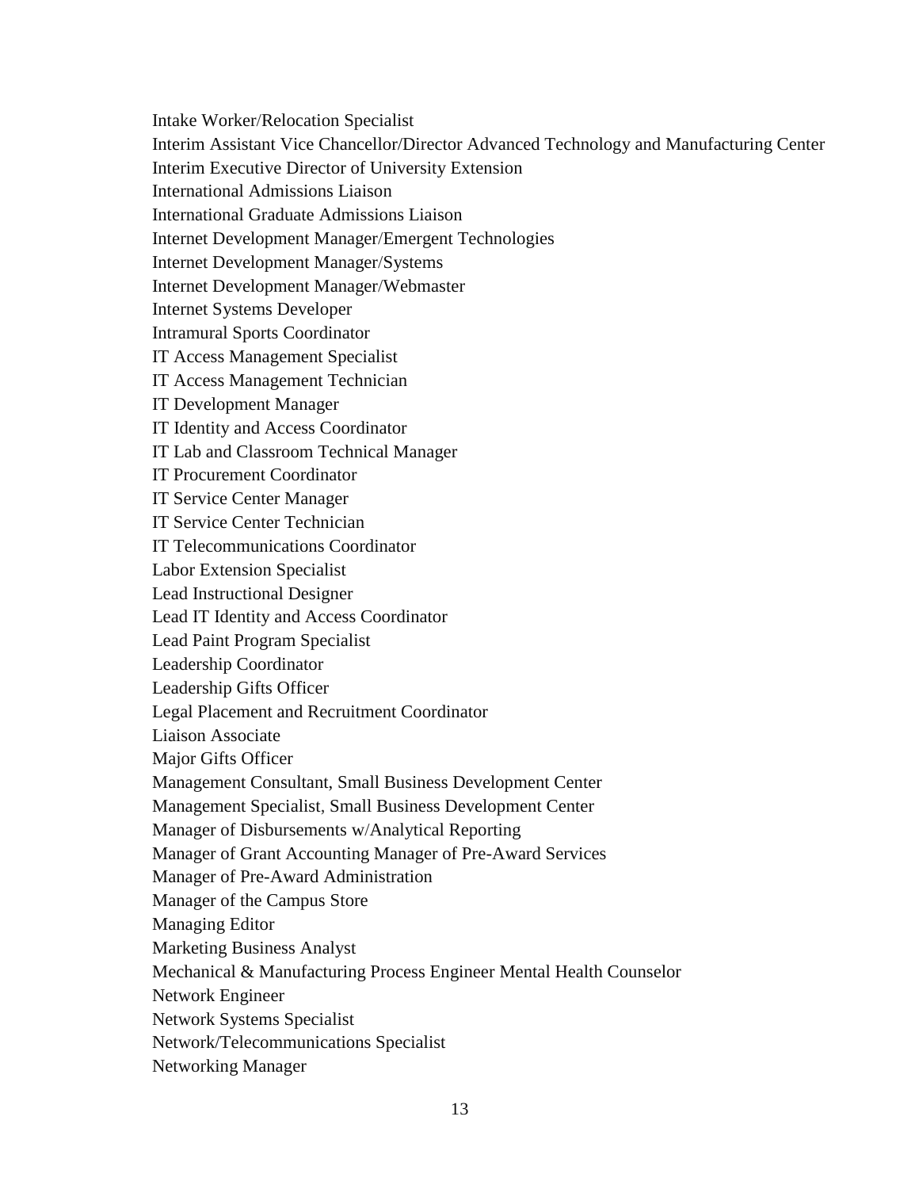Intake Worker/Relocation Specialist
Interim Assistant Vice Chancellor/Director Advanced Technology and Manufacturing Center
Interim Executive Director of University Extension
International Admissions Liaison
International Graduate Admissions Liaison
Internet Development Manager/Emergent Technologies
Internet Development Manager/Systems
Internet Development Manager/Webmaster
Internet Systems Developer
Intramural Sports Coordinator
IT Access Management Specialist
IT Access Management Technician
IT Development Manager
IT Identity and Access Coordinator
IT Lab and Classroom Technical Manager
IT Procurement Coordinator
IT Service Center Manager
IT Service Center Technician
IT Telecommunications Coordinator
Labor Extension Specialist
Lead Instructional Designer
Lead IT Identity and Access Coordinator
Lead Paint Program Specialist
Leadership Coordinator
Leadership Gifts Officer
Legal Placement and Recruitment Coordinator
Liaison Associate
Major Gifts Officer
Management Consultant, Small Business Development Center
Management Specialist, Small Business Development Center
Manager of Disbursements w/Analytical Reporting
Manager of Grant Accounting Manager of Pre-Award Services
Manager of Pre-Award Administration
Manager of the Campus Store
Managing Editor
Marketing Business Analyst
Mechanical & Manufacturing Process Engineer Mental Health Counselor
Network Engineer
Network Systems Specialist
Network/Telecommunications Specialist
Networking Manager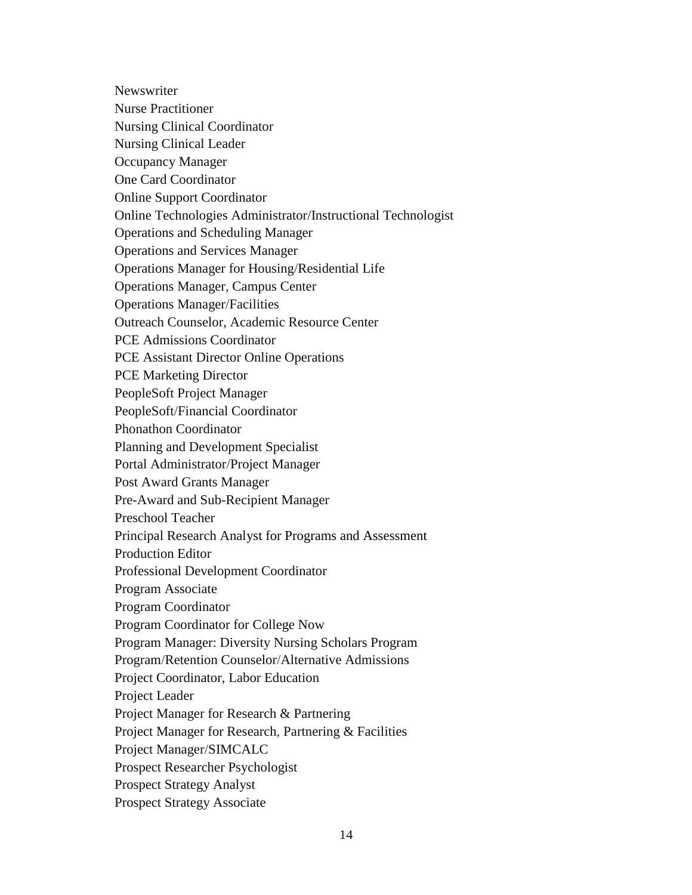Newswriter
Nurse Practitioner
Nursing Clinical Coordinator
Nursing Clinical Leader
Occupancy Manager
One Card Coordinator
Online Support Coordinator
Online Technologies Administrator/Instructional Technologist
Operations and Scheduling Manager
Operations and Services Manager
Operations Manager for Housing/Residential Life
Operations Manager, Campus Center
Operations Manager/Facilities
Outreach Counselor, Academic Resource Center
PCE Admissions Coordinator
PCE Assistant Director Online Operations
PCE Marketing Director
PeopleSoft Project Manager
PeopleSoft/Financial Coordinator
Phonathon Coordinator
Planning and Development Specialist
Portal Administrator/Project Manager
Post Award Grants Manager
Pre-Award and Sub-Recipient Manager
Preschool Teacher
Principal Research Analyst for Programs and Assessment
Production Editor
Professional Development Coordinator
Program Associate
Program Coordinator
Program Coordinator for College Now
Program Manager: Diversity Nursing Scholars Program
Program/Retention Counselor/Alternative Admissions
Project Coordinator, Labor Education
Project Leader
Project Manager for Research & Partnering
Project Manager for Research, Partnering & Facilities
Project Manager/SIMCALC
Prospect Researcher Psychologist
Prospect Strategy Analyst
Prospect Strategy Associate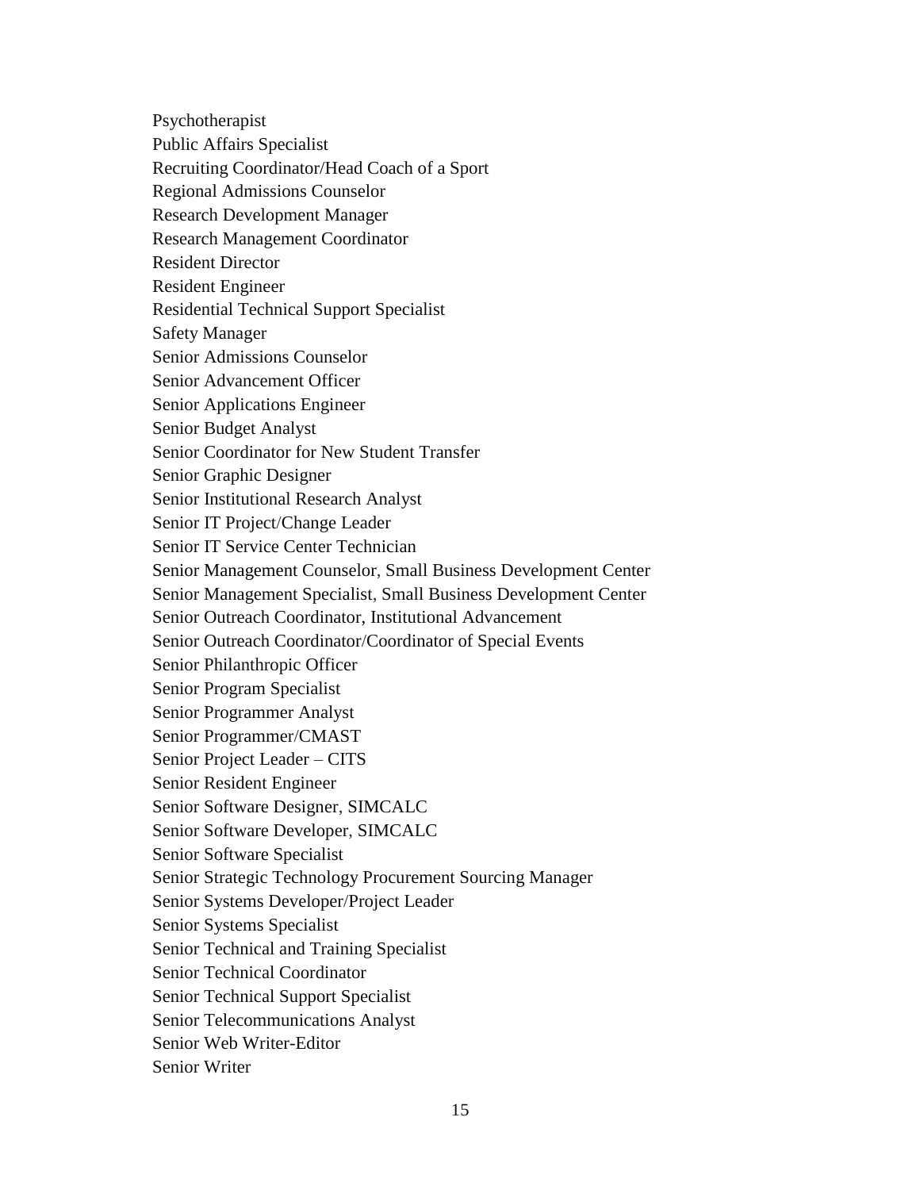Psychotherapist
Public Affairs Specialist
Recruiting Coordinator/Head Coach of a Sport
Regional Admissions Counselor
Research Development Manager
Research Management Coordinator
Resident Director
Resident Engineer
Residential Technical Support Specialist
Safety Manager
Senior Admissions Counselor
Senior Advancement Officer
Senior Applications Engineer
Senior Budget Analyst
Senior Coordinator for New Student Transfer
Senior Graphic Designer
Senior Institutional Research Analyst
Senior IT Project/Change Leader
Senior IT Service Center Technician
Senior Management Counselor, Small Business Development Center
Senior Management Specialist, Small Business Development Center
Senior Outreach Coordinator, Institutional Advancement
Senior Outreach Coordinator/Coordinator of Special Events
Senior Philanthropic Officer
Senior Program Specialist
Senior Programmer Analyst
Senior Programmer/CMAST
Senior Project Leader – CITS
Senior Resident Engineer
Senior Software Designer, SIMCALC
Senior Software Developer, SIMCALC
Senior Software Specialist
Senior Strategic Technology Procurement Sourcing Manager
Senior Systems Developer/Project Leader
Senior Systems Specialist
Senior Technical and Training Specialist
Senior Technical Coordinator
Senior Technical Support Specialist
Senior Telecommunications Analyst
Senior Web Writer-Editor
Senior Writer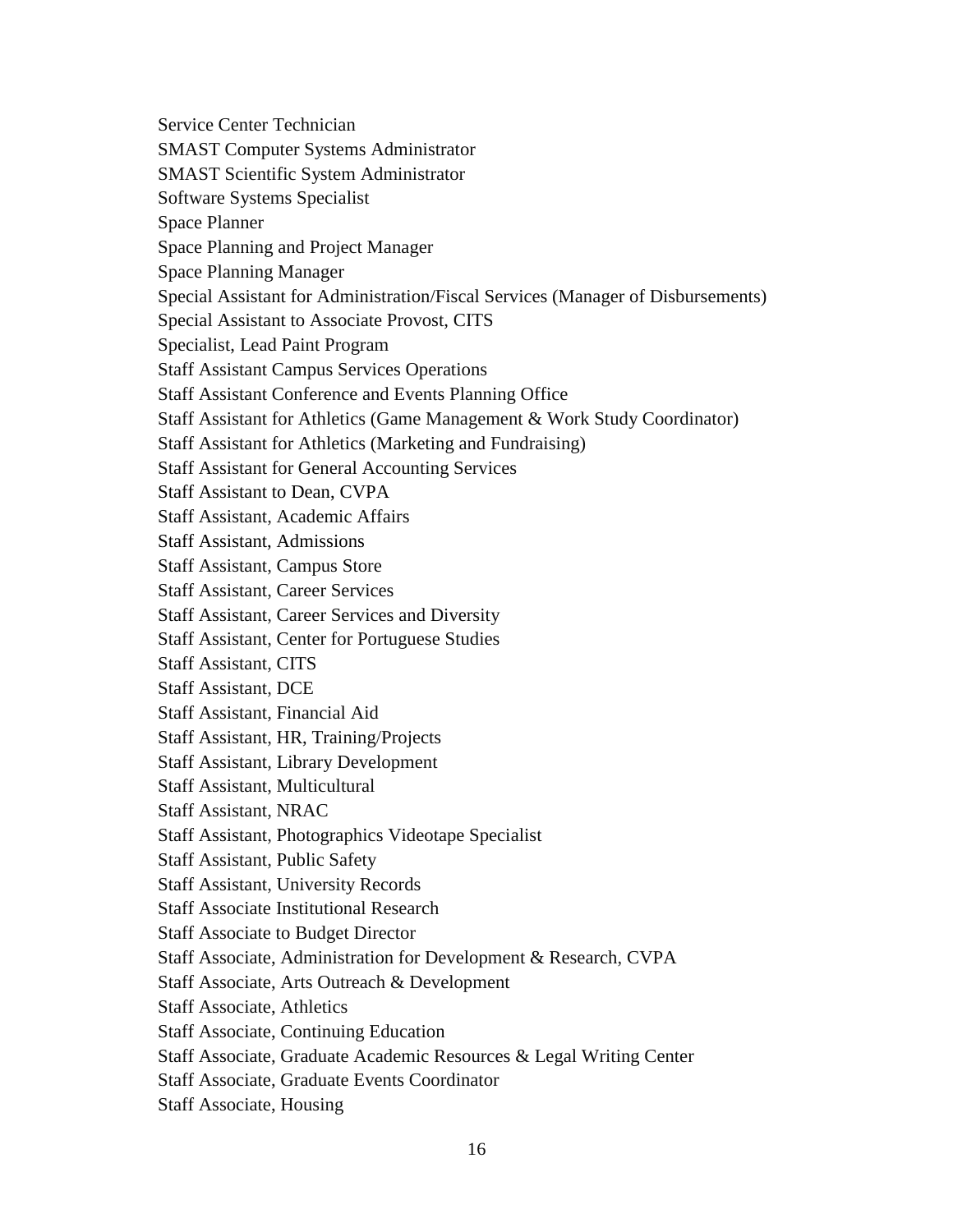Service Center Technician
SMAST Computer Systems Administrator
SMAST Scientific System Administrator
Software Systems Specialist
Space Planner
Space Planning and Project Manager
Space Planning Manager
Special Assistant for Administration/Fiscal Services (Manager of Disbursements)
Special Assistant to Associate Provost, CITS
Specialist, Lead Paint Program
Staff Assistant Campus Services Operations
Staff Assistant Conference and Events Planning Office
Staff Assistant for Athletics (Game Management & Work Study Coordinator)
Staff Assistant for Athletics (Marketing and Fundraising)
Staff Assistant for General Accounting Services
Staff Assistant to Dean, CVPA
Staff Assistant, Academic Affairs
Staff Assistant, Admissions
Staff Assistant, Campus Store
Staff Assistant, Career Services
Staff Assistant, Career Services and Diversity
Staff Assistant, Center for Portuguese Studies
Staff Assistant, CITS
Staff Assistant, DCE
Staff Assistant, Financial Aid
Staff Assistant, HR, Training/Projects
Staff Assistant, Library Development
Staff Assistant, Multicultural
Staff Assistant, NRAC
Staff Assistant, Photographics Videotape Specialist
Staff Assistant, Public Safety
Staff Assistant, University Records
Staff Associate Institutional Research
Staff Associate to Budget Director
Staff Associate, Administration for Development & Research, CVPA
Staff Associate, Arts Outreach & Development
Staff Associate, Athletics
Staff Associate, Continuing Education
Staff Associate, Graduate Academic Resources & Legal Writing Center
Staff Associate, Graduate Events Coordinator
Staff Associate, Housing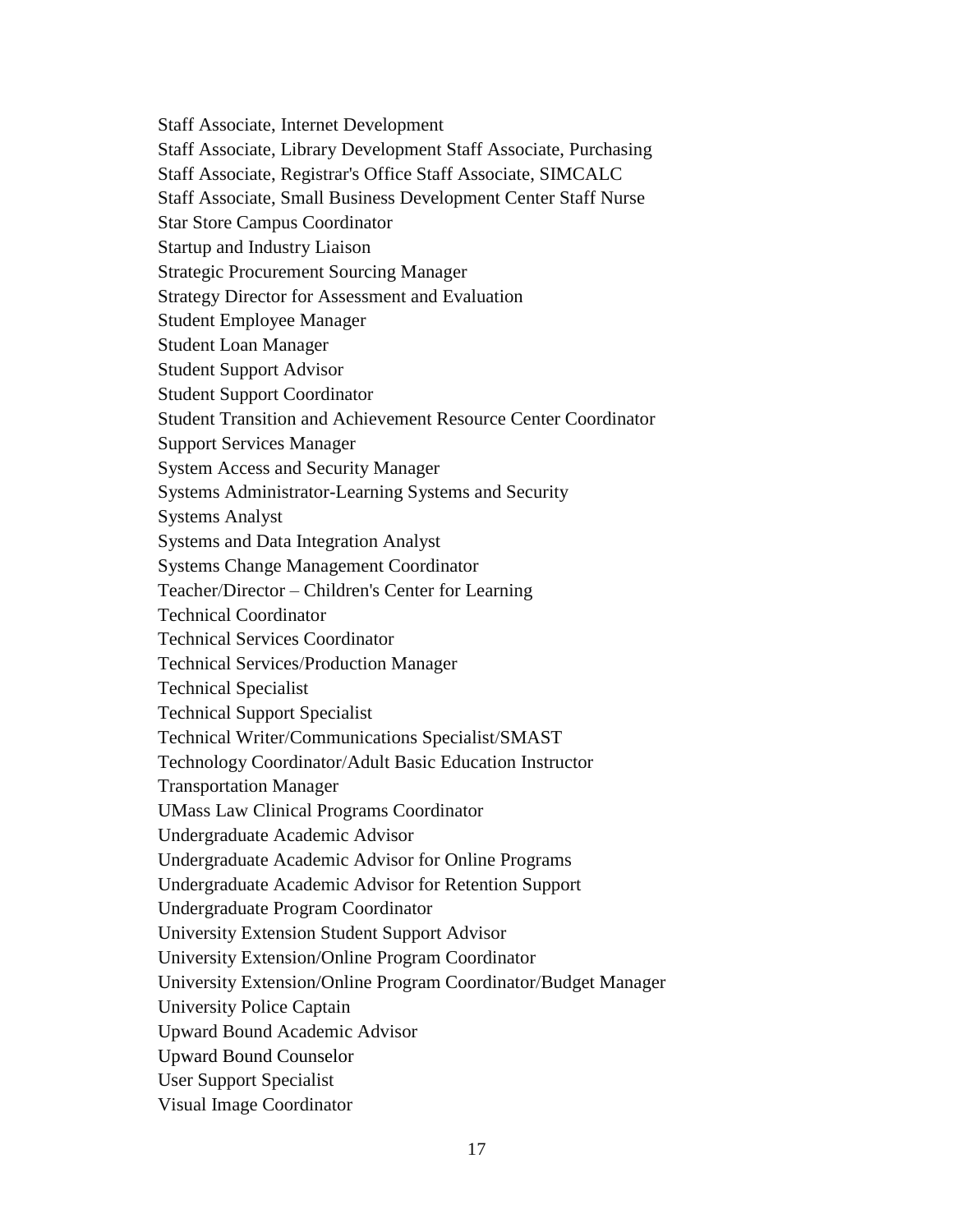Staff Associate, Internet Development

Staff Associate, Library Development Staff Associate, Purchasing

Staff Associate, Registrar's Office Staff Associate, SIMCALC

Staff Associate, Small Business Development Center Staff Nurse

Star Store Campus Coordinator

Startup and Industry Liaison

Strategic Procurement Sourcing Manager

Strategy Director for Assessment and Evaluation

Student Employee Manager

Student Loan Manager

Student Support Advisor

Student Support Coordinator

Student Transition and Achievement Resource Center Coordinator

Support Services Manager

System Access and Security Manager

Systems Administrator-Learning Systems and Security

Systems Analyst

Systems and Data Integration Analyst

Systems Change Management Coordinator

Teacher/Director – Children's Center for Learning

Technical Coordinator

Technical Services Coordinator

Technical Services/Production Manager

Technical Specialist

Technical Support Specialist

Technical Writer/Communications Specialist/SMAST

Technology Coordinator/Adult Basic Education Instructor

Transportation Manager

UMass Law Clinical Programs Coordinator

Undergraduate Academic Advisor

Undergraduate Academic Advisor for Online Programs

Undergraduate Academic Advisor for Retention Support

Undergraduate Program Coordinator

University Extension Student Support Advisor

University Extension/Online Program Coordinator

University Extension/Online Program Coordinator/Budget Manager

University Police Captain

Upward Bound Academic Advisor

Upward Bound Counselor

User Support Specialist

Visual Image Coordinator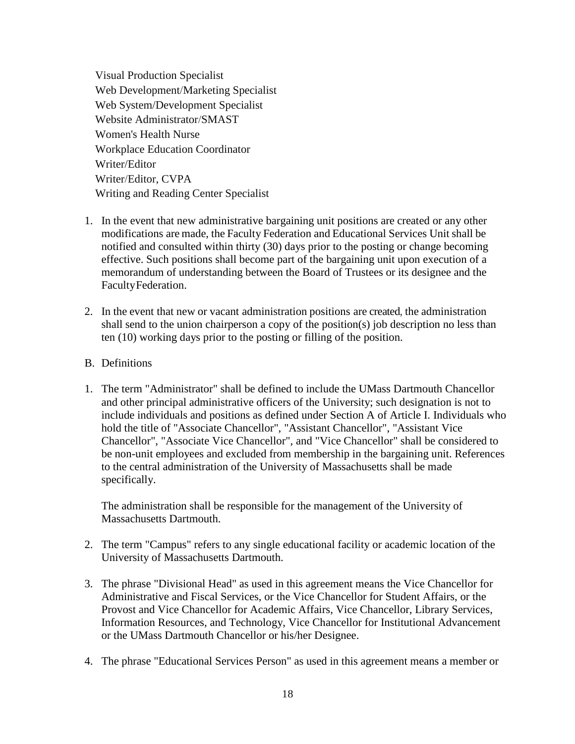Visual Production Specialist
Web Development/Marketing Specialist
Web System/Development Specialist
Website Administrator/SMAST
Women's Health Nurse
Workplace Education Coordinator
Writer/Editor
Writer/Editor, CVPA
Writing and Reading Center Specialist

1. In the event that new administrative bargaining unit positions are created or any other modifications are made, the Faculty Federation and Educational Services Unit shall be notified and consulted within thirty (30) days prior to the posting or change becoming effective. Such positions shall become part of the bargaining unit upon execution of a memorandum of understanding between the Board of Trustees or its designee and the FacultyFederation.

2. In the event that new or vacant administration positions are created, the administration shall send to the union chairperson a copy of the position(s) job description no less than ten (10) working days prior to the posting or filling of the position.

B. Definitions

1. The term "Administrator" shall be defined to include the UMass Dartmouth Chancellor and other principal administrative officers of the University; such designation is not to include individuals and positions as defined under Section A of Article I. Individuals who hold the title of "Associate Chancellor", "Assistant Chancellor", "Assistant Vice Chancellor", "Associate Vice Chancellor", and "Vice Chancellor" shall be considered to be non-unit employees and excluded from membership in the bargaining unit. References to the central administration of the University of Massachusetts shall be made specifically.

   The administration shall be responsible for the management of the University of Massachusetts Dartmouth.

2. The term "Campus" refers to any single educational facility or academic location of the University of Massachusetts Dartmouth.

3. The phrase "Divisional Head" as used in this agreement means the Vice Chancellor for Administrative and Fiscal Services, or the Vice Chancellor for Student Affairs, or the Provost and Vice Chancellor for Academic Affairs, Vice Chancellor, Library Services, Information Resources, and Technology, Vice Chancellor for Institutional Advancement or the UMass Dartmouth Chancellor or his/her Designee.

4. The phrase "Educational Services Person" as used in this agreement means a member or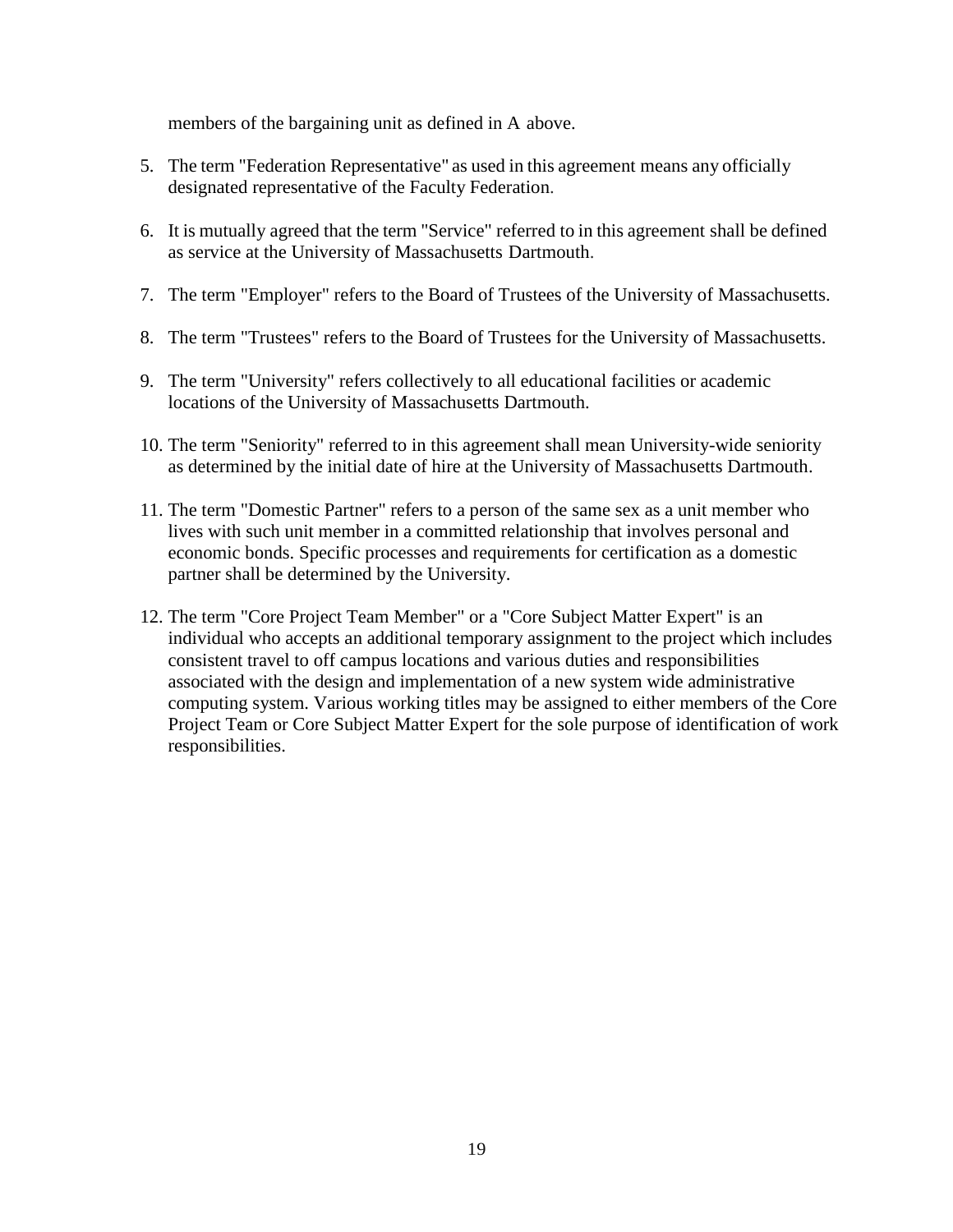members of the bargaining unit as defined in A above.

5. The term "Federation Representative" as used in this agreement means any officially designated representative of the Faculty Federation.

6. It is mutually agreed that the term "Service" referred to in this agreement shall be defined as service at the University of Massachusetts Dartmouth.

7. The term "Employer" refers to the Board of Trustees of the University of Massachusetts.

8. The term "Trustees" refers to the Board of Trustees for the University of Massachusetts.

9. The term "University" refers collectively to all educational facilities or academic locations of the University of Massachusetts Dartmouth.

10. The term "Seniority" referred to in this agreement shall mean University-wide seniority as determined by the initial date of hire at the University of Massachusetts Dartmouth.

11. The term "Domestic Partner" refers to a person of the same sex as a unit member who lives with such unit member in a committed relationship that involves personal and economic bonds. Specific processes and requirements for certification as a domestic partner shall be determined by the University.

12. The term "Core Project Team Member" or a "Core Subject Matter Expert" is an individual who accepts an additional temporary assignment to the project which includes consistent travel to off campus locations and various duties and responsibilities associated with the design and implementation of a new system wide administrative computing system. Various working titles may be assigned to either members of the Core Project Team or Core Subject Matter Expert for the sole purpose of identification of work responsibilities.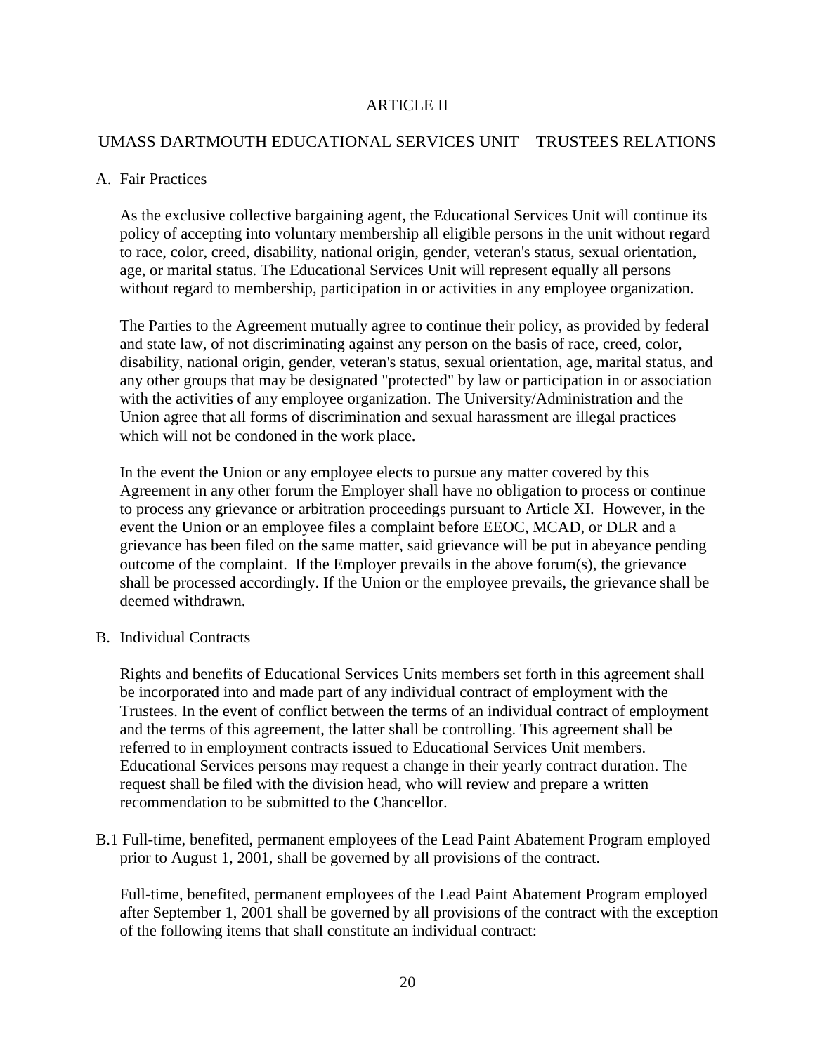# ARTICLE II

## UMASS DARTMOUTH EDUCATIONAL SERVICES UNIT – TRUSTEES RELATIONS

### A. Fair Practices

As the exclusive collective bargaining agent, the Educational Services Unit will continue its policy of accepting into voluntary membership all eligible persons in the unit without regard to race, color, creed, disability, national origin, gender, veteran's status, sexual orientation, age, or marital status. The Educational Services Unit will represent equally all persons without regard to membership, participation in or activities in any employee organization.

The Parties to the Agreement mutually agree to continue their policy, as provided by federal and state law, of not discriminating against any person on the basis of race, creed, color, disability, national origin, gender, veteran's status, sexual orientation, age, marital status, and any other groups that may be designated "protected" by law or participation in or association with the activities of any employee organization. The University/Administration and the Union agree that all forms of discrimination and sexual harassment are illegal practices which will not be condoned in the work place.

In the event the Union or any employee elects to pursue any matter covered by this Agreement in any other forum the Employer shall have no obligation to process or continue to process any grievance or arbitration proceedings pursuant to Article XI. However, in the event the Union or an employee files a complaint before EEOC, MCAD, or DLR and a grievance has been filed on the same matter, said grievance will be put in abeyance pending outcome of the complaint. If the Employer prevails in the above forum(s), the grievance shall be processed accordingly. If the Union or the employee prevails, the grievance shall be deemed withdrawn.

### B. Individual Contracts

Rights and benefits of Educational Services Units members set forth in this agreement shall be incorporated into and made part of any individual contract of employment with the Trustees. In the event of conflict between the terms of an individual contract of employment and the terms of this agreement, the latter shall be controlling. This agreement shall be referred to in employment contracts issued to Educational Services Unit members. Educational Services persons may request a change in their yearly contract duration. The request shall be filed with the division head, who will review and prepare a written recommendation to be submitted to the Chancellor.

B.1 Full-time, benefited, permanent employees of the Lead Paint Abatement Program employed prior to August 1, 2001, shall be governed by all provisions of the contract.

Full-time, benefited, permanent employees of the Lead Paint Abatement Program employed after September 1, 2001 shall be governed by all provisions of the contract with the exception of the following items that shall constitute an individual contract: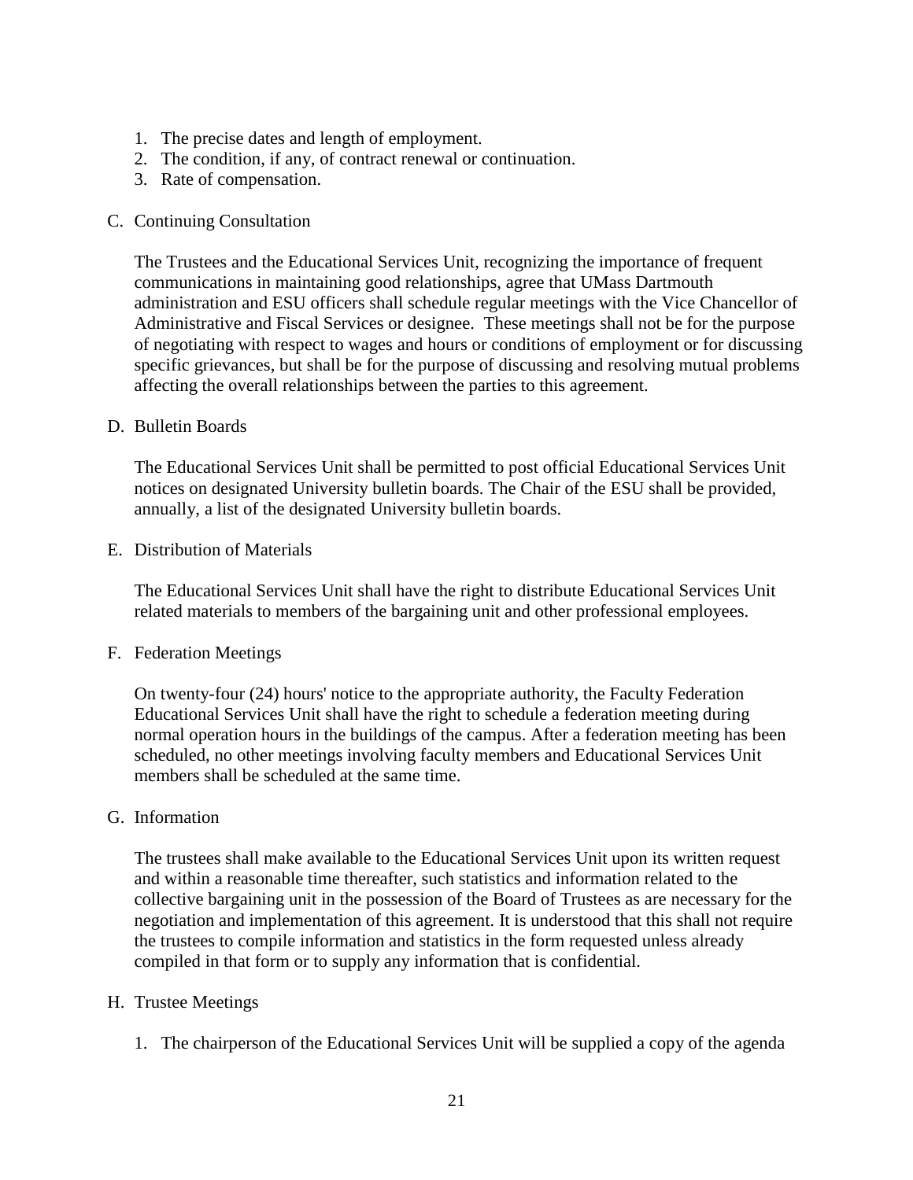1. The precise dates and length of employment.
2. The condition, if any, of contract renewal or continuation.
3. Rate of compensation.

C. Continuing Consultation

The Trustees and the Educational Services Unit, recognizing the importance of frequent communications in maintaining good relationships, agree that UMass Dartmouth administration and ESU officers shall schedule regular meetings with the Vice Chancellor of Administrative and Fiscal Services or designee. These meetings shall not be for the purpose of negotiating with respect to wages and hours or conditions of employment or for discussing specific grievances, but shall be for the purpose of discussing and resolving mutual problems affecting the overall relationships between the parties to this agreement.

D. Bulletin Boards

The Educational Services Unit shall be permitted to post official Educational Services Unit notices on designated University bulletin boards. The Chair of the ESU shall be provided, annually, a list of the designated University bulletin boards.

E. Distribution of Materials

The Educational Services Unit shall have the right to distribute Educational Services Unit related materials to members of the bargaining unit and other professional employees.

F. Federation Meetings

On twenty-four (24) hours' notice to the appropriate authority, the Faculty Federation Educational Services Unit shall have the right to schedule a federation meeting during normal operation hours in the buildings of the campus. After a federation meeting has been scheduled, no other meetings involving faculty members and Educational Services Unit members shall be scheduled at the same time.

G. Information

The trustees shall make available to the Educational Services Unit upon its written request and within a reasonable time thereafter, such statistics and information related to the collective bargaining unit in the possession of the Board of Trustees as are necessary for the negotiation and implementation of this agreement. It is understood that this shall not require the trustees to compile information and statistics in the form requested unless already compiled in that form or to supply any information that is confidential.

H. Trustee Meetings

1. The chairperson of the Educational Services Unit will be supplied a copy of the agenda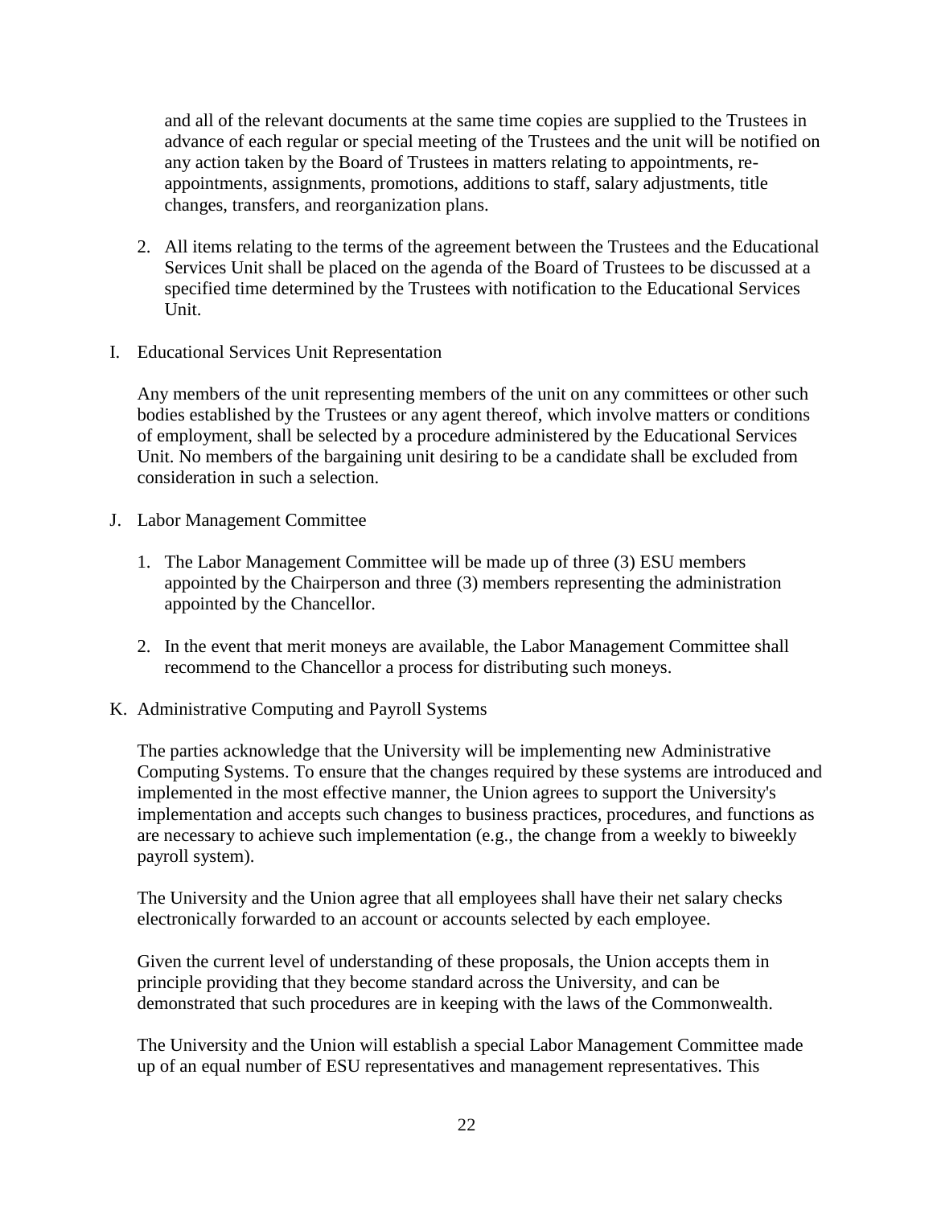and all of the relevant documents at the same time copies are supplied to the Trustees in advance of each regular or special meeting of the Trustees and the unit will be notified on any action taken by the Board of Trustees in matters relating to appointments, re-appointments, assignments, promotions, additions to staff, salary adjustments, title changes, transfers, and reorganization plans.

2. All items relating to the terms of the agreement between the Trustees and the Educational Services Unit shall be placed on the agenda of the Board of Trustees to be discussed at a specified time determined by the Trustees with notification to the Educational Services Unit.

I. Educational Services Unit Representation

Any members of the unit representing members of the unit on any committees or other such bodies established by the Trustees or any agent thereof, which involve matters or conditions of employment, shall be selected by a procedure administered by the Educational Services Unit. No members of the bargaining unit desiring to be a candidate shall be excluded from consideration in such a selection.

J. Labor Management Committee

1. The Labor Management Committee will be made up of three (3) ESU members appointed by the Chairperson and three (3) members representing the administration appointed by the Chancellor.

2. In the event that merit moneys are available, the Labor Management Committee shall recommend to the Chancellor a process for distributing such moneys.

K. Administrative Computing and Payroll Systems

The parties acknowledge that the University will be implementing new Administrative Computing Systems. To ensure that the changes required by these systems are introduced and implemented in the most effective manner, the Union agrees to support the University's implementation and accepts such changes to business practices, procedures, and functions as are necessary to achieve such implementation (e.g., the change from a weekly to biweekly payroll system).

The University and the Union agree that all employees shall have their net salary checks electronically forwarded to an account or accounts selected by each employee.

Given the current level of understanding of these proposals, the Union accepts them in principle providing that they become standard across the University, and can be demonstrated that such procedures are in keeping with the laws of the Commonwealth.

The University and the Union will establish a special Labor Management Committee made up of an equal number of ESU representatives and management representatives. This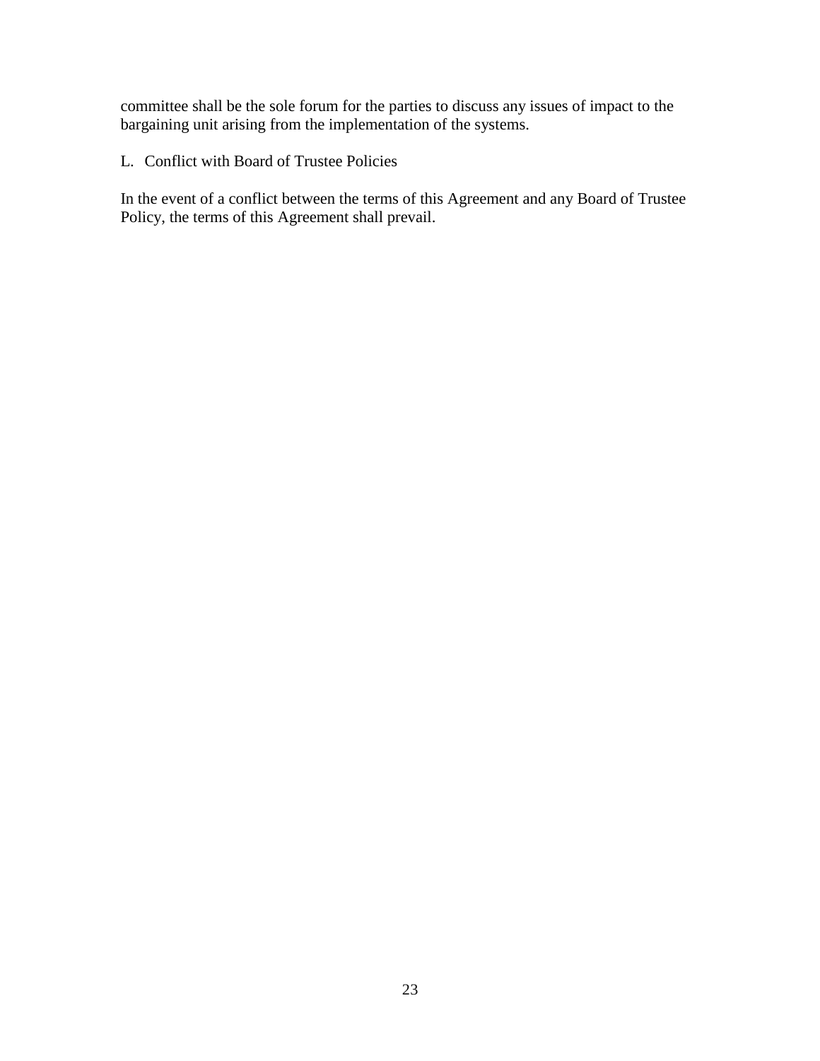committee shall be the sole forum for the parties to discuss any issues of impact to the bargaining unit arising from the implementation of the systems.

L. Conflict with Board of Trustee Policies

In the event of a conflict between the terms of this Agreement and any Board of Trustee Policy, the terms of this Agreement shall prevail.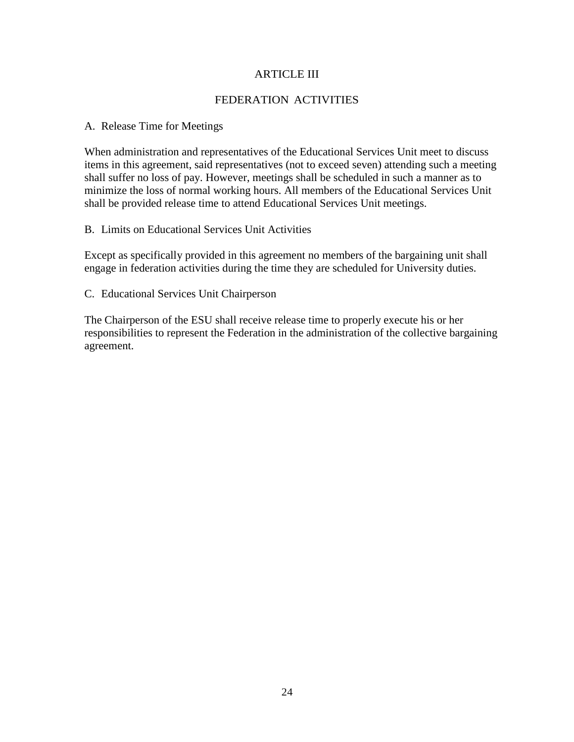# ARTICLE III

# FEDERATION ACTIVITIES

## A. Release Time for Meetings

When administration and representatives of the Educational Services Unit meet to discuss items in this agreement, said representatives (not to exceed seven) attending such a meeting shall suffer no loss of pay. However, meetings shall be scheduled in such a manner as to minimize the loss of normal working hours. All members of the Educational Services Unit shall be provided release time to attend Educational Services Unit meetings.

## B. Limits on Educational Services Unit Activities

Except as specifically provided in this agreement no members of the bargaining unit shall engage in federation activities during the time they are scheduled for University duties.

## C. Educational Services Unit Chairperson

The Chairperson of the ESU shall receive release time to properly execute his or her responsibilities to represent the Federation in the administration of the collective bargaining agreement.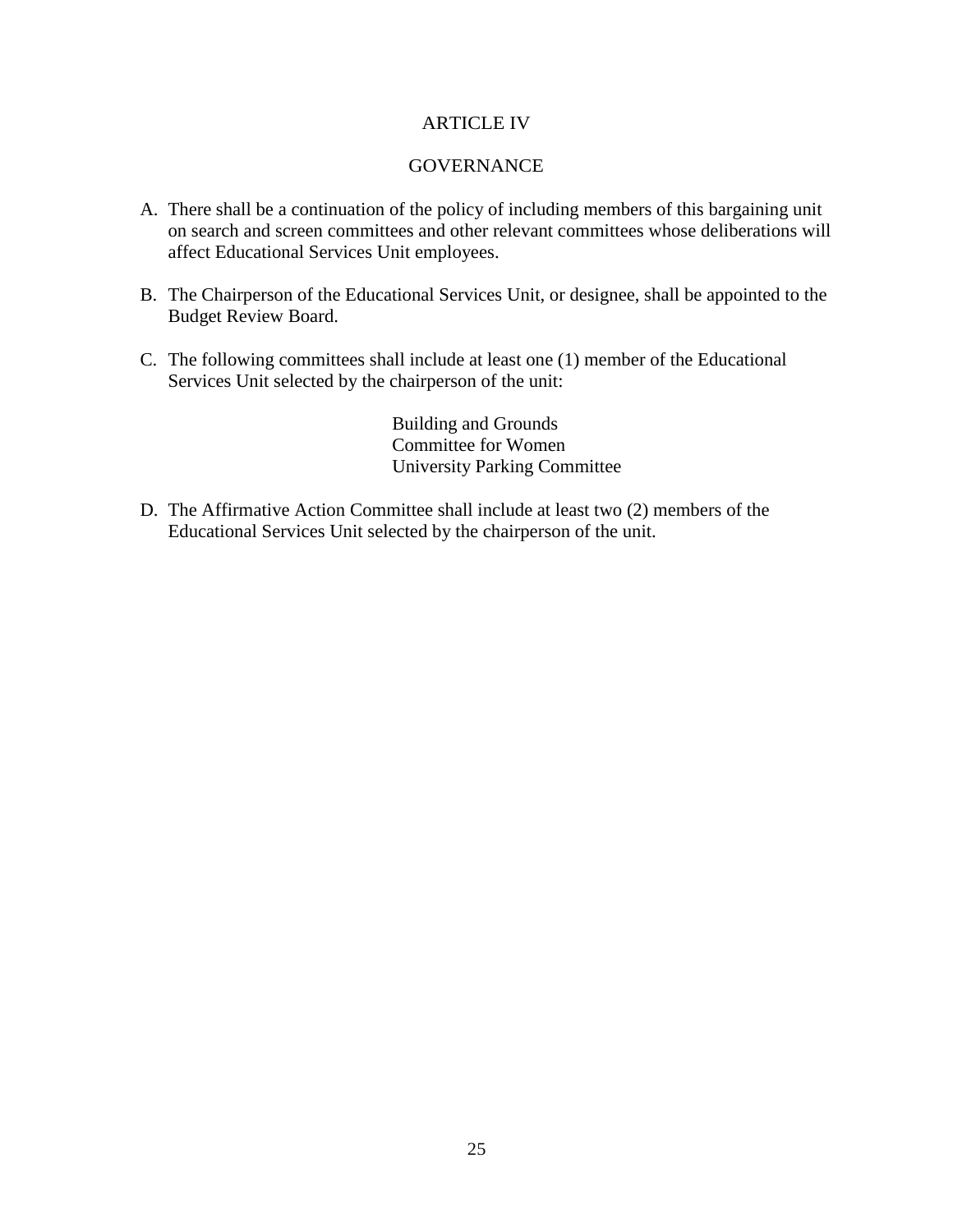# ARTICLE IV

## GOVERNANCE

A. There shall be a continuation of the policy of including members of this bargaining unit on search and screen committees and other relevant committees whose deliberations will affect Educational Services Unit employees.

B. The Chairperson of the Educational Services Unit, or designee, shall be appointed to the Budget Review Board.

C. The following committees shall include at least one (1) member of the Educational Services Unit selected by the chairperson of the unit:

   Building and Grounds
   Committee for Women
   University Parking Committee

D. The Affirmative Action Committee shall include at least two (2) members of the Educational Services Unit selected by the chairperson of the unit.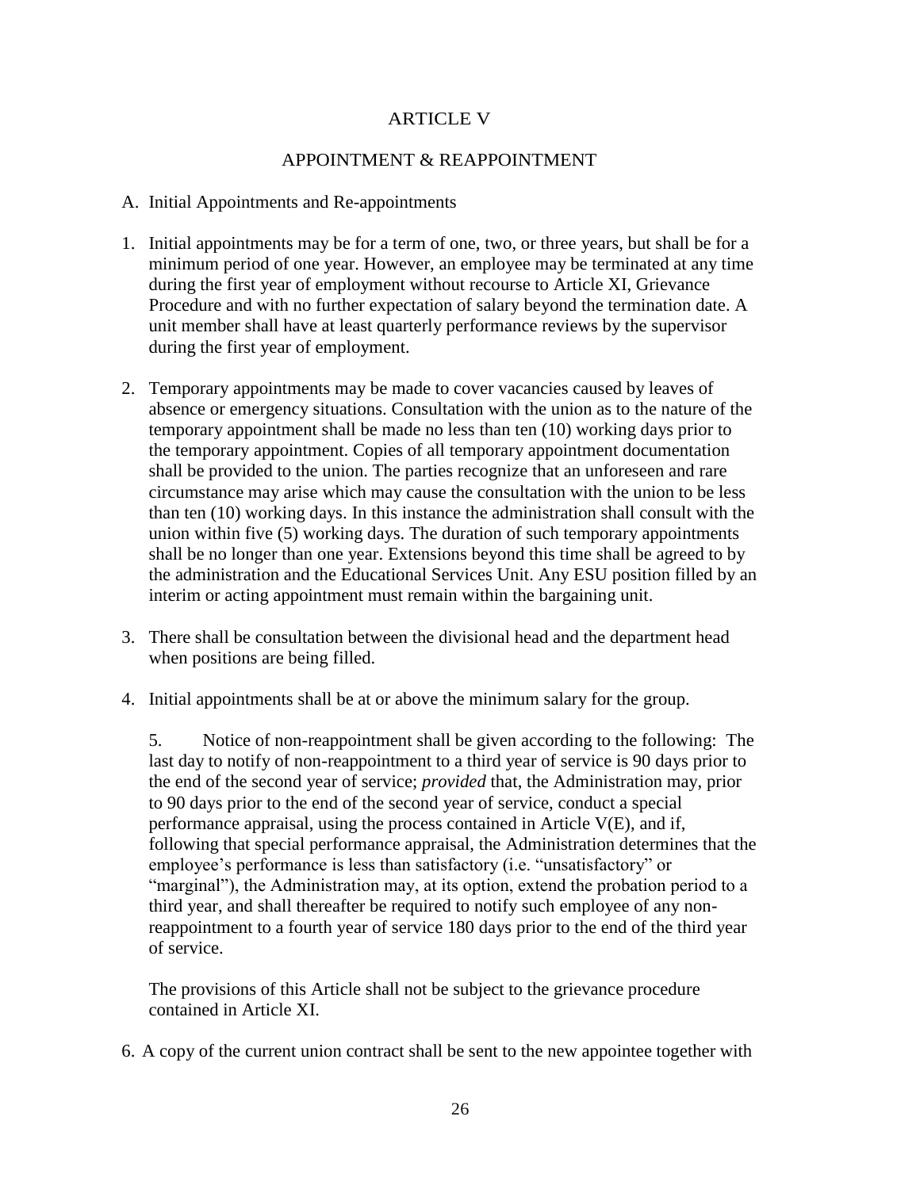# ARTICLE V

## APPOINTMENT & REAPPOINTMENT

A. Initial Appointments and Re-appointments

1. Initial appointments may be for a term of one, two, or three years, but shall be for a minimum period of one year. However, an employee may be terminated at any time during the first year of employment without recourse to Article XI, Grievance Procedure and with no further expectation of salary beyond the termination date. A unit member shall have at least quarterly performance reviews by the supervisor during the first year of employment.

2. Temporary appointments may be made to cover vacancies caused by leaves of absence or emergency situations. Consultation with the union as to the nature of the temporary appointment shall be made no less than ten (10) working days prior to the temporary appointment. Copies of all temporary appointment documentation shall be provided to the union. The parties recognize that an unforeseen and rare circumstance may arise which may cause the consultation with the union to be less than ten (10) working days. In this instance the administration shall consult with the union within five (5) working days. The duration of such temporary appointments shall be no longer than one year. Extensions beyond this time shall be agreed to by the administration and the Educational Services Unit. Any ESU position filled by an interim or acting appointment must remain within the bargaining unit.

3. There shall be consultation between the divisional head and the department head when positions are being filled.

4. Initial appointments shall be at or above the minimum salary for the group.

5. Notice of non-reappointment shall be given according to the following: The last day to notify of non-reappointment to a third year of service is 90 days prior to the end of the second year of service; *provided* that, the Administration may, prior to 90 days prior to the end of the second year of service, conduct a special performance appraisal, using the process contained in Article V(E), and if, following that special performance appraisal, the Administration determines that the employee's performance is less than satisfactory (i.e. "unsatisfactory" or "marginal"), the Administration may, at its option, extend the probation period to a third year, and shall thereafter be required to notify such employee of any non-reappointment to a fourth year of service 180 days prior to the end of the third year of service.

   The provisions of this Article shall not be subject to the grievance procedure contained in Article XI.

6. A copy of the current union contract shall be sent to the new appointee together with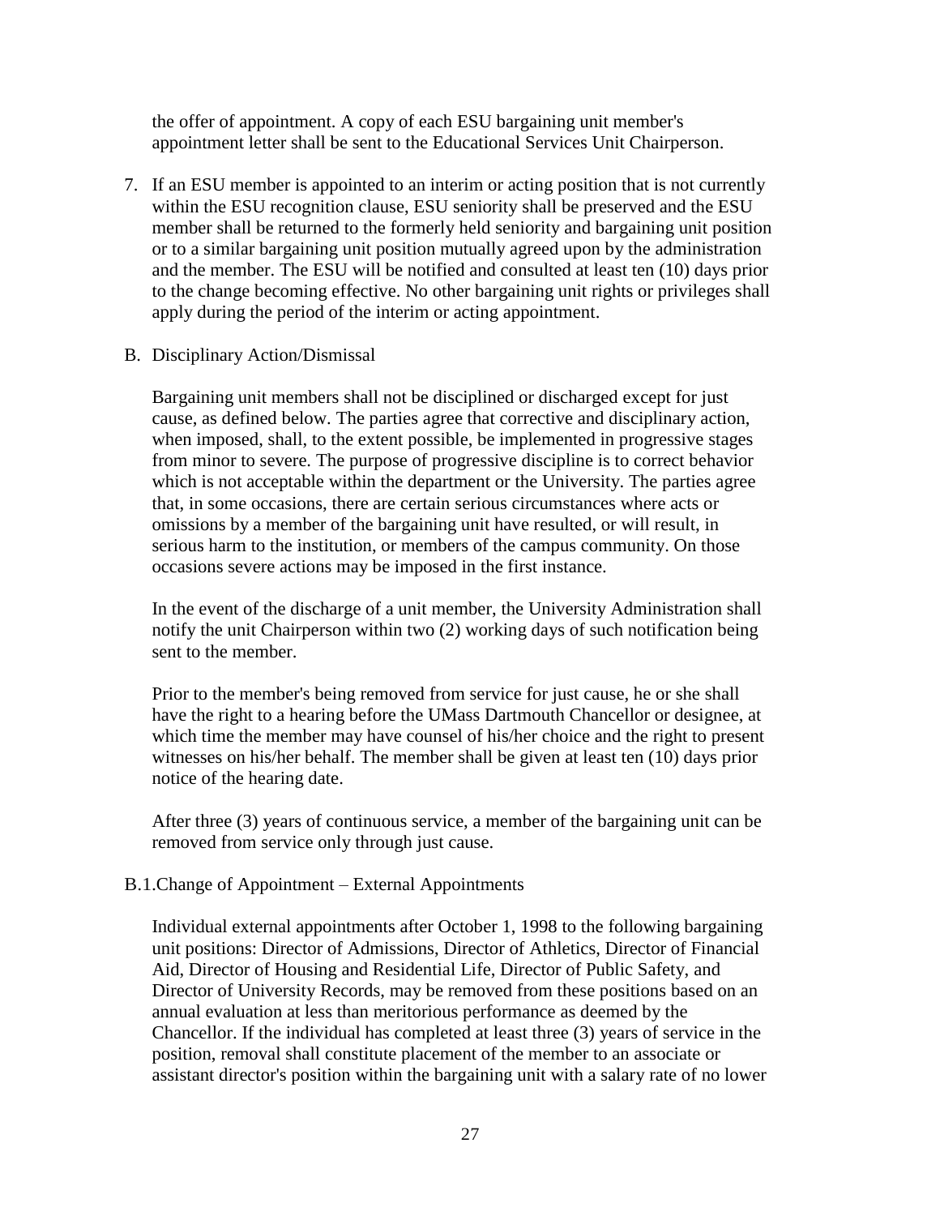the offer of appointment. A copy of each ESU bargaining unit member's appointment letter shall be sent to the Educational Services Unit Chairperson.

7. If an ESU member is appointed to an interim or acting position that is not currently within the ESU recognition clause, ESU seniority shall be preserved and the ESU member shall be returned to the formerly held seniority and bargaining unit position or to a similar bargaining unit position mutually agreed upon by the administration and the member. The ESU will be notified and consulted at least ten (10) days prior to the change becoming effective. No other bargaining unit rights or privileges shall apply during the period of the interim or acting appointment.

B. Disciplinary Action/Dismissal

Bargaining unit members shall not be disciplined or discharged except for just cause, as defined below. The parties agree that corrective and disciplinary action, when imposed, shall, to the extent possible, be implemented in progressive stages from minor to severe. The purpose of progressive discipline is to correct behavior which is not acceptable within the department or the University. The parties agree that, in some occasions, there are certain serious circumstances where acts or omissions by a member of the bargaining unit have resulted, or will result, in serious harm to the institution, or members of the campus community. On those occasions severe actions may be imposed in the first instance.

In the event of the discharge of a unit member, the University Administration shall notify the unit Chairperson within two (2) working days of such notification being sent to the member.

Prior to the member's being removed from service for just cause, he or she shall have the right to a hearing before the UMass Dartmouth Chancellor or designee, at which time the member may have counsel of his/her choice and the right to present witnesses on his/her behalf. The member shall be given at least ten (10) days prior notice of the hearing date.

After three (3) years of continuous service, a member of the bargaining unit can be removed from service only through just cause.

B.1.Change of Appointment – External Appointments

Individual external appointments after October 1, 1998 to the following bargaining unit positions: Director of Admissions, Director of Athletics, Director of Financial Aid, Director of Housing and Residential Life, Director of Public Safety, and Director of University Records, may be removed from these positions based on an annual evaluation at less than meritorious performance as deemed by the Chancellor. If the individual has completed at least three (3) years of service in the position, removal shall constitute placement of the member to an associate or assistant director's position within the bargaining unit with a salary rate of no lower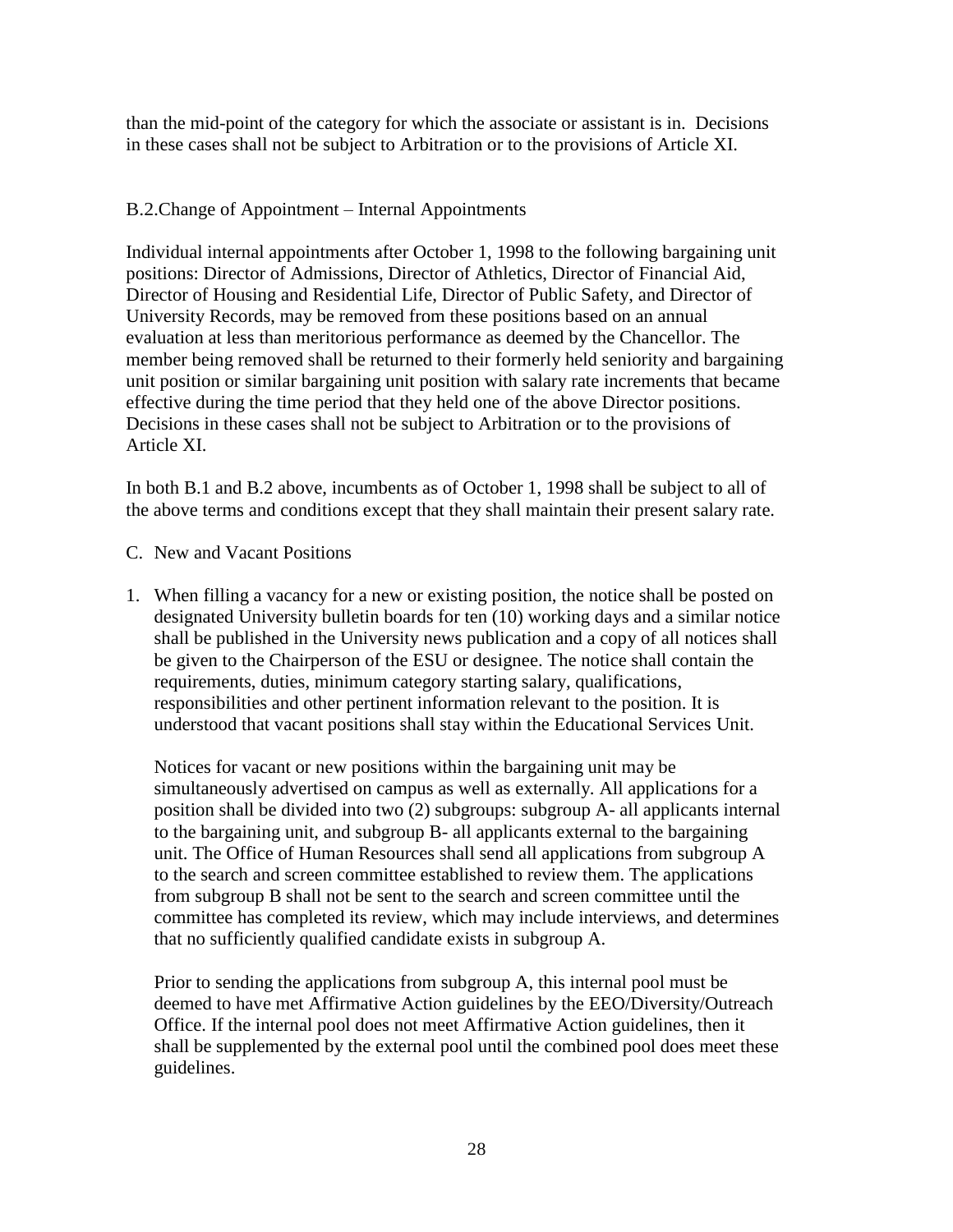than the mid-point of the category for which the associate or assistant is in. Decisions in these cases shall not be subject to Arbitration or to the provisions of Article XI.

B.2.Change of Appointment – Internal Appointments

Individual internal appointments after October 1, 1998 to the following bargaining unit positions: Director of Admissions, Director of Athletics, Director of Financial Aid, Director of Housing and Residential Life, Director of Public Safety, and Director of University Records, may be removed from these positions based on an annual evaluation at less than meritorious performance as deemed by the Chancellor. The member being removed shall be returned to their formerly held seniority and bargaining unit position or similar bargaining unit position with salary rate increments that became effective during the time period that they held one of the above Director positions. Decisions in these cases shall not be subject to Arbitration or to the provisions of Article XI.

In both B.1 and B.2 above, incumbents as of October 1, 1998 shall be subject to all of the above terms and conditions except that they shall maintain their present salary rate.

C. New and Vacant Positions

1. When filling a vacancy for a new or existing position, the notice shall be posted on designated University bulletin boards for ten (10) working days and a similar notice shall be published in the University news publication and a copy of all notices shall be given to the Chairperson of the ESU or designee. The notice shall contain the requirements, duties, minimum category starting salary, qualifications, responsibilities and other pertinent information relevant to the position. It is understood that vacant positions shall stay within the Educational Services Unit.

   Notices for vacant or new positions within the bargaining unit may be simultaneously advertised on campus as well as externally. All applications for a position shall be divided into two (2) subgroups: subgroup A- all applicants internal to the bargaining unit, and subgroup B- all applicants external to the bargaining unit. The Office of Human Resources shall send all applications from subgroup A to the search and screen committee established to review them. The applications from subgroup B shall not be sent to the search and screen committee until the committee has completed its review, which may include interviews, and determines that no sufficiently qualified candidate exists in subgroup A.

   Prior to sending the applications from subgroup A, this internal pool must be deemed to have met Affirmative Action guidelines by the EEO/Diversity/Outreach Office. If the internal pool does not meet Affirmative Action guidelines, then it shall be supplemented by the external pool until the combined pool does meet these guidelines.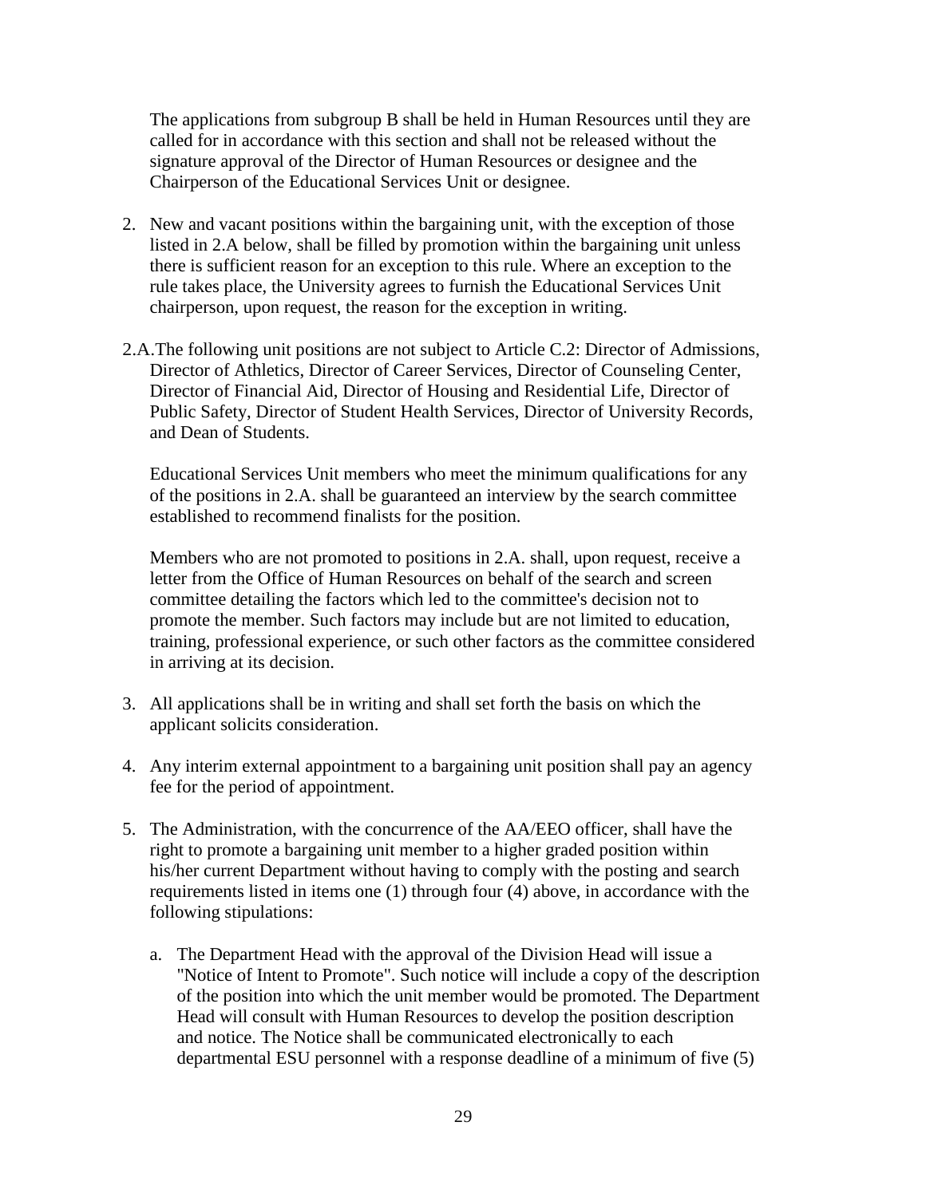The applications from subgroup B shall be held in Human Resources until they are called for in accordance with this section and shall not be released without the signature approval of the Director of Human Resources or designee and the Chairperson of the Educational Services Unit or designee.

2. New and vacant positions within the bargaining unit, with the exception of those listed in 2.A below, shall be filled by promotion within the bargaining unit unless there is sufficient reason for an exception to this rule. Where an exception to the rule takes place, the University agrees to furnish the Educational Services Unit chairperson, upon request, the reason for the exception in writing.

2.A. The following unit positions are not subject to Article C.2: Director of Admissions, Director of Athletics, Director of Career Services, Director of Counseling Center, Director of Financial Aid, Director of Housing and Residential Life, Director of Public Safety, Director of Student Health Services, Director of University Records, and Dean of Students.

Educational Services Unit members who meet the minimum qualifications for any of the positions in 2.A. shall be guaranteed an interview by the search committee established to recommend finalists for the position.

Members who are not promoted to positions in 2.A. shall, upon request, receive a letter from the Office of Human Resources on behalf of the search and screen committee detailing the factors which led to the committee's decision not to promote the member. Such factors may include but are not limited to education, training, professional experience, or such other factors as the committee considered in arriving at its decision.

3. All applications shall be in writing and shall set forth the basis on which the applicant solicits consideration.

4. Any interim external appointment to a bargaining unit position shall pay an agency fee for the period of appointment.

5. The Administration, with the concurrence of the AA/EEO officer, shall have the right to promote a bargaining unit member to a higher graded position within his/her current Department without having to comply with the posting and search requirements listed in items one (1) through four (4) above, in accordance with the following stipulations:

   a. The Department Head with the approval of the Division Head will issue a "Notice of Intent to Promote". Such notice will include a copy of the description of the position into which the unit member would be promoted. The Department Head will consult with Human Resources to develop the position description and notice. The Notice shall be communicated electronically to each departmental ESU personnel with a response deadline of a minimum of five (5)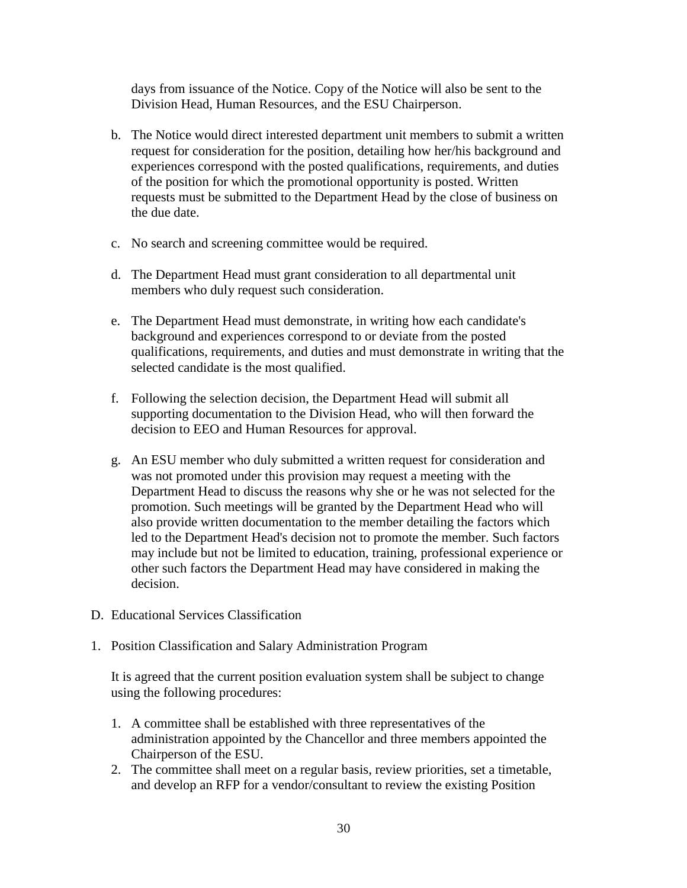days from issuance of the Notice. Copy of the Notice will also be sent to the Division Head, Human Resources, and the ESU Chairperson.

b. The Notice would direct interested department unit members to submit a written request for consideration for the position, detailing how her/his background and experiences correspond with the posted qualifications, requirements, and duties of the position for which the promotional opportunity is posted. Written requests must be submitted to the Department Head by the close of business on the due date.

c. No search and screening committee would be required.

d. The Department Head must grant consideration to all departmental unit members who duly request such consideration.

e. The Department Head must demonstrate, in writing how each candidate's background and experiences correspond to or deviate from the posted qualifications, requirements, and duties and must demonstrate in writing that the selected candidate is the most qualified.

f. Following the selection decision, the Department Head will submit all supporting documentation to the Division Head, who will then forward the decision to EEO and Human Resources for approval.

g. An ESU member who duly submitted a written request for consideration and was not promoted under this provision may request a meeting with the Department Head to discuss the reasons why she or he was not selected for the promotion. Such meetings will be granted by the Department Head who will also provide written documentation to the member detailing the factors which led to the Department Head's decision not to promote the member. Such factors may include but not be limited to education, training, professional experience or other such factors the Department Head may have considered in making the decision.

D. Educational Services Classification

1. Position Classification and Salary Administration Program

It is agreed that the current position evaluation system shall be subject to change using the following procedures:

1. A committee shall be established with three representatives of the administration appointed by the Chancellor and three members appointed the Chairperson of the ESU.
2. The committee shall meet on a regular basis, review priorities, set a timetable, and develop an RFP for a vendor/consultant to review the existing Position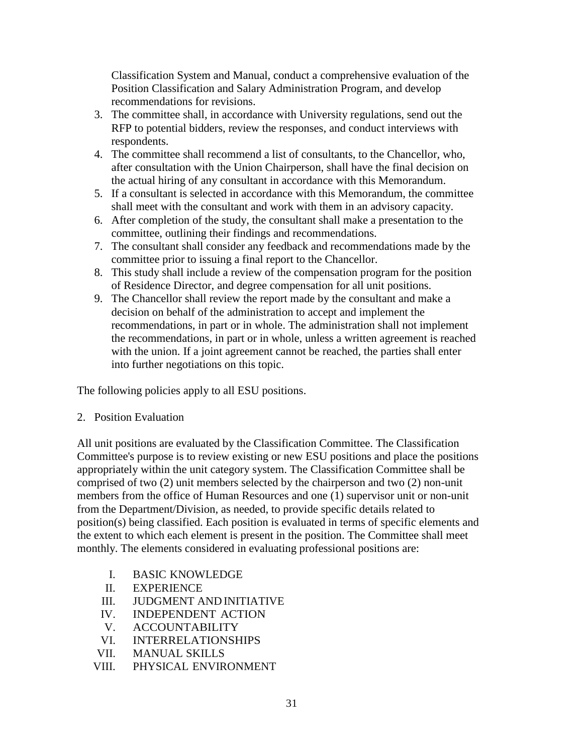Classification System and Manual, conduct a comprehensive evaluation of the Position Classification and Salary Administration Program, and develop recommendations for revisions.

3. The committee shall, in accordance with University regulations, send out the RFP to potential bidders, review the responses, and conduct interviews with respondents.
4. The committee shall recommend a list of consultants, to the Chancellor, who, after consultation with the Union Chairperson, shall have the final decision on the actual hiring of any consultant in accordance with this Memorandum.
5. If a consultant is selected in accordance with this Memorandum, the committee shall meet with the consultant and work with them in an advisory capacity.
6. After completion of the study, the consultant shall make a presentation to the committee, outlining their findings and recommendations.
7. The consultant shall consider any feedback and recommendations made by the committee prior to issuing a final report to the Chancellor.
8. This study shall include a review of the compensation program for the position of Residence Director, and degree compensation for all unit positions.
9. The Chancellor shall review the report made by the consultant and make a decision on behalf of the administration to accept and implement the recommendations, in part or in whole. The administration shall not implement the recommendations, in part or in whole, unless a written agreement is reached with the union. If a joint agreement cannot be reached, the parties shall enter into further negotiations on this topic.

The following policies apply to all ESU positions.

2. Position Evaluation

All unit positions are evaluated by the Classification Committee. The Classification Committee's purpose is to review existing or new ESU positions and place the positions appropriately within the unit category system. The Classification Committee shall be comprised of two (2) unit members selected by the chairperson and two (2) non-unit members from the office of Human Resources and one (1) supervisor unit or non-unit from the Department/Division, as needed, to provide specific details related to position(s) being classified. Each position is evaluated in terms of specific elements and the extent to which each element is present in the position. The Committee shall meet monthly. The elements considered in evaluating professional positions are:

- I. BASIC KNOWLEDGE
- II. EXPERIENCE
- III. JUDGMENT AND INITIATIVE
- IV. INDEPENDENT ACTION
- V. ACCOUNTABILITY
- VI. INTERRELATIONSHIPS
- VII. MANUAL SKILLS
- VIII. PHYSICAL ENVIRONMENT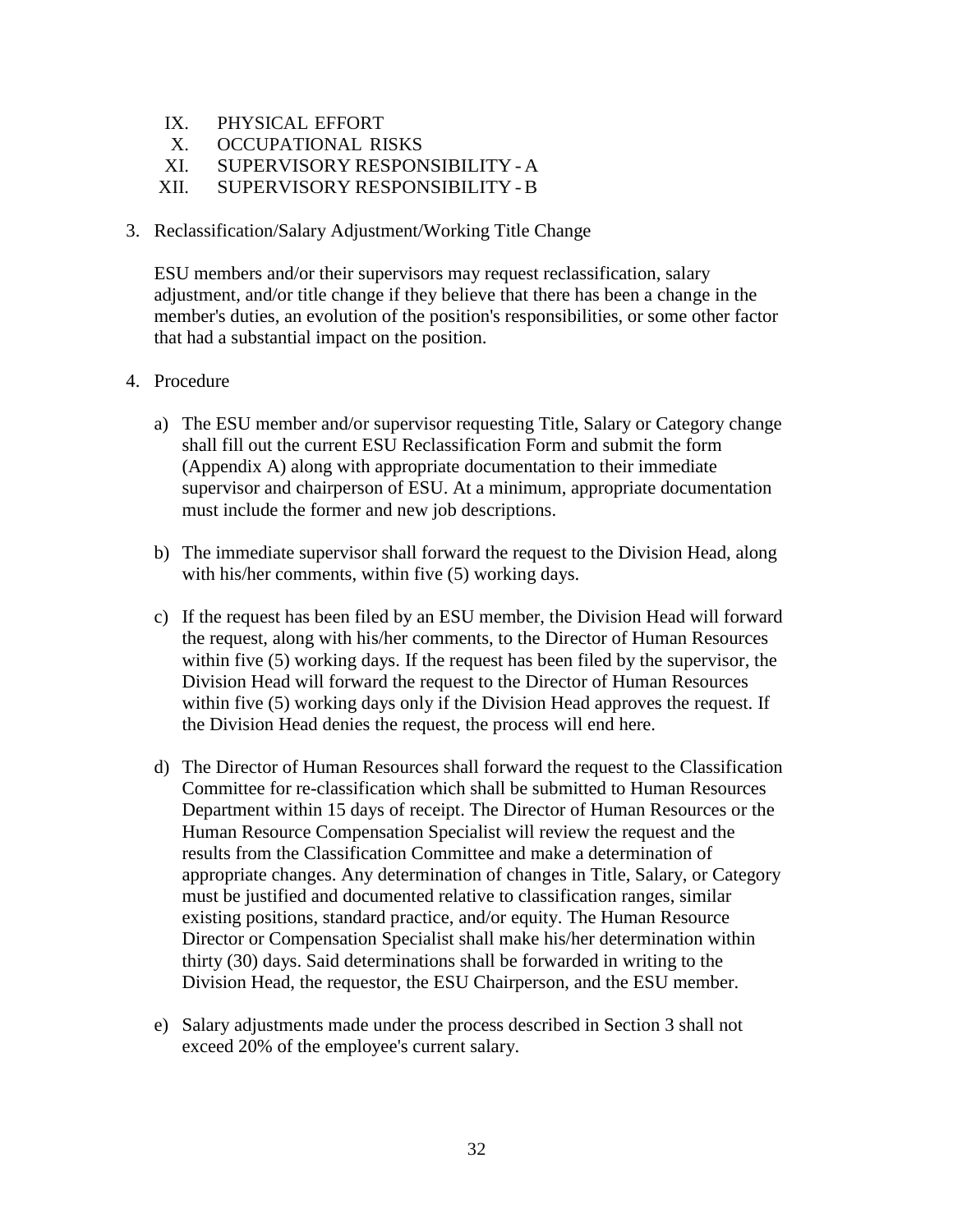IX. PHYSICAL EFFORT
X. OCCUPATIONAL RISKS
XI. SUPERVISORY RESPONSIBILITY - A
XII. SUPERVISORY RESPONSIBILITY - B

3. Reclassification/Salary Adjustment/Working Title Change

   ESU members and/or their supervisors may request reclassification, salary adjustment, and/or title change if they believe that there has been a change in the member's duties, an evolution of the position's responsibilities, or some other factor that had a substantial impact on the position.

4. Procedure

   a) The ESU member and/or supervisor requesting Title, Salary or Category change shall fill out the current ESU Reclassification Form and submit the form (Appendix A) along with appropriate documentation to their immediate supervisor and chairperson of ESU. At a minimum, appropriate documentation must include the former and new job descriptions.

   b) The immediate supervisor shall forward the request to the Division Head, along with his/her comments, within five (5) working days.

   c) If the request has been filed by an ESU member, the Division Head will forward the request, along with his/her comments, to the Director of Human Resources within five (5) working days. If the request has been filed by the supervisor, the Division Head will forward the request to the Director of Human Resources within five (5) working days only if the Division Head approves the request. If the Division Head denies the request, the process will end here.

   d) The Director of Human Resources shall forward the request to the Classification Committee for re-classification which shall be submitted to Human Resources Department within 15 days of receipt. The Director of Human Resources or the Human Resource Compensation Specialist will review the request and the results from the Classification Committee and make a determination of appropriate changes. Any determination of changes in Title, Salary, or Category must be justified and documented relative to classification ranges, similar existing positions, standard practice, and/or equity. The Human Resource Director or Compensation Specialist shall make his/her determination within thirty (30) days. Said determinations shall be forwarded in writing to the Division Head, the requestor, the ESU Chairperson, and the ESU member.

   e) Salary adjustments made under the process described in Section 3 shall not exceed 20% of the employee's current salary.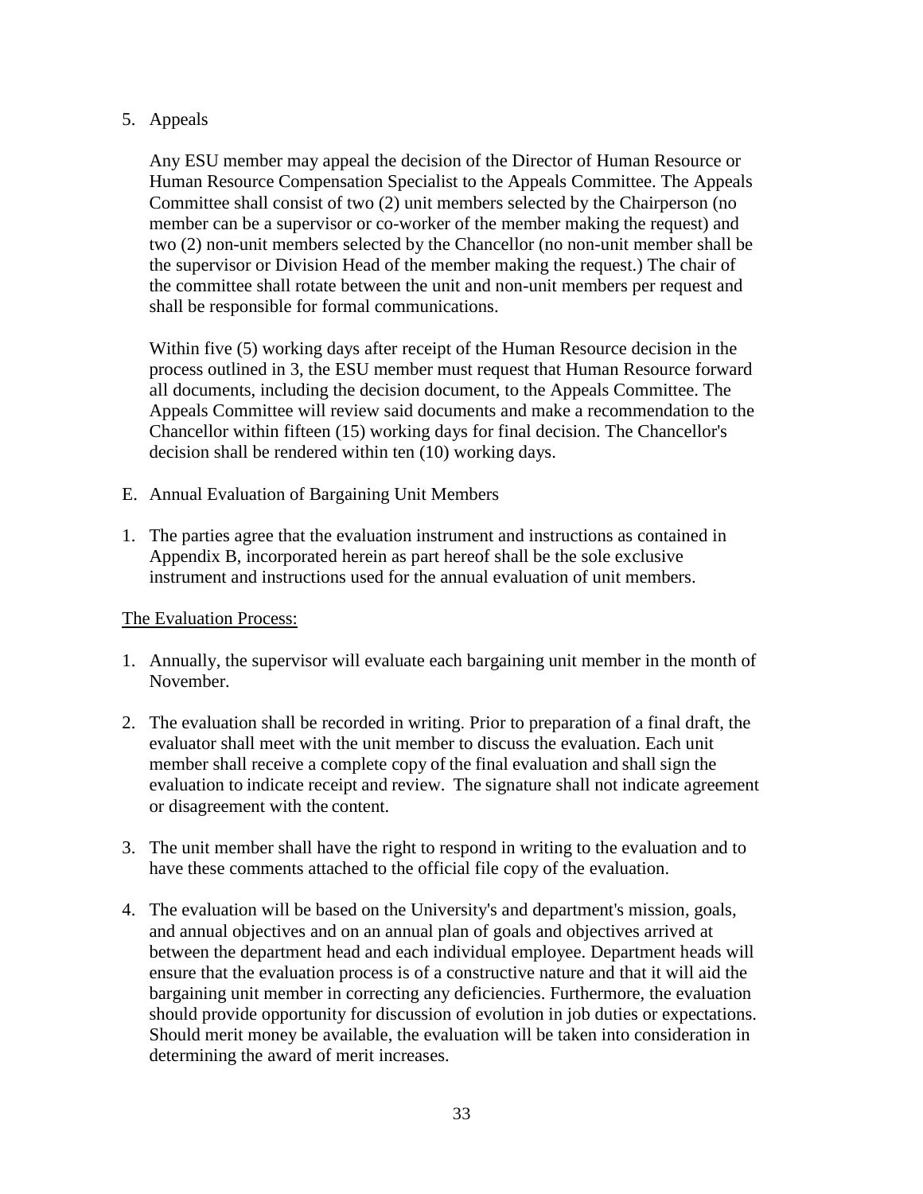5. Appeals

   Any ESU member may appeal the decision of the Director of Human Resource or Human Resource Compensation Specialist to the Appeals Committee. The Appeals Committee shall consist of two (2) unit members selected by the Chairperson (no member can be a supervisor or co-worker of the member making the request) and two (2) non-unit members selected by the Chancellor (no non-unit member shall be the supervisor or Division Head of the member making the request.) The chair of the committee shall rotate between the unit and non-unit members per request and shall be responsible for formal communications.

   Within five (5) working days after receipt of the Human Resource decision in the process outlined in 3, the ESU member must request that Human Resource forward all documents, including the decision document, to the Appeals Committee. The Appeals Committee will review said documents and make a recommendation to the Chancellor within fifteen (15) working days for final decision. The Chancellor's decision shall be rendered within ten (10) working days.

E. Annual Evaluation of Bargaining Unit Members

1. The parties agree that the evaluation instrument and instructions as contained in Appendix B, incorporated herein as part hereof shall be the sole exclusive instrument and instructions used for the annual evaluation of unit members.

<u>The Evaluation Process:</u>

1. Annually, the supervisor will evaluate each bargaining unit member in the month of November.

2. The evaluation shall be recorded in writing. Prior to preparation of a final draft, the evaluator shall meet with the unit member to discuss the evaluation. Each unit member shall receive a complete copy of the final evaluation and shall sign the evaluation to indicate receipt and review. The signature shall not indicate agreement or disagreement with the content.

3. The unit member shall have the right to respond in writing to the evaluation and to have these comments attached to the official file copy of the evaluation.

4. The evaluation will be based on the University's and department's mission, goals, and annual objectives and on an annual plan of goals and objectives arrived at between the department head and each individual employee. Department heads will ensure that the evaluation process is of a constructive nature and that it will aid the bargaining unit member in correcting any deficiencies. Furthermore, the evaluation should provide opportunity for discussion of evolution in job duties or expectations. Should merit money be available, the evaluation will be taken into consideration in determining the award of merit increases.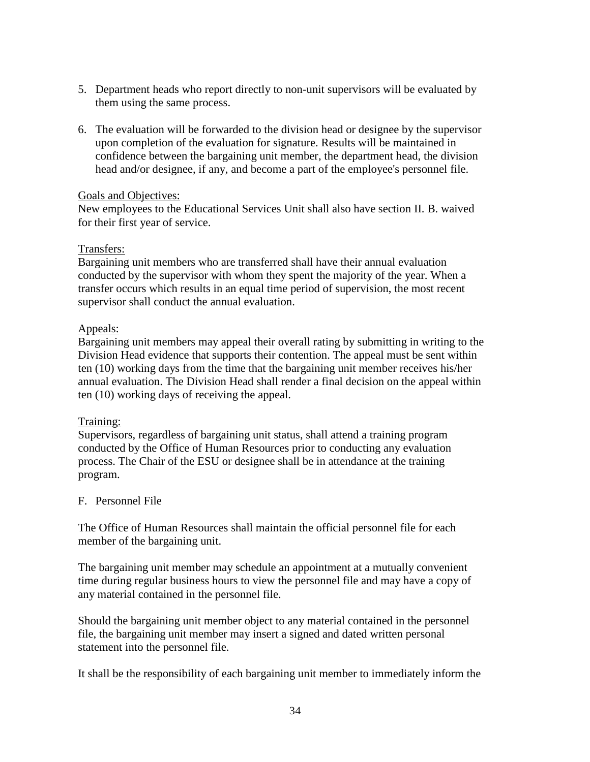5. Department heads who report directly to non-unit supervisors will be evaluated by them using the same process.

6. The evaluation will be forwarded to the division head or designee by the supervisor upon completion of the evaluation for signature. Results will be maintained in confidence between the bargaining unit member, the department head, the division head and/or designee, if any, and become a part of the employee's personnel file.

<u>Goals and Objectives:</u>
New employees to the Educational Services Unit shall also have section II. B. waived for their first year of service.

<u>Transfers:</u>
Bargaining unit members who are transferred shall have their annual evaluation conducted by the supervisor with whom they spent the majority of the year. When a transfer occurs which results in an equal time period of supervision, the most recent supervisor shall conduct the annual evaluation.

<u>Appeals:</u>
Bargaining unit members may appeal their overall rating by submitting in writing to the Division Head evidence that supports their contention. The appeal must be sent within ten (10) working days from the time that the bargaining unit member receives his/her annual evaluation. The Division Head shall render a final decision on the appeal within ten (10) working days of receiving the appeal.

<u>Training:</u>
Supervisors, regardless of bargaining unit status, shall attend a training program conducted by the Office of Human Resources prior to conducting any evaluation process. The Chair of the ESU or designee shall be in attendance at the training program.

F. Personnel File

The Office of Human Resources shall maintain the official personnel file for each member of the bargaining unit.

The bargaining unit member may schedule an appointment at a mutually convenient time during regular business hours to view the personnel file and may have a copy of any material contained in the personnel file.

Should the bargaining unit member object to any material contained in the personnel file, the bargaining unit member may insert a signed and dated written personal statement into the personnel file.

It shall be the responsibility of each bargaining unit member to immediately inform the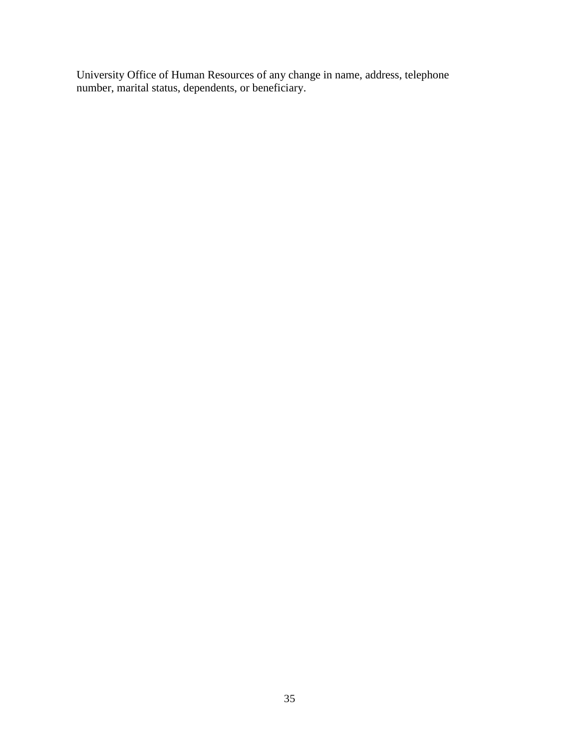University Office of Human Resources of any change in name, address, telephone number, marital status, dependents, or beneficiary.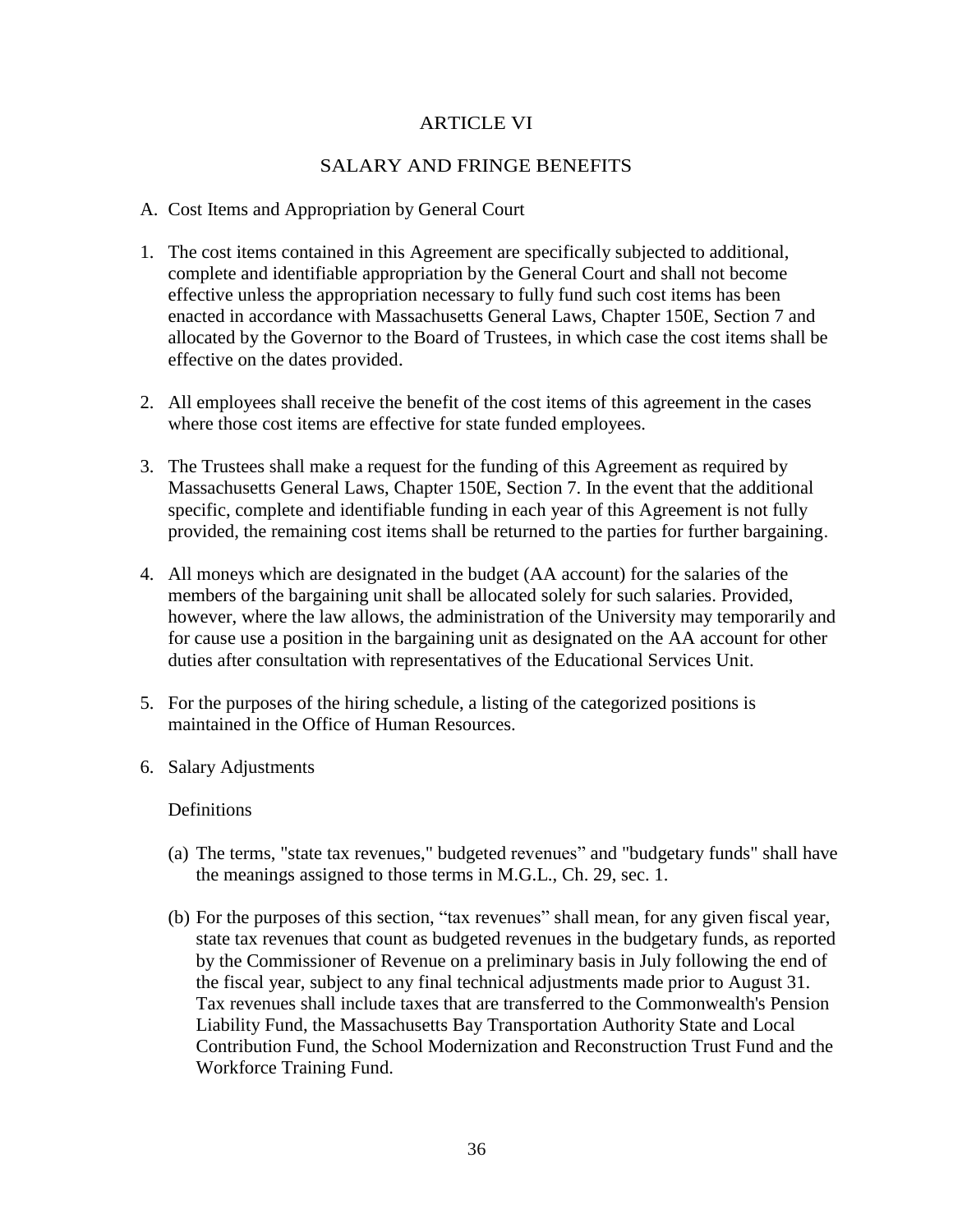# ARTICLE VI

## SALARY AND FRINGE BENEFITS

A. Cost Items and Appropriation by General Court

1. The cost items contained in this Agreement are specifically subjected to additional, complete and identifiable appropriation by the General Court and shall not become effective unless the appropriation necessary to fully fund such cost items has been enacted in accordance with Massachusetts General Laws, Chapter 150E, Section 7 and allocated by the Governor to the Board of Trustees, in which case the cost items shall be effective on the dates provided.

2. All employees shall receive the benefit of the cost items of this agreement in the cases where those cost items are effective for state funded employees.

3. The Trustees shall make a request for the funding of this Agreement as required by Massachusetts General Laws, Chapter 150E, Section 7. In the event that the additional specific, complete and identifiable funding in each year of this Agreement is not fully provided, the remaining cost items shall be returned to the parties for further bargaining.

4. All moneys which are designated in the budget (AA account) for the salaries of the members of the bargaining unit shall be allocated solely for such salaries. Provided, however, where the law allows, the administration of the University may temporarily and for cause use a position in the bargaining unit as designated on the AA account for other duties after consultation with representatives of the Educational Services Unit.

5. For the purposes of the hiring schedule, a listing of the categorized positions is maintained in the Office of Human Resources.

6. Salary Adjustments

   Definitions

   (a) The terms, "state tax revenues," budgeted revenues" and "budgetary funds" shall have the meanings assigned to those terms in M.G.L., Ch. 29, sec. 1.

   (b) For the purposes of this section, "tax revenues" shall mean, for any given fiscal year, state tax revenues that count as budgeted revenues in the budgetary funds, as reported by the Commissioner of Revenue on a preliminary basis in July following the end of the fiscal year, subject to any final technical adjustments made prior to August 31. Tax revenues shall include taxes that are transferred to the Commonwealth's Pension Liability Fund, the Massachusetts Bay Transportation Authority State and Local Contribution Fund, the School Modernization and Reconstruction Trust Fund and the Workforce Training Fund.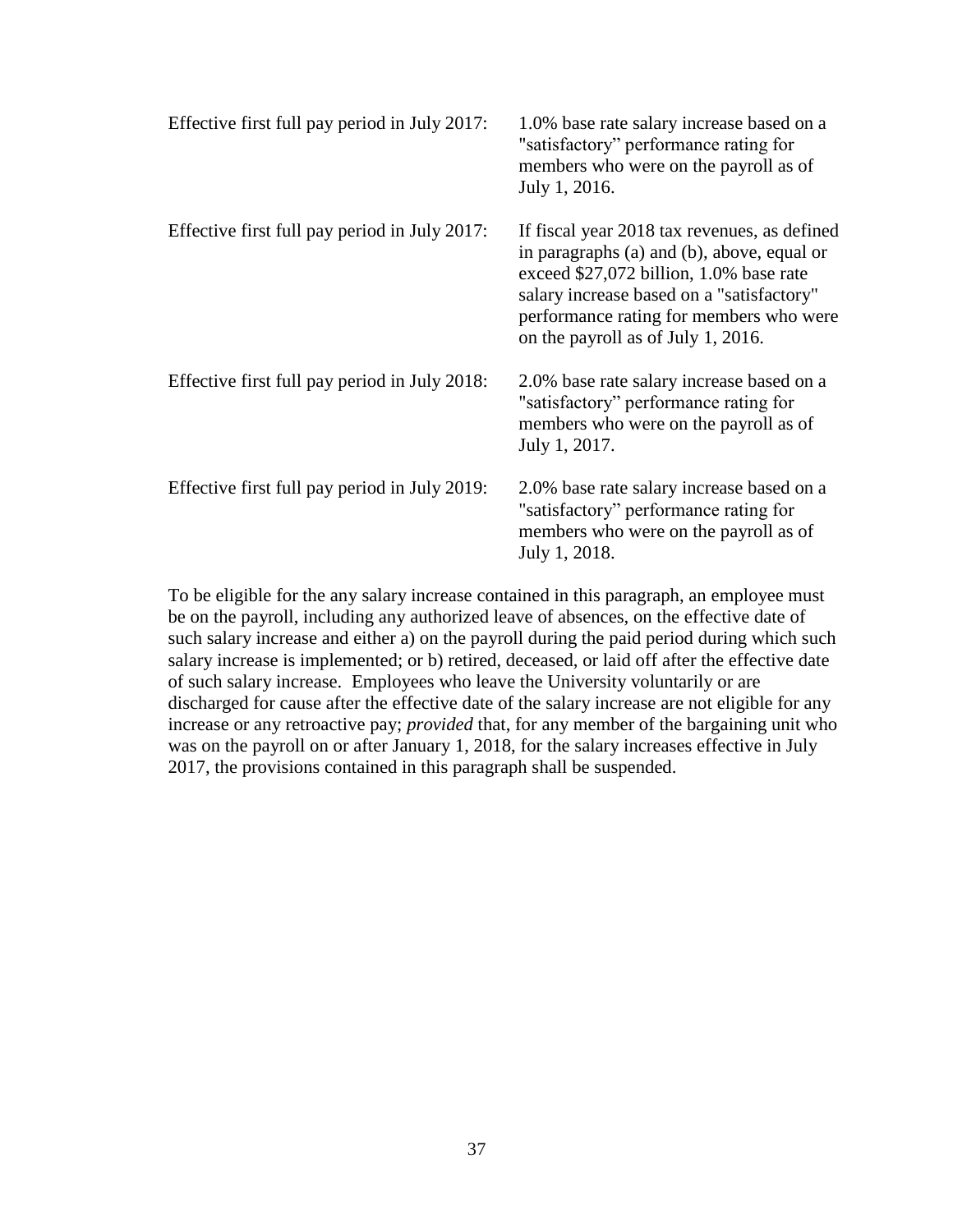| | |
|---|---|
| Effective first full pay period in July 2017: | 1.0% base rate salary increase based on a "satisfactory" performance rating for members who were on the payroll as of July 1, 2016. |
| Effective first full pay period in July 2017: | If fiscal year 2018 tax revenues, as defined in paragraphs (a) and (b), above, equal or exceed $27,072 billion, 1.0% base rate salary increase based on a "satisfactory" performance rating for members who were on the payroll as of July 1, 2016. |
| Effective first full pay period in July 2018: | 2.0% base rate salary increase based on a "satisfactory" performance rating for members who were on the payroll as of July 1, 2017. |
| Effective first full pay period in July 2019: | 2.0% base rate salary increase based on a "satisfactory" performance rating for members who were on the payroll as of July 1, 2018. |

To be eligible for the any salary increase contained in this paragraph, an employee must be on the payroll, including any authorized leave of absences, on the effective date of such salary increase and either a) on the payroll during the paid period during which such salary increase is implemented; or b) retired, deceased, or laid off after the effective date of such salary increase. Employees who leave the University voluntarily or are discharged for cause after the effective date of the salary increase are not eligible for any increase or any retroactive pay; *provided* that, for any member of the bargaining unit who was on the payroll on or after January 1, 2018, for the salary increases effective in July 2017, the provisions contained in this paragraph shall be suspended.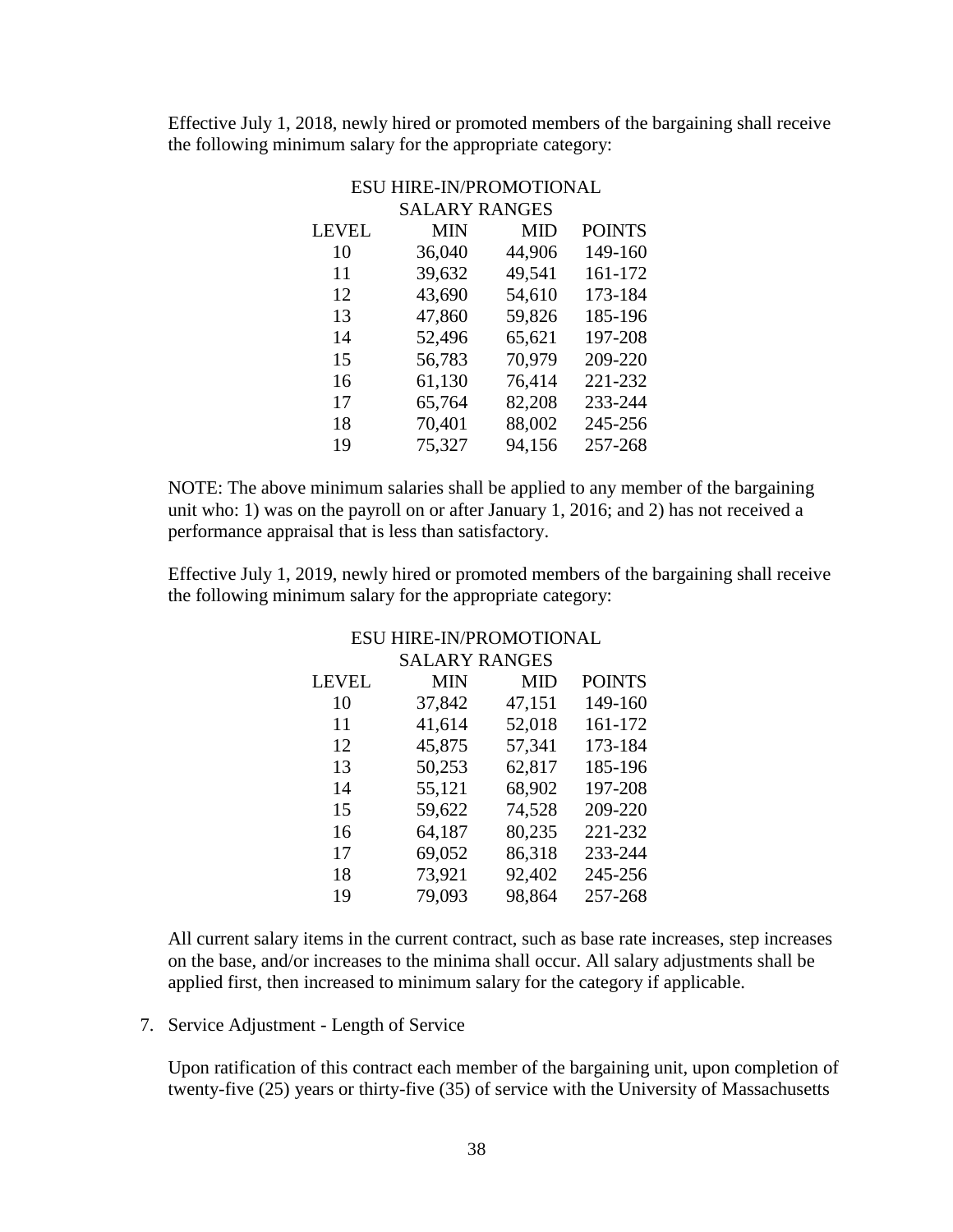Effective July 1, 2018, newly hired or promoted members of the bargaining shall receive the following minimum salary for the appropriate category:

ESU HIRE-IN/PROMOTIONAL SALARY RANGES

| LEVEL | MIN | MID | POINTS |
|---|---|---|---|
| 10 | 36,040 | 44,906 | 149-160 |
| 11 | 39,632 | 49,541 | 161-172 |
| 12 | 43,690 | 54,610 | 173-184 |
| 13 | 47,860 | 59,826 | 185-196 |
| 14 | 52,496 | 65,621 | 197-208 |
| 15 | 56,783 | 70,979 | 209-220 |
| 16 | 61,130 | 76,414 | 221-232 |
| 17 | 65,764 | 82,208 | 233-244 |
| 18 | 70,401 | 88,002 | 245-256 |
| 19 | 75,327 | 94,156 | 257-268 |

NOTE: The above minimum salaries shall be applied to any member of the bargaining unit who: 1) was on the payroll on or after January 1, 2016; and 2) has not received a performance appraisal that is less than satisfactory.

Effective July 1, 2019, newly hired or promoted members of the bargaining shall receive the following minimum salary for the appropriate category:

ESU HIRE-IN/PROMOTIONAL SALARY RANGES

| LEVEL | MIN | MID | POINTS |
|---|---|---|---|
| 10 | 37,842 | 47,151 | 149-160 |
| 11 | 41,614 | 52,018 | 161-172 |
| 12 | 45,875 | 57,341 | 173-184 |
| 13 | 50,253 | 62,817 | 185-196 |
| 14 | 55,121 | 68,902 | 197-208 |
| 15 | 59,622 | 74,528 | 209-220 |
| 16 | 64,187 | 80,235 | 221-232 |
| 17 | 69,052 | 86,318 | 233-244 |
| 18 | 73,921 | 92,402 | 245-256 |
| 19 | 79,093 | 98,864 | 257-268 |

All current salary items in the current contract, such as base rate increases, step increases on the base, and/or increases to the minima shall occur. All salary adjustments shall be applied first, then increased to minimum salary for the category if applicable.

7. Service Adjustment - Length of Service

Upon ratification of this contract each member of the bargaining unit, upon completion of twenty-five (25) years or thirty-five (35) of service with the University of Massachusetts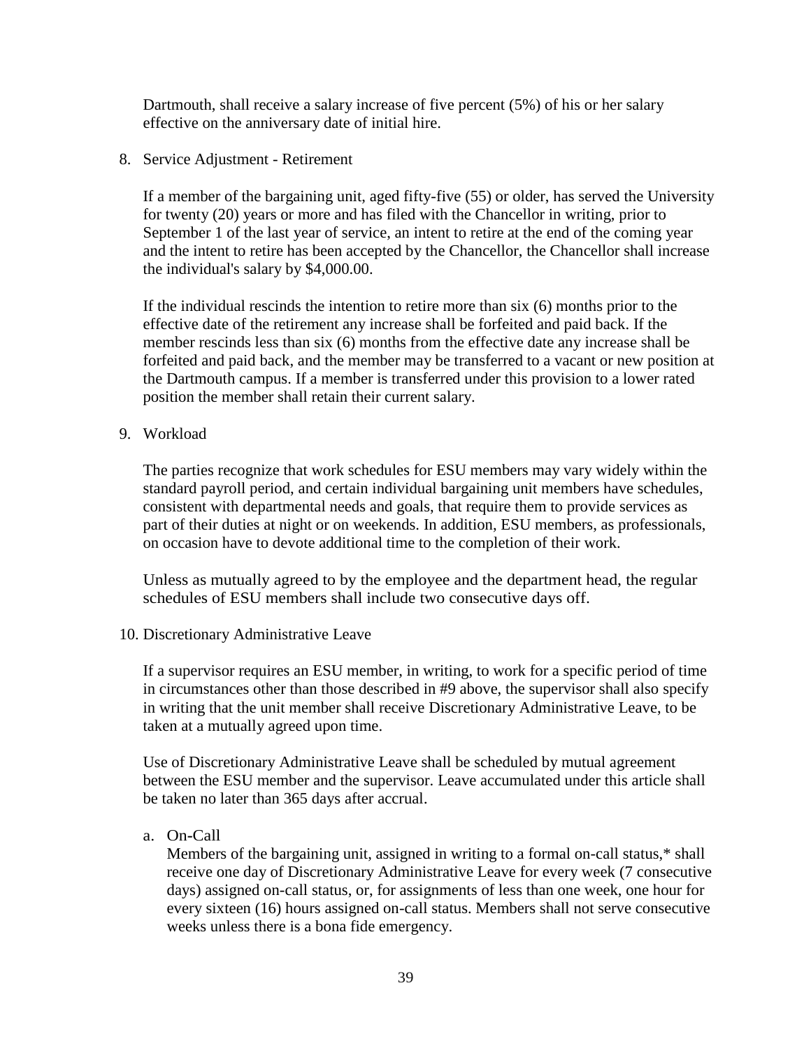Dartmouth, shall receive a salary increase of five percent (5%) of his or her salary effective on the anniversary date of initial hire.

8. Service Adjustment - Retirement

   If a member of the bargaining unit, aged fifty-five (55) or older, has served the University for twenty (20) years or more and has filed with the Chancellor in writing, prior to September 1 of the last year of service, an intent to retire at the end of the coming year and the intent to retire has been accepted by the Chancellor, the Chancellor shall increase the individual's salary by $4,000.00.

   If the individual rescinds the intention to retire more than six (6) months prior to the effective date of the retirement any increase shall be forfeited and paid back. If the member rescinds less than six (6) months from the effective date any increase shall be forfeited and paid back, and the member may be transferred to a vacant or new position at the Dartmouth campus. If a member is transferred under this provision to a lower rated position the member shall retain their current salary.

9. Workload

   The parties recognize that work schedules for ESU members may vary widely within the standard payroll period, and certain individual bargaining unit members have schedules, consistent with departmental needs and goals, that require them to provide services as part of their duties at night or on weekends. In addition, ESU members, as professionals, on occasion have to devote additional time to the completion of their work.

   Unless as mutually agreed to by the employee and the department head, the regular schedules of ESU members shall include two consecutive days off.

10. Discretionary Administrative Leave

    If a supervisor requires an ESU member, in writing, to work for a specific period of time in circumstances other than those described in #9 above, the supervisor shall also specify in writing that the unit member shall receive Discretionary Administrative Leave, to be taken at a mutually agreed upon time.

    Use of Discretionary Administrative Leave shall be scheduled by mutual agreement between the ESU member and the supervisor. Leave accumulated under this article shall be taken no later than 365 days after accrual.

    a. On-Call
       Members of the bargaining unit, assigned in writing to a formal on-call status,* shall receive one day of Discretionary Administrative Leave for every week (7 consecutive days) assigned on-call status, or, for assignments of less than one week, one hour for every sixteen (16) hours assigned on-call status. Members shall not serve consecutive weeks unless there is a bona fide emergency.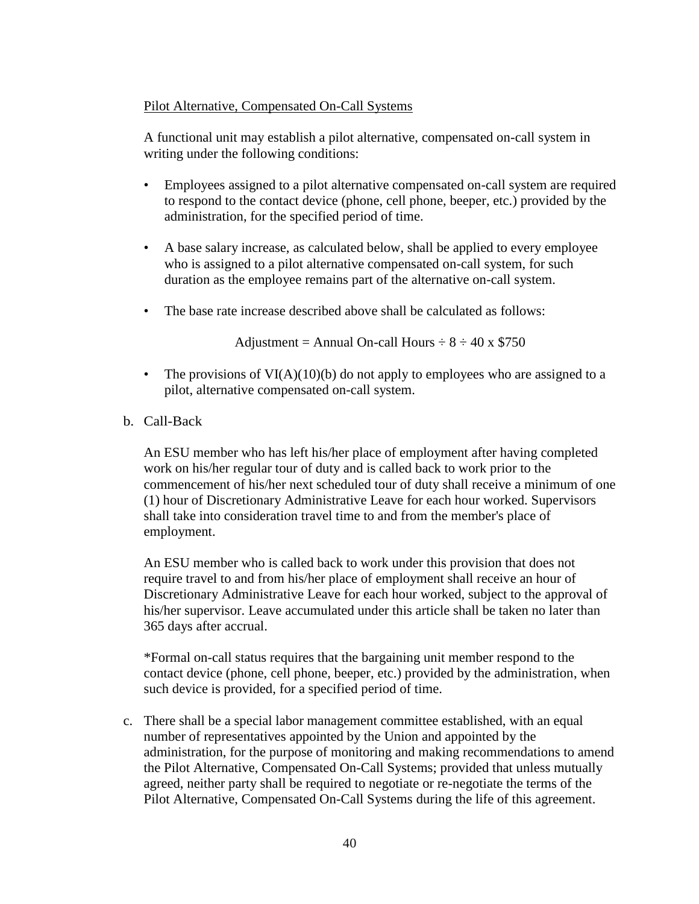Pilot Alternative, Compensated On-Call Systems

A functional unit may establish a pilot alternative, compensated on-call system in writing under the following conditions:

- Employees assigned to a pilot alternative compensated on-call system are required to respond to the contact device (phone, cell phone, beeper, etc.) provided by the administration, for the specified period of time.
- A base salary increase, as calculated below, shall be applied to every employee who is assigned to a pilot alternative compensated on-call system, for such duration as the employee remains part of the alternative on-call system.
- The base rate increase described above shall be calculated as follows:

$$\text{Adjustment} = \text{Annual On-call Hours} \div 8 \div 40 \times \$750$$

- The provisions of VI(A)(10)(b) do not apply to employees who are assigned to a pilot, alternative compensated on-call system.

b. Call-Back

An ESU member who has left his/her place of employment after having completed work on his/her regular tour of duty and is called back to work prior to the commencement of his/her next scheduled tour of duty shall receive a minimum of one (1) hour of Discretionary Administrative Leave for each hour worked. Supervisors shall take into consideration travel time to and from the member's place of employment.

An ESU member who is called back to work under this provision that does not require travel to and from his/her place of employment shall receive an hour of Discretionary Administrative Leave for each hour worked, subject to the approval of his/her supervisor. Leave accumulated under this article shall be taken no later than 365 days after accrual.

*Formal on-call status requires that the bargaining unit member respond to the contact device (phone, cell phone, beeper, etc.) provided by the administration, when such device is provided, for a specified period of time.

c. There shall be a special labor management committee established, with an equal number of representatives appointed by the Union and appointed by the administration, for the purpose of monitoring and making recommendations to amend the Pilot Alternative, Compensated On-Call Systems; provided that unless mutually agreed, neither party shall be required to negotiate or re-negotiate the terms of the Pilot Alternative, Compensated On-Call Systems during the life of this agreement.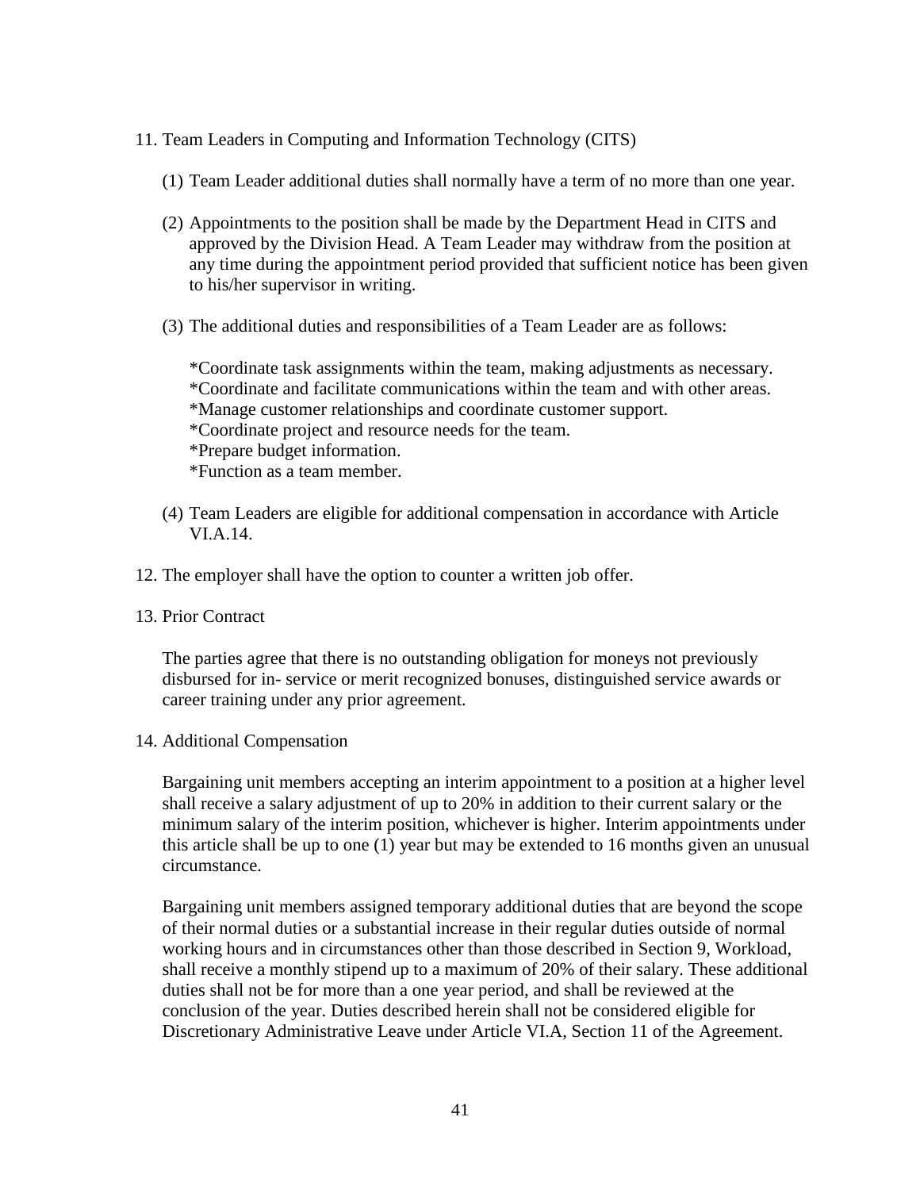11. Team Leaders in Computing and Information Technology (CITS)

    (1) Team Leader additional duties shall normally have a term of no more than one year.

    (2) Appointments to the position shall be made by the Department Head in CITS and approved by the Division Head. A Team Leader may withdraw from the position at any time during the appointment period provided that sufficient notice has been given to his/her supervisor in writing.

    (3) The additional duties and responsibilities of a Team Leader are as follows:

        *Coordinate task assignments within the team, making adjustments as necessary.
        *Coordinate and facilitate communications within the team and with other areas.
        *Manage customer relationships and coordinate customer support.
        *Coordinate project and resource needs for the team.
        *Prepare budget information.
        *Function as a team member.

    (4) Team Leaders are eligible for additional compensation in accordance with Article VI.A.14.

12. The employer shall have the option to counter a written job offer.

13. Prior Contract

    The parties agree that there is no outstanding obligation for moneys not previously disbursed for in- service or merit recognized bonuses, distinguished service awards or career training under any prior agreement.

14. Additional Compensation

    Bargaining unit members accepting an interim appointment to a position at a higher level shall receive a salary adjustment of up to 20% in addition to their current salary or the minimum salary of the interim position, whichever is higher. Interim appointments under this article shall be up to one (1) year but may be extended to 16 months given an unusual circumstance.

    Bargaining unit members assigned temporary additional duties that are beyond the scope of their normal duties or a substantial increase in their regular duties outside of normal working hours and in circumstances other than those described in Section 9, Workload, shall receive a monthly stipend up to a maximum of 20% of their salary. These additional duties shall not be for more than a one year period, and shall be reviewed at the conclusion of the year. Duties described herein shall not be considered eligible for Discretionary Administrative Leave under Article VI.A, Section 11 of the Agreement.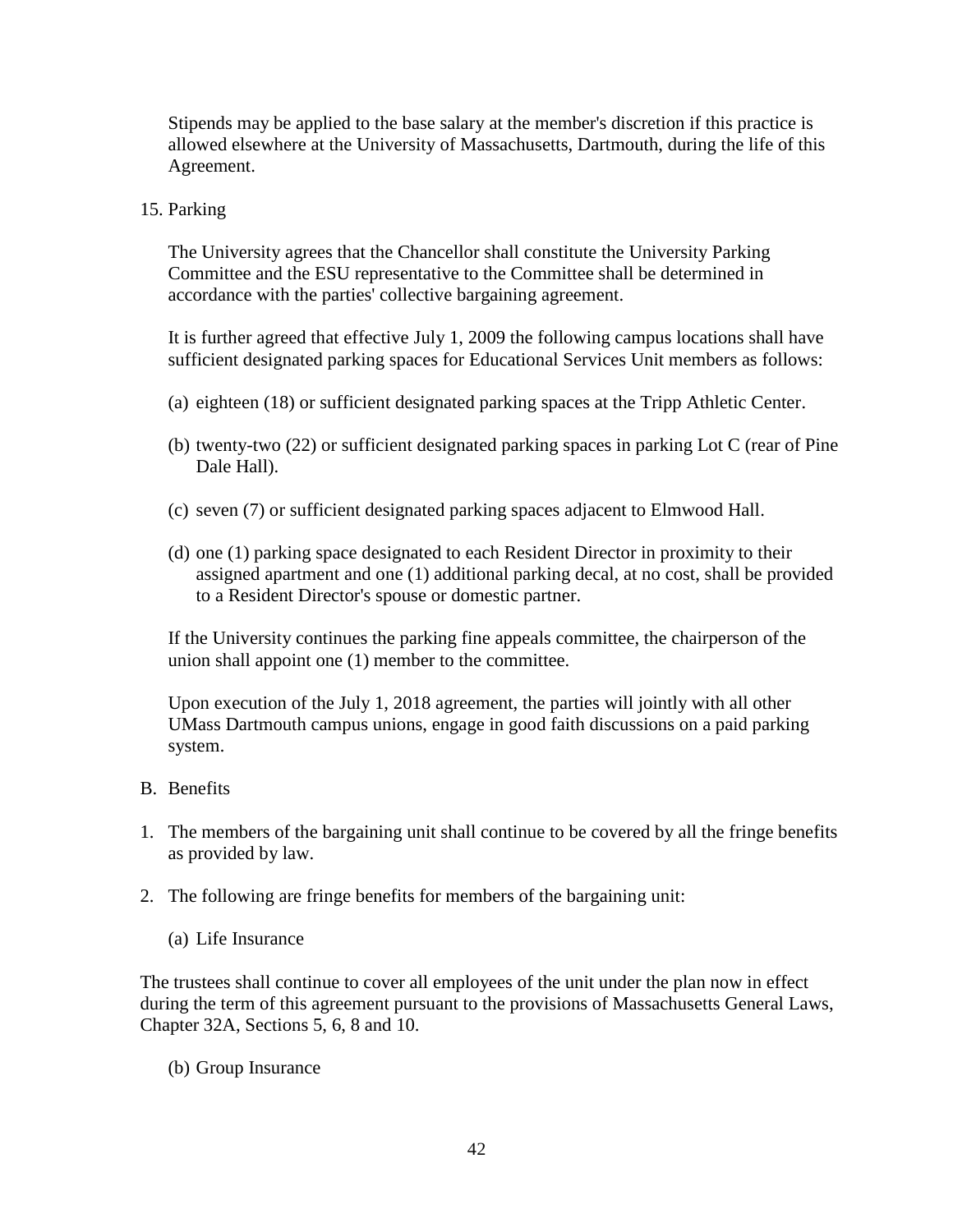Stipends may be applied to the base salary at the member's discretion if this practice is allowed elsewhere at the University of Massachusetts, Dartmouth, during the life of this Agreement.

15. Parking

The University agrees that the Chancellor shall constitute the University Parking Committee and the ESU representative to the Committee shall be determined in accordance with the parties' collective bargaining agreement.

It is further agreed that effective July 1, 2009 the following campus locations shall have sufficient designated parking spaces for Educational Services Unit members as follows:

(a) eighteen (18) or sufficient designated parking spaces at the Tripp Athletic Center.

(b) twenty-two (22) or sufficient designated parking spaces in parking Lot C (rear of Pine Dale Hall).

(c) seven (7) or sufficient designated parking spaces adjacent to Elmwood Hall.

(d) one (1) parking space designated to each Resident Director in proximity to their assigned apartment and one (1) additional parking decal, at no cost, shall be provided to a Resident Director's spouse or domestic partner.

If the University continues the parking fine appeals committee, the chairperson of the union shall appoint one (1) member to the committee.

Upon execution of the July 1, 2018 agreement, the parties will jointly with all other UMass Dartmouth campus unions, engage in good faith discussions on a paid parking system.

B. Benefits

1. The members of the bargaining unit shall continue to be covered by all the fringe benefits as provided by law.

2. The following are fringe benefits for members of the bargaining unit:

   (a) Life Insurance

The trustees shall continue to cover all employees of the unit under the plan now in effect during the term of this agreement pursuant to the provisions of Massachusetts General Laws, Chapter 32A, Sections 5, 6, 8 and 10.

   (b) Group Insurance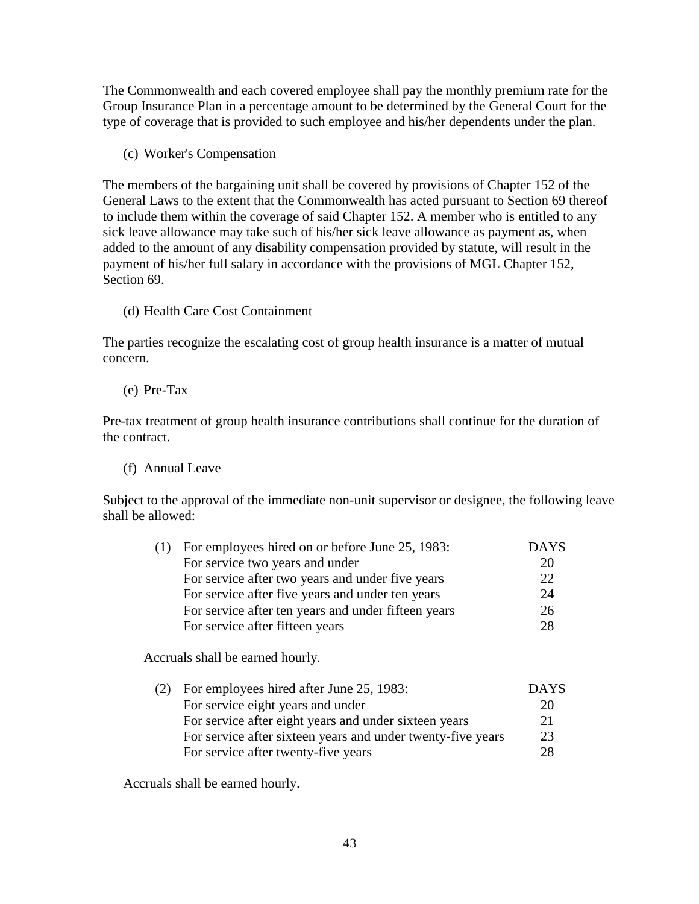The Commonwealth and each covered employee shall pay the monthly premium rate for the Group Insurance Plan in a percentage amount to be determined by the General Court for the type of coverage that is provided to such employee and his/her dependents under the plan.

(c) Worker's Compensation

The members of the bargaining unit shall be covered by provisions of Chapter 152 of the General Laws to the extent that the Commonwealth has acted pursuant to Section 69 thereof to include them within the coverage of said Chapter 152. A member who is entitled to any sick leave allowance may take such of his/her sick leave allowance as payment as, when added to the amount of any disability compensation provided by statute, will result in the payment of his/her full salary in accordance with the provisions of MGL Chapter 152, Section 69.

(d) Health Care Cost Containment

The parties recognize the escalating cost of group health insurance is a matter of mutual concern.

(e) Pre-Tax

Pre-tax treatment of group health insurance contributions shall continue for the duration of the contract.

(f) Annual Leave

Subject to the approval of the immediate non-unit supervisor or designee, the following leave shall be allowed:

| (1) For employees hired on or before June 25, 1983: | DAYS |
|---|---|
| For service two years and under | 20 |
| For service after two years and under five years | 22 |
| For service after five years and under ten years | 24 |
| For service after ten years and under fifteen years | 26 |
| For service after fifteen years | 28 |

Accruals shall be earned hourly.

| (2) For employees hired after June 25, 1983: | DAYS |
|---|---|
| For service eight years and under | 20 |
| For service after eight years and under sixteen years | 21 |
| For service after sixteen years and under twenty-five years | 23 |
| For service after twenty-five years | 28 |

Accruals shall be earned hourly.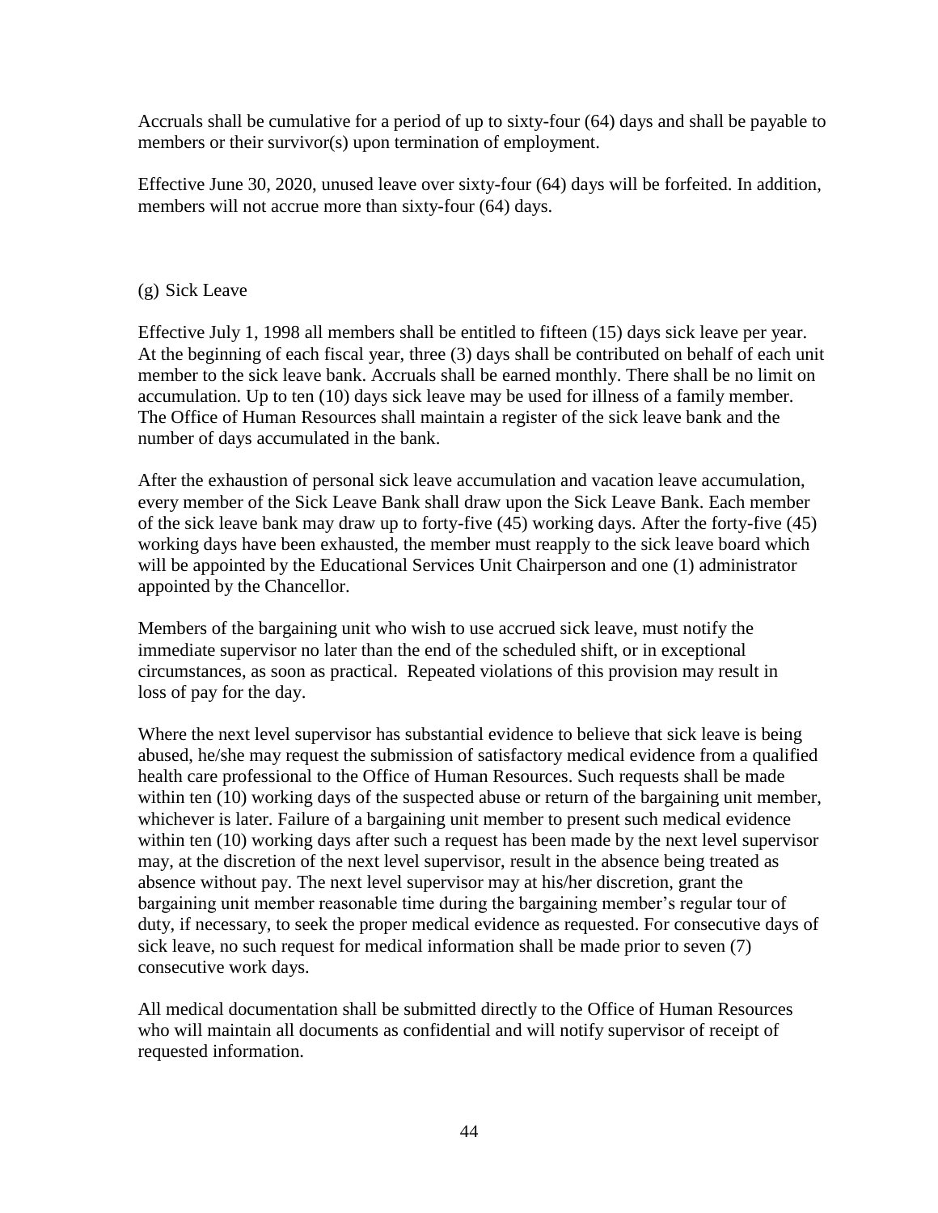Accruals shall be cumulative for a period of up to sixty-four (64) days and shall be payable to members or their survivor(s) upon termination of employment.

Effective June 30, 2020, unused leave over sixty-four (64) days will be forfeited. In addition, members will not accrue more than sixty-four (64) days.

(g) Sick Leave

Effective July 1, 1998 all members shall be entitled to fifteen (15) days sick leave per year. At the beginning of each fiscal year, three (3) days shall be contributed on behalf of each unit member to the sick leave bank. Accruals shall be earned monthly. There shall be no limit on accumulation. Up to ten (10) days sick leave may be used for illness of a family member. The Office of Human Resources shall maintain a register of the sick leave bank and the number of days accumulated in the bank.

After the exhaustion of personal sick leave accumulation and vacation leave accumulation, every member of the Sick Leave Bank shall draw upon the Sick Leave Bank. Each member of the sick leave bank may draw up to forty-five (45) working days. After the forty-five (45) working days have been exhausted, the member must reapply to the sick leave board which will be appointed by the Educational Services Unit Chairperson and one (1) administrator appointed by the Chancellor.

Members of the bargaining unit who wish to use accrued sick leave, must notify the immediate supervisor no later than the end of the scheduled shift, or in exceptional circumstances, as soon as practical. Repeated violations of this provision may result in loss of pay for the day.

Where the next level supervisor has substantial evidence to believe that sick leave is being abused, he/she may request the submission of satisfactory medical evidence from a qualified health care professional to the Office of Human Resources. Such requests shall be made within ten (10) working days of the suspected abuse or return of the bargaining unit member, whichever is later. Failure of a bargaining unit member to present such medical evidence within ten (10) working days after such a request has been made by the next level supervisor may, at the discretion of the next level supervisor, result in the absence being treated as absence without pay. The next level supervisor may at his/her discretion, grant the bargaining unit member reasonable time during the bargaining member's regular tour of duty, if necessary, to seek the proper medical evidence as requested. For consecutive days of sick leave, no such request for medical information shall be made prior to seven (7) consecutive work days.

All medical documentation shall be submitted directly to the Office of Human Resources who will maintain all documents as confidential and will notify supervisor of receipt of requested information.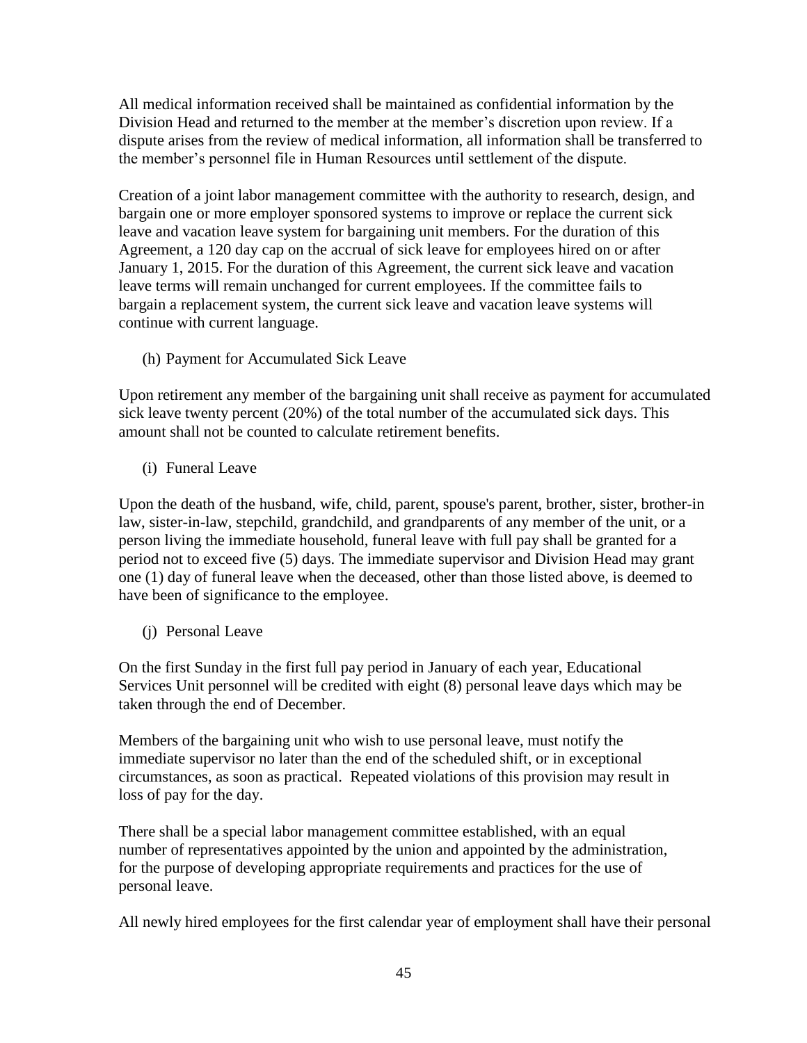All medical information received shall be maintained as confidential information by the Division Head and returned to the member at the member's discretion upon review. If a dispute arises from the review of medical information, all information shall be transferred to the member's personnel file in Human Resources until settlement of the dispute.

Creation of a joint labor management committee with the authority to research, design, and bargain one or more employer sponsored systems to improve or replace the current sick leave and vacation leave system for bargaining unit members. For the duration of this Agreement, a 120 day cap on the accrual of sick leave for employees hired on or after January 1, 2015. For the duration of this Agreement, the current sick leave and vacation leave terms will remain unchanged for current employees. If the committee fails to bargain a replacement system, the current sick leave and vacation leave systems will continue with current language.

(h) Payment for Accumulated Sick Leave

Upon retirement any member of the bargaining unit shall receive as payment for accumulated sick leave twenty percent (20%) of the total number of the accumulated sick days. This amount shall not be counted to calculate retirement benefits.

(i) Funeral Leave

Upon the death of the husband, wife, child, parent, spouse's parent, brother, sister, brother-in law, sister-in-law, stepchild, grandchild, and grandparents of any member of the unit, or a person living the immediate household, funeral leave with full pay shall be granted for a period not to exceed five (5) days. The immediate supervisor and Division Head may grant one (1) day of funeral leave when the deceased, other than those listed above, is deemed to have been of significance to the employee.

(j) Personal Leave

On the first Sunday in the first full pay period in January of each year, Educational Services Unit personnel will be credited with eight (8) personal leave days which may be taken through the end of December.

Members of the bargaining unit who wish to use personal leave, must notify the immediate supervisor no later than the end of the scheduled shift, or in exceptional circumstances, as soon as practical. Repeated violations of this provision may result in loss of pay for the day.

There shall be a special labor management committee established, with an equal number of representatives appointed by the union and appointed by the administration, for the purpose of developing appropriate requirements and practices for the use of personal leave.

All newly hired employees for the first calendar year of employment shall have their personal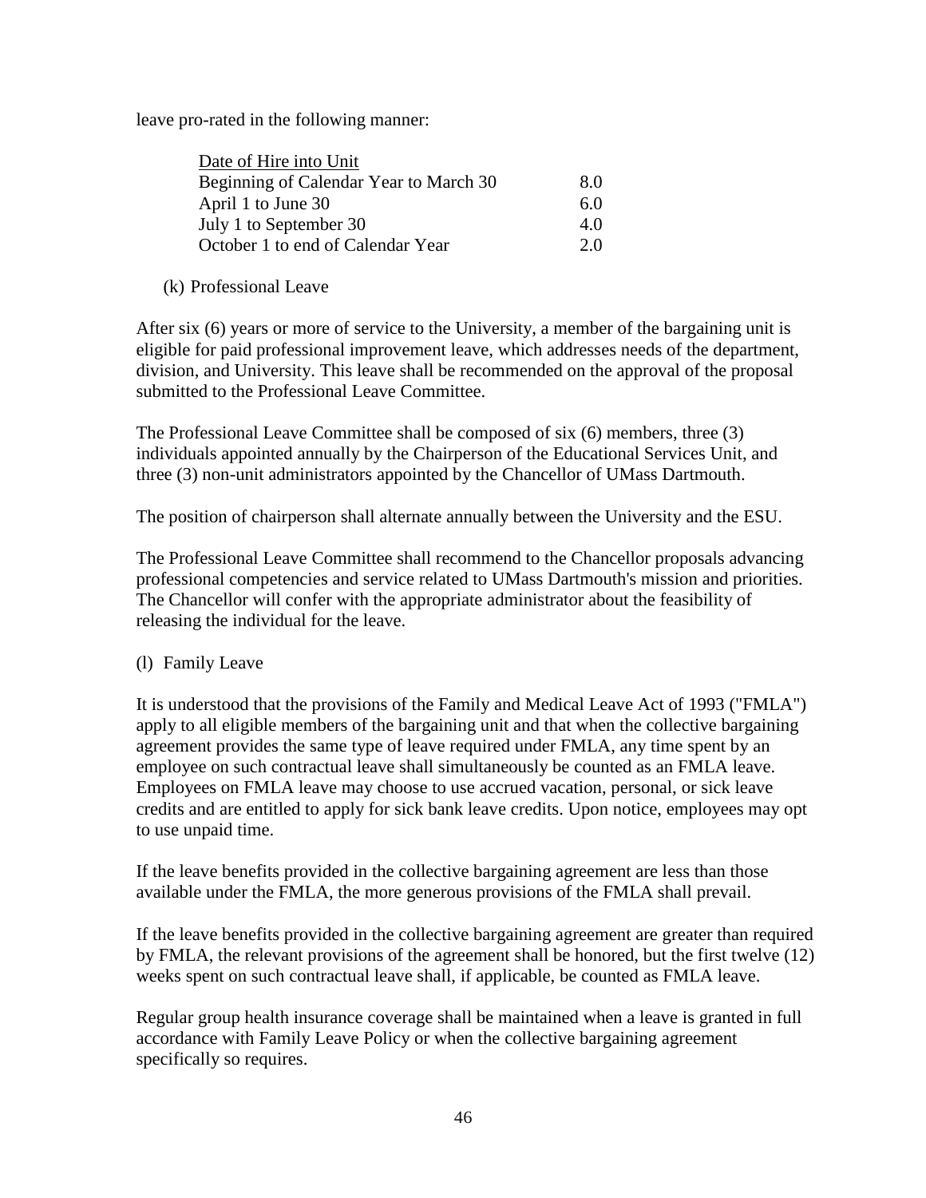leave pro-rated in the following manner:

| Date of Hire into Unit | |
|---|---|
| Beginning of Calendar Year to March 30 | 8.0 |
| April 1 to June 30 | 6.0 |
| July 1 to September 30 | 4.0 |
| October 1 to end of Calendar Year | 2.0 |

(k) Professional Leave

After six (6) years or more of service to the University, a member of the bargaining unit is eligible for paid professional improvement leave, which addresses needs of the department, division, and University. This leave shall be recommended on the approval of the proposal submitted to the Professional Leave Committee.

The Professional Leave Committee shall be composed of six (6) members, three (3) individuals appointed annually by the Chairperson of the Educational Services Unit, and three (3) non-unit administrators appointed by the Chancellor of UMass Dartmouth.

The position of chairperson shall alternate annually between the University and the ESU.

The Professional Leave Committee shall recommend to the Chancellor proposals advancing professional competencies and service related to UMass Dartmouth's mission and priorities. The Chancellor will confer with the appropriate administrator about the feasibility of releasing the individual for the leave.

(l) Family Leave

It is understood that the provisions of the Family and Medical Leave Act of 1993 ("FMLA") apply to all eligible members of the bargaining unit and that when the collective bargaining agreement provides the same type of leave required under FMLA, any time spent by an employee on such contractual leave shall simultaneously be counted as an FMLA leave. Employees on FMLA leave may choose to use accrued vacation, personal, or sick leave credits and are entitled to apply for sick bank leave credits. Upon notice, employees may opt to use unpaid time.

If the leave benefits provided in the collective bargaining agreement are less than those available under the FMLA, the more generous provisions of the FMLA shall prevail.

If the leave benefits provided in the collective bargaining agreement are greater than required by FMLA, the relevant provisions of the agreement shall be honored, but the first twelve (12) weeks spent on such contractual leave shall, if applicable, be counted as FMLA leave.

Regular group health insurance coverage shall be maintained when a leave is granted in full accordance with Family Leave Policy or when the collective bargaining agreement specifically so requires.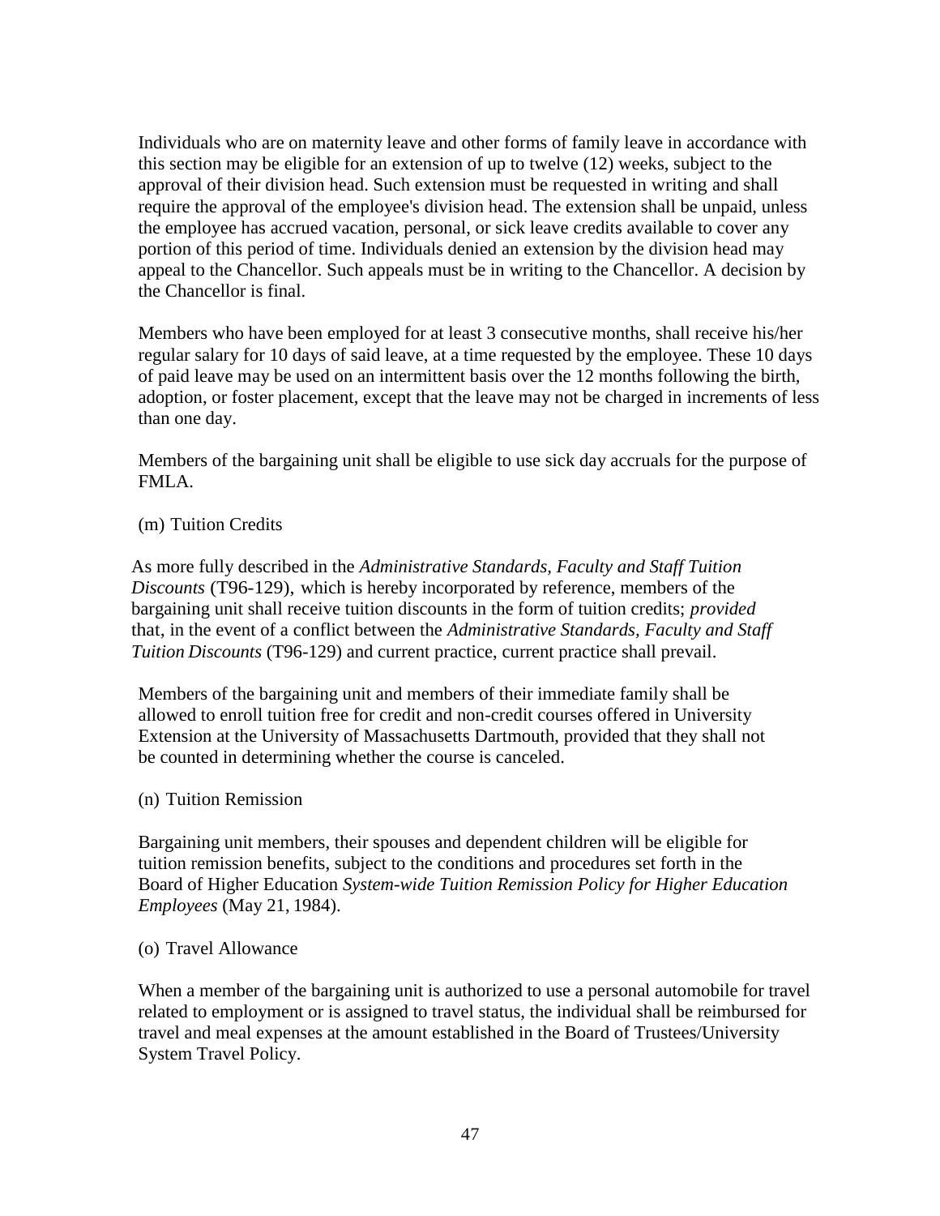Individuals who are on maternity leave and other forms of family leave in accordance with this section may be eligible for an extension of up to twelve (12) weeks, subject to the approval of their division head. Such extension must be requested in writing and shall require the approval of the employee's division head. The extension shall be unpaid, unless the employee has accrued vacation, personal, or sick leave credits available to cover any portion of this period of time. Individuals denied an extension by the division head may appeal to the Chancellor. Such appeals must be in writing to the Chancellor. A decision by the Chancellor is final.

Members who have been employed for at least 3 consecutive months, shall receive his/her regular salary for 10 days of said leave, at a time requested by the employee. These 10 days of paid leave may be used on an intermittent basis over the 12 months following the birth, adoption, or foster placement, except that the leave may not be charged in increments of less than one day.

Members of the bargaining unit shall be eligible to use sick day accruals for the purpose of FMLA.

(m) Tuition Credits

As more fully described in the *Administrative Standards, Faculty and Staff Tuition Discounts* (T96-129), which is hereby incorporated by reference, members of the bargaining unit shall receive tuition discounts in the form of tuition credits; *provided* that, in the event of a conflict between the *Administrative Standards, Faculty and Staff Tuition Discounts* (T96-129) and current practice, current practice shall prevail.

Members of the bargaining unit and members of their immediate family shall be allowed to enroll tuition free for credit and non-credit courses offered in University Extension at the University of Massachusetts Dartmouth, provided that they shall not be counted in determining whether the course is canceled.

(n) Tuition Remission

Bargaining unit members, their spouses and dependent children will be eligible for tuition remission benefits, subject to the conditions and procedures set forth in the Board of Higher Education *System-wide Tuition Remission Policy for Higher Education Employees* (May 21, 1984).

(o) Travel Allowance

When a member of the bargaining unit is authorized to use a personal automobile for travel related to employment or is assigned to travel status, the individual shall be reimbursed for travel and meal expenses at the amount established in the Board of Trustees/University System Travel Policy.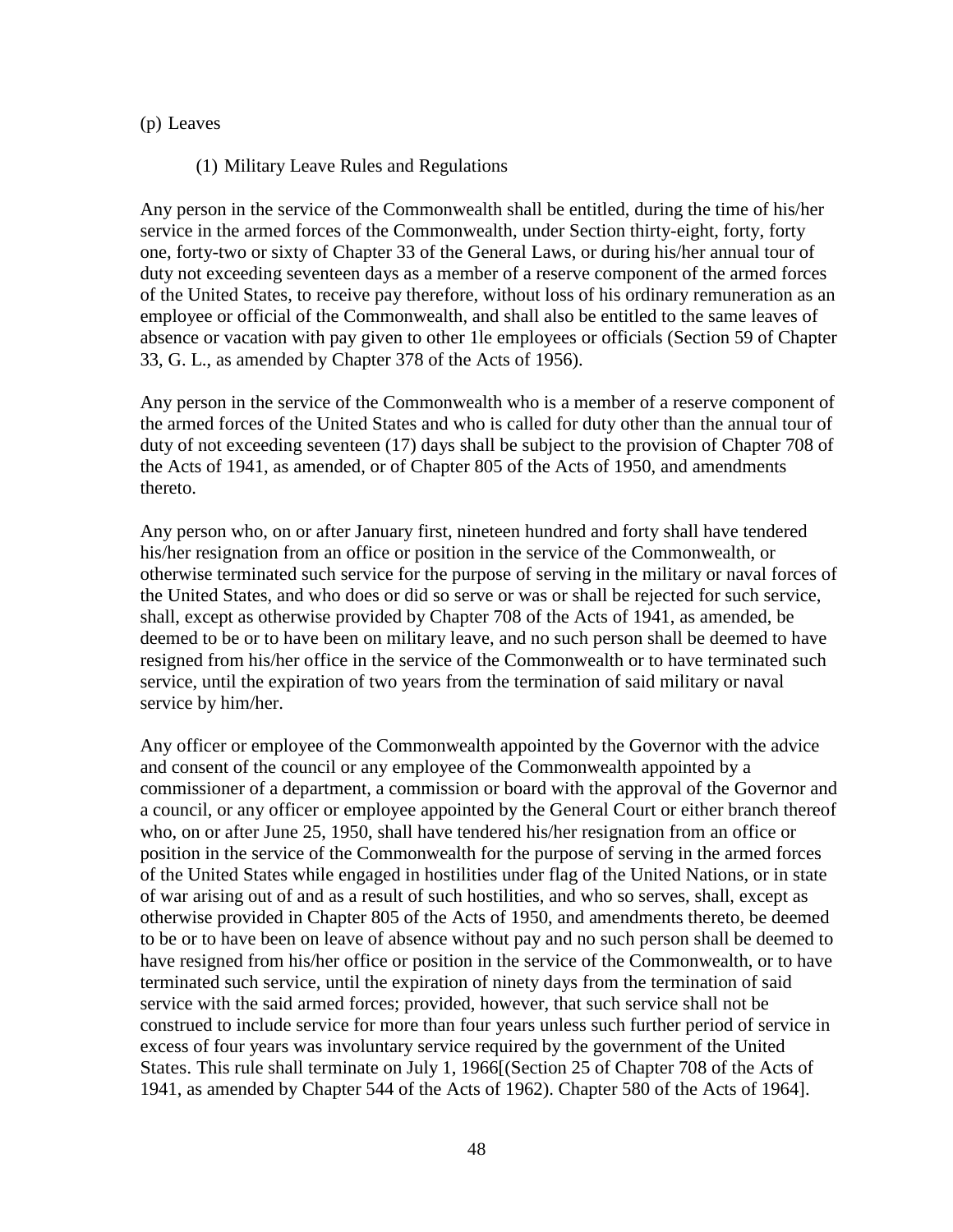(p) Leaves

(1) Military Leave Rules and Regulations

Any person in the service of the Commonwealth shall be entitled, during the time of his/her service in the armed forces of the Commonwealth, under Section thirty-eight, forty, forty one, forty-two or sixty of Chapter 33 of the General Laws, or during his/her annual tour of duty not exceeding seventeen days as a member of a reserve component of the armed forces of the United States, to receive pay therefore, without loss of his ordinary remuneration as an employee or official of the Commonwealth, and shall also be entitled to the same leaves of absence or vacation with pay given to other 1le employees or officials (Section 59 of Chapter 33, G. L., as amended by Chapter 378 of the Acts of 1956).

Any person in the service of the Commonwealth who is a member of a reserve component of the armed forces of the United States and who is called for duty other than the annual tour of duty of not exceeding seventeen (17) days shall be subject to the provision of Chapter 708 of the Acts of 1941, as amended, or of Chapter 805 of the Acts of 1950, and amendments thereto.

Any person who, on or after January first, nineteen hundred and forty shall have tendered his/her resignation from an office or position in the service of the Commonwealth, or otherwise terminated such service for the purpose of serving in the military or naval forces of the United States, and who does or did so serve or was or shall be rejected for such service, shall, except as otherwise provided by Chapter 708 of the Acts of 1941, as amended, be deemed to be or to have been on military leave, and no such person shall be deemed to have resigned from his/her office in the service of the Commonwealth or to have terminated such service, until the expiration of two years from the termination of said military or naval service by him/her.

Any officer or employee of the Commonwealth appointed by the Governor with the advice and consent of the council or any employee of the Commonwealth appointed by a commissioner of a department, a commission or board with the approval of the Governor and a council, or any officer or employee appointed by the General Court or either branch thereof who, on or after June 25, 1950, shall have tendered his/her resignation from an office or position in the service of the Commonwealth for the purpose of serving in the armed forces of the United States while engaged in hostilities under flag of the United Nations, or in state of war arising out of and as a result of such hostilities, and who so serves, shall, except as otherwise provided in Chapter 805 of the Acts of 1950, and amendments thereto, be deemed to be or to have been on leave of absence without pay and no such person shall be deemed to have resigned from his/her office or position in the service of the Commonwealth, or to have terminated such service, until the expiration of ninety days from the termination of said service with the said armed forces; provided, however, that such service shall not be construed to include service for more than four years unless such further period of service in excess of four years was involuntary service required by the government of the United States. This rule shall terminate on July 1, 1966[(Section 25 of Chapter 708 of the Acts of 1941, as amended by Chapter 544 of the Acts of 1962). Chapter 580 of the Acts of 1964].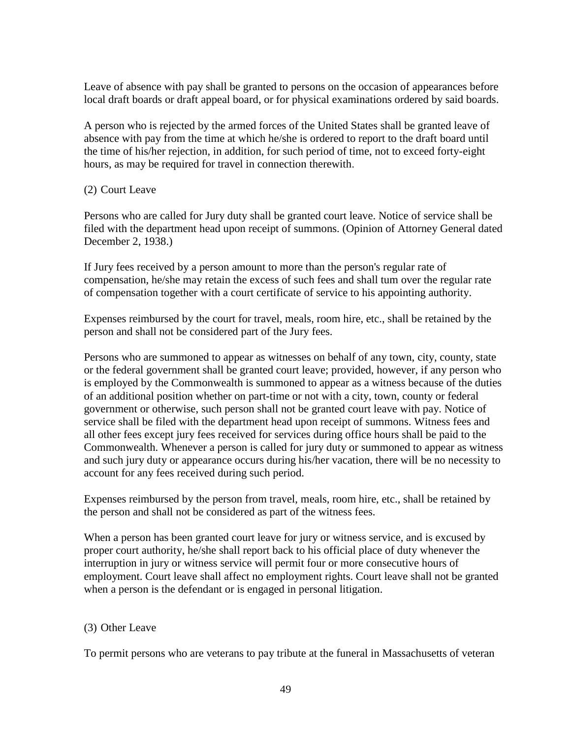Leave of absence with pay shall be granted to persons on the occasion of appearances before local draft boards or draft appeal board, or for physical examinations ordered by said boards.

A person who is rejected by the armed forces of the United States shall be granted leave of absence with pay from the time at which he/she is ordered to report to the draft board until the time of his/her rejection, in addition, for such period of time, not to exceed forty-eight hours, as may be required for travel in connection therewith.

(2) Court Leave

Persons who are called for Jury duty shall be granted court leave. Notice of service shall be filed with the department head upon receipt of summons. (Opinion of Attorney General dated December 2, 1938.)

If Jury fees received by a person amount to more than the person's regular rate of compensation, he/she may retain the excess of such fees and shall tum over the regular rate of compensation together with a court certificate of service to his appointing authority.

Expenses reimbursed by the court for travel, meals, room hire, etc., shall be retained by the person and shall not be considered part of the Jury fees.

Persons who are summoned to appear as witnesses on behalf of any town, city, county, state or the federal government shall be granted court leave; provided, however, if any person who is employed by the Commonwealth is summoned to appear as a witness because of the duties of an additional position whether on part-time or not with a city, town, county or federal government or otherwise, such person shall not be granted court leave with pay. Notice of service shall be filed with the department head upon receipt of summons. Witness fees and all other fees except jury fees received for services during office hours shall be paid to the Commonwealth. Whenever a person is called for jury duty or summoned to appear as witness and such jury duty or appearance occurs during his/her vacation, there will be no necessity to account for any fees received during such period.

Expenses reimbursed by the person from travel, meals, room hire, etc., shall be retained by the person and shall not be considered as part of the witness fees.

When a person has been granted court leave for jury or witness service, and is excused by proper court authority, he/she shall report back to his official place of duty whenever the interruption in jury or witness service will permit four or more consecutive hours of employment. Court leave shall affect no employment rights. Court leave shall not be granted when a person is the defendant or is engaged in personal litigation.

(3) Other Leave

To permit persons who are veterans to pay tribute at the funeral in Massachusetts of veteran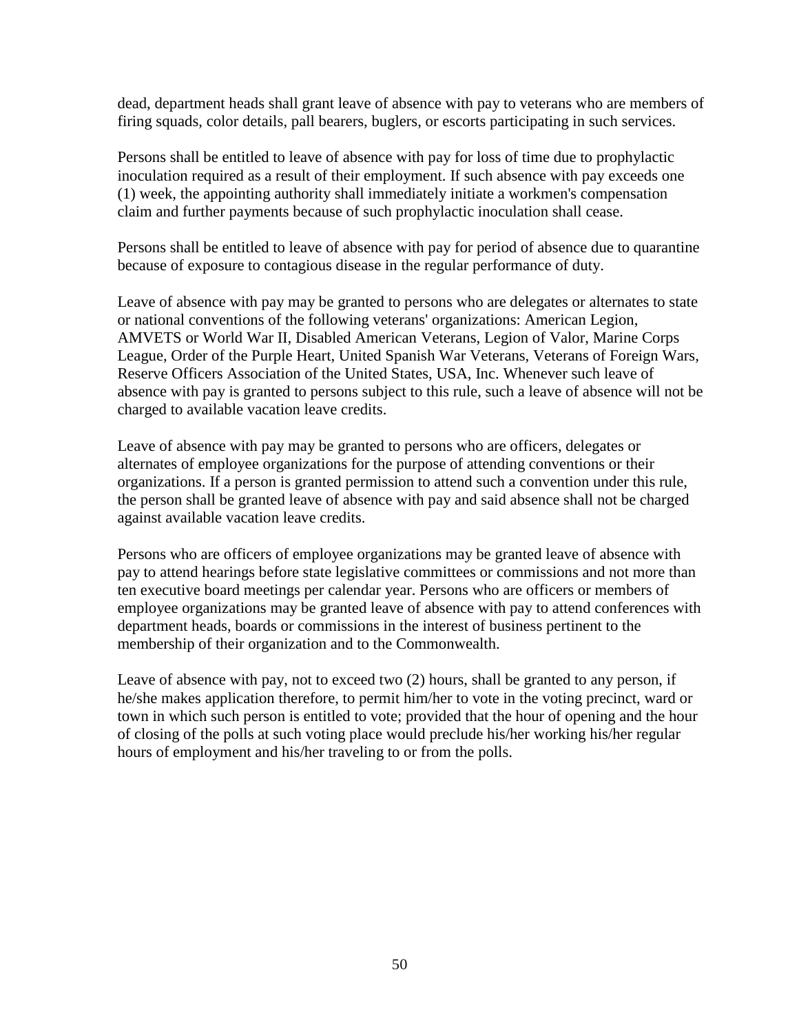dead, department heads shall grant leave of absence with pay to veterans who are members of firing squads, color details, pall bearers, buglers, or escorts participating in such services.

Persons shall be entitled to leave of absence with pay for loss of time due to prophylactic inoculation required as a result of their employment. If such absence with pay exceeds one (1) week, the appointing authority shall immediately initiate a workmen's compensation claim and further payments because of such prophylactic inoculation shall cease.

Persons shall be entitled to leave of absence with pay for period of absence due to quarantine because of exposure to contagious disease in the regular performance of duty.

Leave of absence with pay may be granted to persons who are delegates or alternates to state or national conventions of the following veterans' organizations: American Legion, AMVETS or World War II, Disabled American Veterans, Legion of Valor, Marine Corps League, Order of the Purple Heart, United Spanish War Veterans, Veterans of Foreign Wars, Reserve Officers Association of the United States, USA, Inc. Whenever such leave of absence with pay is granted to persons subject to this rule, such a leave of absence will not be charged to available vacation leave credits.

Leave of absence with pay may be granted to persons who are officers, delegates or alternates of employee organizations for the purpose of attending conventions or their organizations. If a person is granted permission to attend such a convention under this rule, the person shall be granted leave of absence with pay and said absence shall not be charged against available vacation leave credits.

Persons who are officers of employee organizations may be granted leave of absence with pay to attend hearings before state legislative committees or commissions and not more than ten executive board meetings per calendar year. Persons who are officers or members of employee organizations may be granted leave of absence with pay to attend conferences with department heads, boards or commissions in the interest of business pertinent to the membership of their organization and to the Commonwealth.

Leave of absence with pay, not to exceed two (2) hours, shall be granted to any person, if he/she makes application therefore, to permit him/her to vote in the voting precinct, ward or town in which such person is entitled to vote; provided that the hour of opening and the hour of closing of the polls at such voting place would preclude his/her working his/her regular hours of employment and his/her traveling to or from the polls.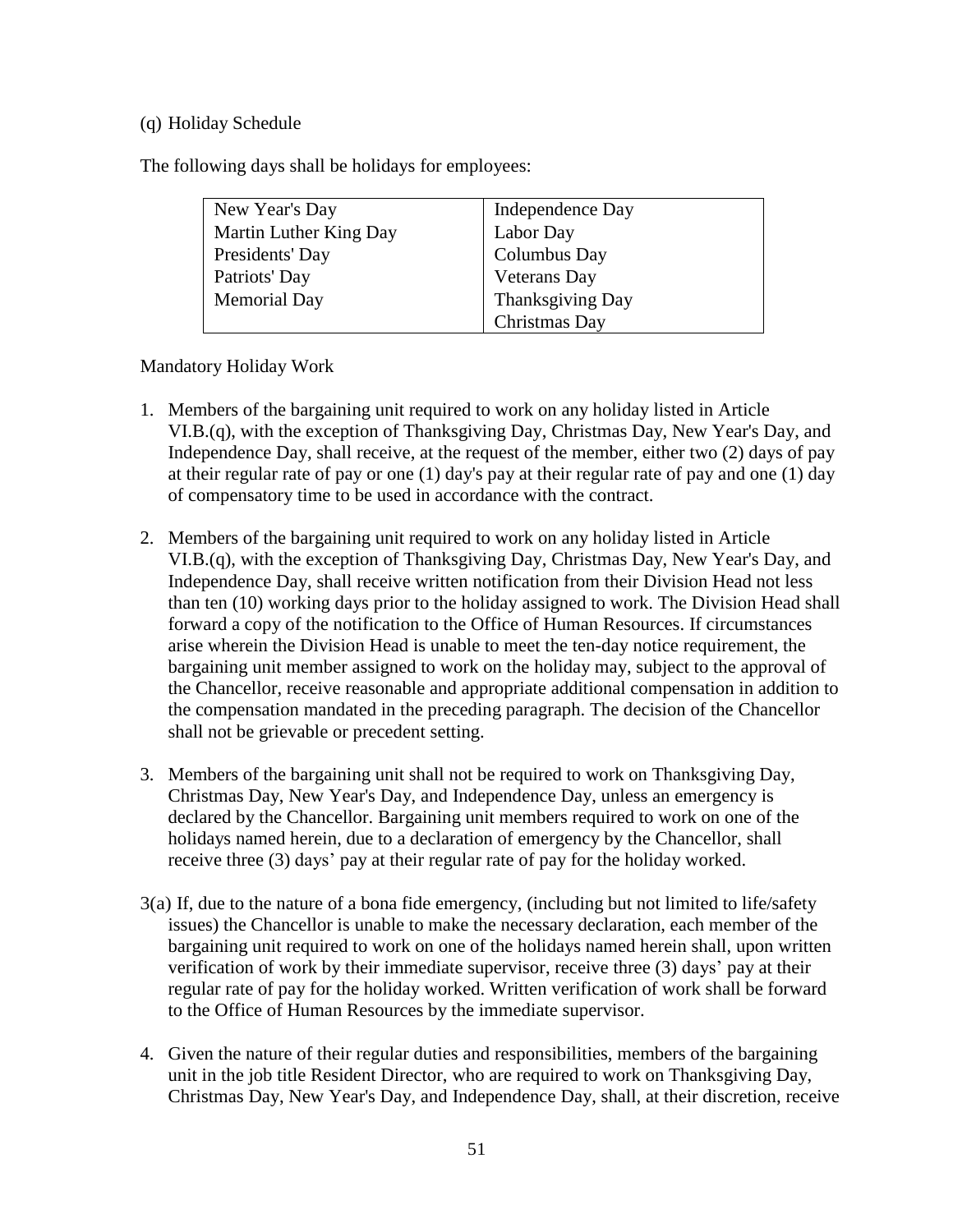(q) Holiday Schedule

The following days shall be holidays for employees:

| | |
|---|---|
| New Year's Day | Independence Day |
| Martin Luther King Day | Labor Day |
| Presidents' Day | Columbus Day |
| Patriots' Day | Veterans Day |
| Memorial Day | Thanksgiving Day |
| | Christmas Day |

Mandatory Holiday Work

1. Members of the bargaining unit required to work on any holiday listed in Article VI.B.(q), with the exception of Thanksgiving Day, Christmas Day, New Year's Day, and Independence Day, shall receive, at the request of the member, either two (2) days of pay at their regular rate of pay or one (1) day's pay at their regular rate of pay and one (1) day of compensatory time to be used in accordance with the contract.

2. Members of the bargaining unit required to work on any holiday listed in Article VI.B.(q), with the exception of Thanksgiving Day, Christmas Day, New Year's Day, and Independence Day, shall receive written notification from their Division Head not less than ten (10) working days prior to the holiday assigned to work. The Division Head shall forward a copy of the notification to the Office of Human Resources. If circumstances arise wherein the Division Head is unable to meet the ten-day notice requirement, the bargaining unit member assigned to work on the holiday may, subject to the approval of the Chancellor, receive reasonable and appropriate additional compensation in addition to the compensation mandated in the preceding paragraph. The decision of the Chancellor shall not be grievable or precedent setting.

3. Members of the bargaining unit shall not be required to work on Thanksgiving Day, Christmas Day, New Year's Day, and Independence Day, unless an emergency is declared by the Chancellor. Bargaining unit members required to work on one of the holidays named herein, due to a declaration of emergency by the Chancellor, shall receive three (3) days' pay at their regular rate of pay for the holiday worked.

3(a) If, due to the nature of a bona fide emergency, (including but not limited to life/safety issues) the Chancellor is unable to make the necessary declaration, each member of the bargaining unit required to work on one of the holidays named herein shall, upon written verification of work by their immediate supervisor, receive three (3) days' pay at their regular rate of pay for the holiday worked. Written verification of work shall be forward to the Office of Human Resources by the immediate supervisor.

4. Given the nature of their regular duties and responsibilities, members of the bargaining unit in the job title Resident Director, who are required to work on Thanksgiving Day, Christmas Day, New Year's Day, and Independence Day, shall, at their discretion, receive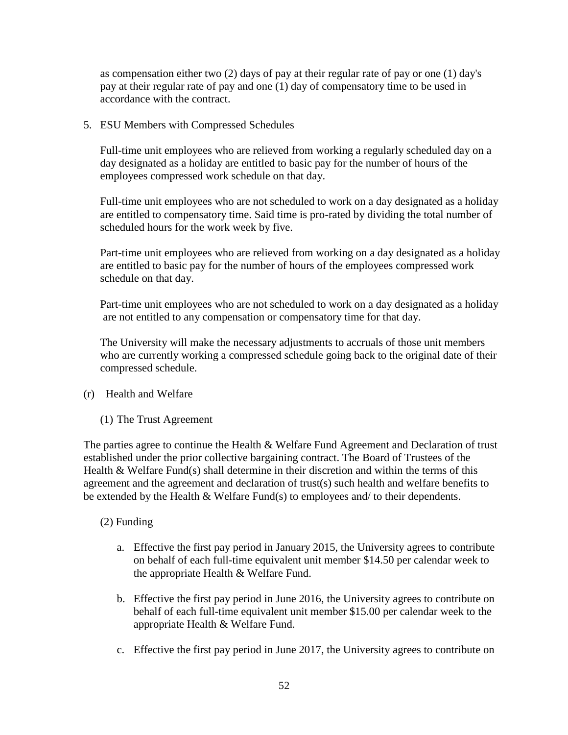as compensation either two (2) days of pay at their regular rate of pay or one (1) day's pay at their regular rate of pay and one (1) day of compensatory time to be used in accordance with the contract.

5. ESU Members with Compressed Schedules

   Full-time unit employees who are relieved from working a regularly scheduled day on a day designated as a holiday are entitled to basic pay for the number of hours of the employees compressed work schedule on that day.

   Full-time unit employees who are not scheduled to work on a day designated as a holiday are entitled to compensatory time. Said time is pro-rated by dividing the total number of scheduled hours for the work week by five.

   Part-time unit employees who are relieved from working on a day designated as a holiday are entitled to basic pay for the number of hours of the employees compressed work schedule on that day.

   Part-time unit employees who are not scheduled to work on a day designated as a holiday are not entitled to any compensation or compensatory time for that day.

   The University will make the necessary adjustments to accruals of those unit members who are currently working a compressed schedule going back to the original date of their compressed schedule.

(r) Health and Welfare

   (1) The Trust Agreement

The parties agree to continue the Health & Welfare Fund Agreement and Declaration of trust established under the prior collective bargaining contract. The Board of Trustees of the Health & Welfare Fund(s) shall determine in their discretion and within the terms of this agreement and the agreement and declaration of trust(s) such health and welfare benefits to be extended by the Health & Welfare Fund(s) to employees and/ to their dependents.

   (2) Funding

   a. Effective the first pay period in January 2015, the University agrees to contribute on behalf of each full-time equivalent unit member $14.50 per calendar week to the appropriate Health & Welfare Fund.

   b. Effective the first pay period in June 2016, the University agrees to contribute on behalf of each full-time equivalent unit member $15.00 per calendar week to the appropriate Health & Welfare Fund.

   c. Effective the first pay period in June 2017, the University agrees to contribute on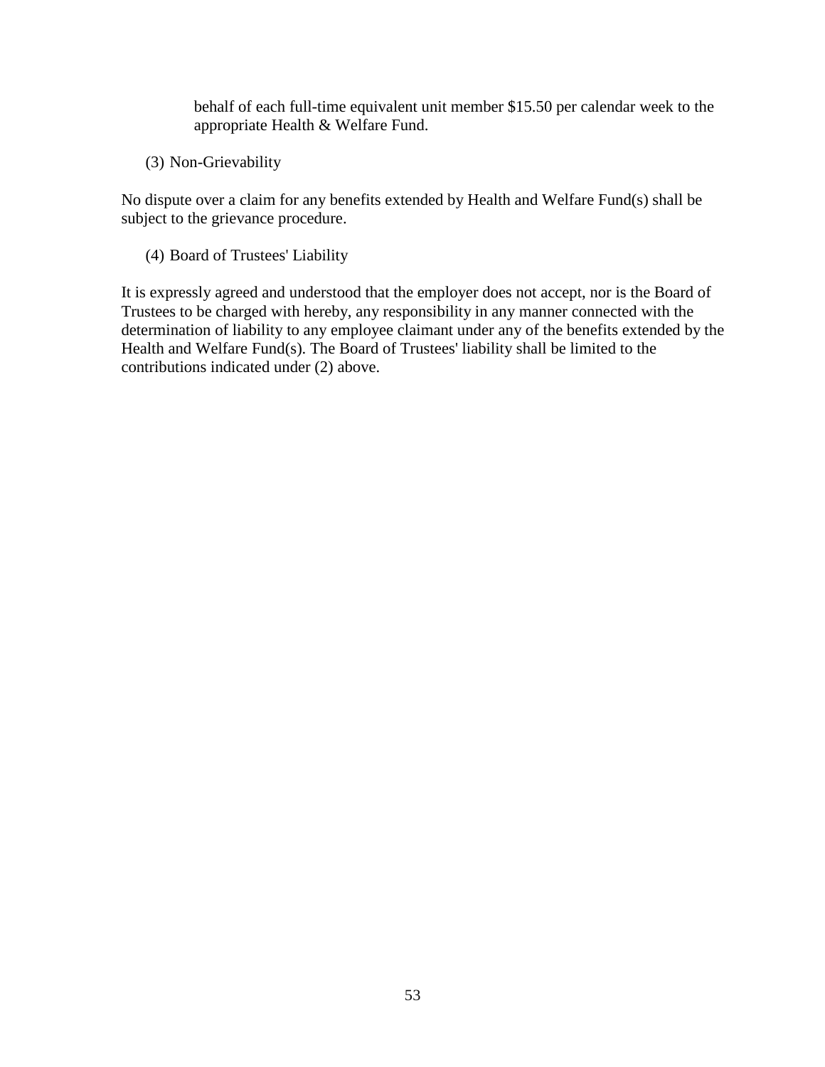behalf of each full-time equivalent unit member $15.50 per calendar week to the appropriate Health & Welfare Fund.

(3) Non-Grievability

No dispute over a claim for any benefits extended by Health and Welfare Fund(s) shall be subject to the grievance procedure.

(4) Board of Trustees' Liability

It is expressly agreed and understood that the employer does not accept, nor is the Board of Trustees to be charged with hereby, any responsibility in any manner connected with the determination of liability to any employee claimant under any of the benefits extended by the Health and Welfare Fund(s). The Board of Trustees' liability shall be limited to the contributions indicated under (2) above.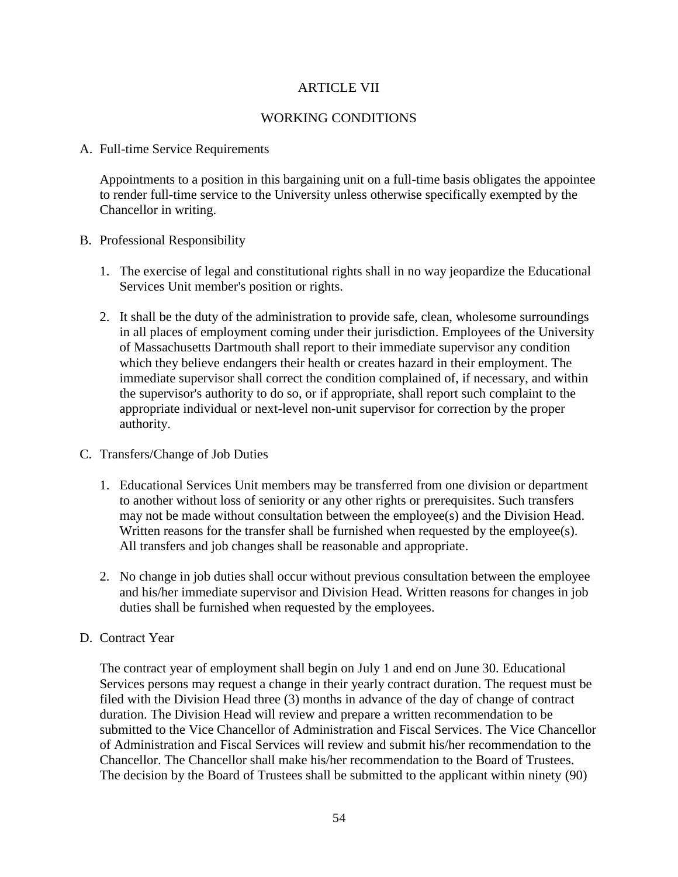# ARTICLE VII

## WORKING CONDITIONS

A. Full-time Service Requirements

   Appointments to a position in this bargaining unit on a full-time basis obligates the appointee to render full-time service to the University unless otherwise specifically exempted by the Chancellor in writing.

B. Professional Responsibility

   1. The exercise of legal and constitutional rights shall in no way jeopardize the Educational Services Unit member's position or rights.

   2. It shall be the duty of the administration to provide safe, clean, wholesome surroundings in all places of employment coming under their jurisdiction. Employees of the University of Massachusetts Dartmouth shall report to their immediate supervisor any condition which they believe endangers their health or creates hazard in their employment. The immediate supervisor shall correct the condition complained of, if necessary, and within the supervisor's authority to do so, or if appropriate, shall report such complaint to the appropriate individual or next-level non-unit supervisor for correction by the proper authority.

C. Transfers/Change of Job Duties

   1. Educational Services Unit members may be transferred from one division or department to another without loss of seniority or any other rights or prerequisites. Such transfers may not be made without consultation between the employee(s) and the Division Head. Written reasons for the transfer shall be furnished when requested by the employee(s). All transfers and job changes shall be reasonable and appropriate.

   2. No change in job duties shall occur without previous consultation between the employee and his/her immediate supervisor and Division Head. Written reasons for changes in job duties shall be furnished when requested by the employees.

D. Contract Year

   The contract year of employment shall begin on July 1 and end on June 30. Educational Services persons may request a change in their yearly contract duration. The request must be filed with the Division Head three (3) months in advance of the day of change of contract duration. The Division Head will review and prepare a written recommendation to be submitted to the Vice Chancellor of Administration and Fiscal Services. The Vice Chancellor of Administration and Fiscal Services will review and submit his/her recommendation to the Chancellor. The Chancellor shall make his/her recommendation to the Board of Trustees. The decision by the Board of Trustees shall be submitted to the applicant within ninety (90)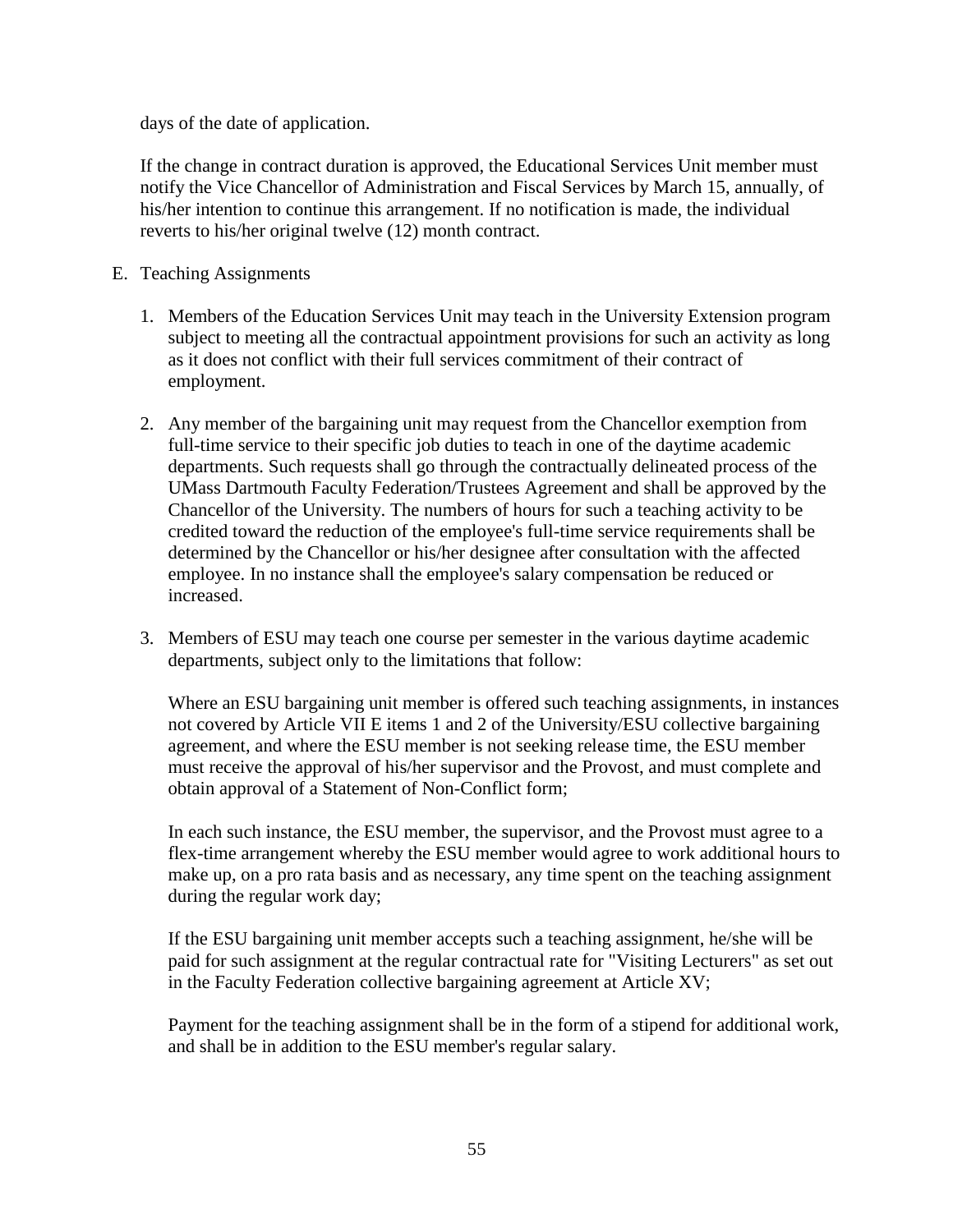days of the date of application.

If the change in contract duration is approved, the Educational Services Unit member must notify the Vice Chancellor of Administration and Fiscal Services by March 15, annually, of his/her intention to continue this arrangement. If no notification is made, the individual reverts to his/her original twelve (12) month contract.

E. Teaching Assignments

1. Members of the Education Services Unit may teach in the University Extension program subject to meeting all the contractual appointment provisions for such an activity as long as it does not conflict with their full services commitment of their contract of employment.

2. Any member of the bargaining unit may request from the Chancellor exemption from full-time service to their specific job duties to teach in one of the daytime academic departments. Such requests shall go through the contractually delineated process of the UMass Dartmouth Faculty Federation/Trustees Agreement and shall be approved by the Chancellor of the University. The numbers of hours for such a teaching activity to be credited toward the reduction of the employee's full-time service requirements shall be determined by the Chancellor or his/her designee after consultation with the affected employee. In no instance shall the employee's salary compensation be reduced or increased.

3. Members of ESU may teach one course per semester in the various daytime academic departments, subject only to the limitations that follow:

   Where an ESU bargaining unit member is offered such teaching assignments, in instances not covered by Article VII E items 1 and 2 of the University/ESU collective bargaining agreement, and where the ESU member is not seeking release time, the ESU member must receive the approval of his/her supervisor and the Provost, and must complete and obtain approval of a Statement of Non-Conflict form;

   In each such instance, the ESU member, the supervisor, and the Provost must agree to a flex-time arrangement whereby the ESU member would agree to work additional hours to make up, on a pro rata basis and as necessary, any time spent on the teaching assignment during the regular work day;

   If the ESU bargaining unit member accepts such a teaching assignment, he/she will be paid for such assignment at the regular contractual rate for "Visiting Lecturers" as set out in the Faculty Federation collective bargaining agreement at Article XV;

   Payment for the teaching assignment shall be in the form of a stipend for additional work, and shall be in addition to the ESU member's regular salary.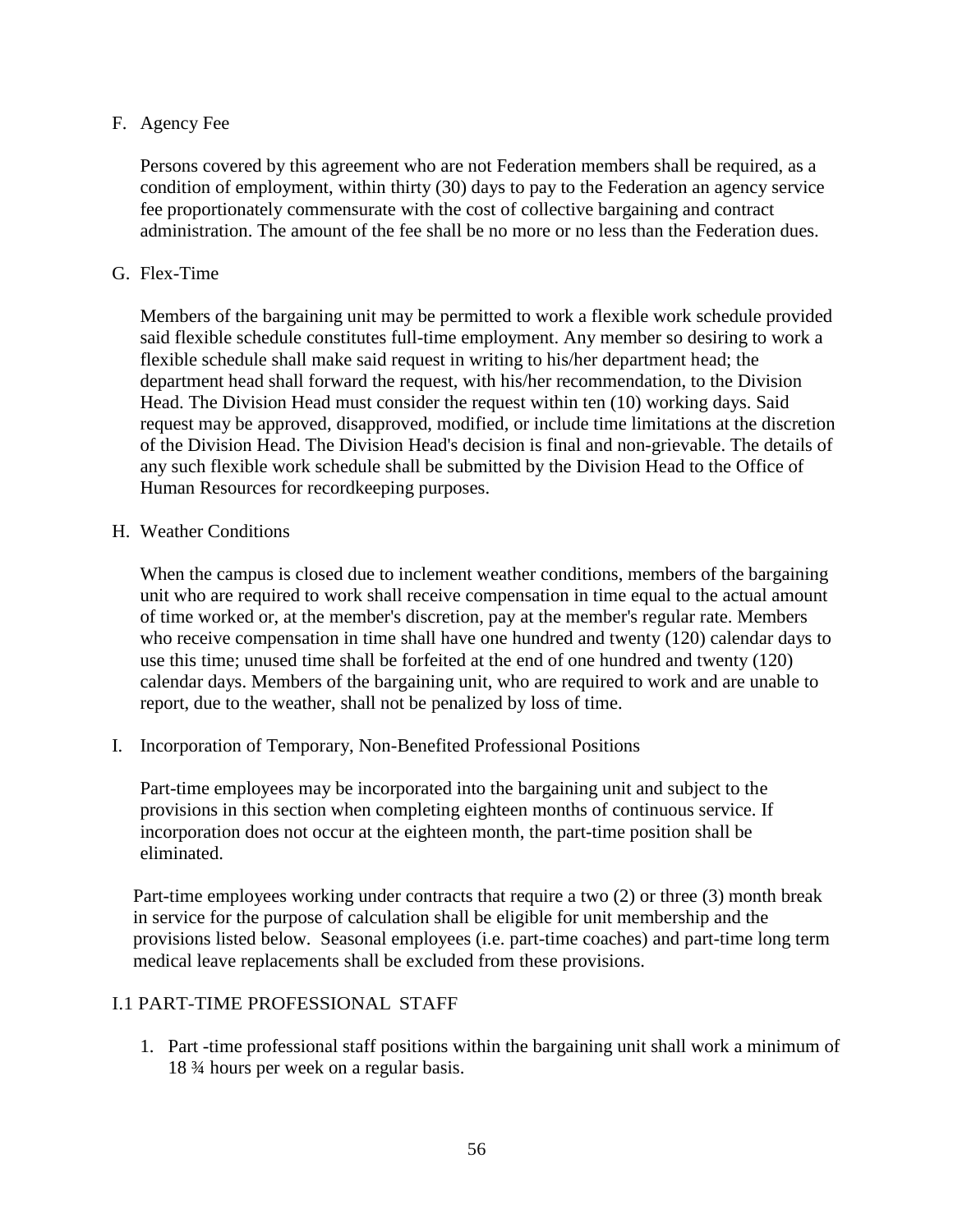F. Agency Fee

Persons covered by this agreement who are not Federation members shall be required, as a condition of employment, within thirty (30) days to pay to the Federation an agency service fee proportionately commensurate with the cost of collective bargaining and contract administration. The amount of the fee shall be no more or no less than the Federation dues.

G. Flex-Time

Members of the bargaining unit may be permitted to work a flexible work schedule provided said flexible schedule constitutes full-time employment. Any member so desiring to work a flexible schedule shall make said request in writing to his/her department head; the department head shall forward the request, with his/her recommendation, to the Division Head. The Division Head must consider the request within ten (10) working days. Said request may be approved, disapproved, modified, or include time limitations at the discretion of the Division Head. The Division Head's decision is final and non-grievable. The details of any such flexible work schedule shall be submitted by the Division Head to the Office of Human Resources for recordkeeping purposes.

H. Weather Conditions

When the campus is closed due to inclement weather conditions, members of the bargaining unit who are required to work shall receive compensation in time equal to the actual amount of time worked or, at the member's discretion, pay at the member's regular rate. Members who receive compensation in time shall have one hundred and twenty (120) calendar days to use this time; unused time shall be forfeited at the end of one hundred and twenty (120) calendar days. Members of the bargaining unit, who are required to work and are unable to report, due to the weather, shall not be penalized by loss of time.

I. Incorporation of Temporary, Non-Benefited Professional Positions

Part-time employees may be incorporated into the bargaining unit and subject to the provisions in this section when completing eighteen months of continuous service. If incorporation does not occur at the eighteen month, the part-time position shall be eliminated.

Part-time employees working under contracts that require a two (2) or three (3) month break in service for the purpose of calculation shall be eligible for unit membership and the provisions listed below. Seasonal employees (i.e. part-time coaches) and part-time long term medical leave replacements shall be excluded from these provisions.

## I.1 PART-TIME PROFESSIONAL STAFF

1. Part -time professional staff positions within the bargaining unit shall work a minimum of 18 ¾ hours per week on a regular basis.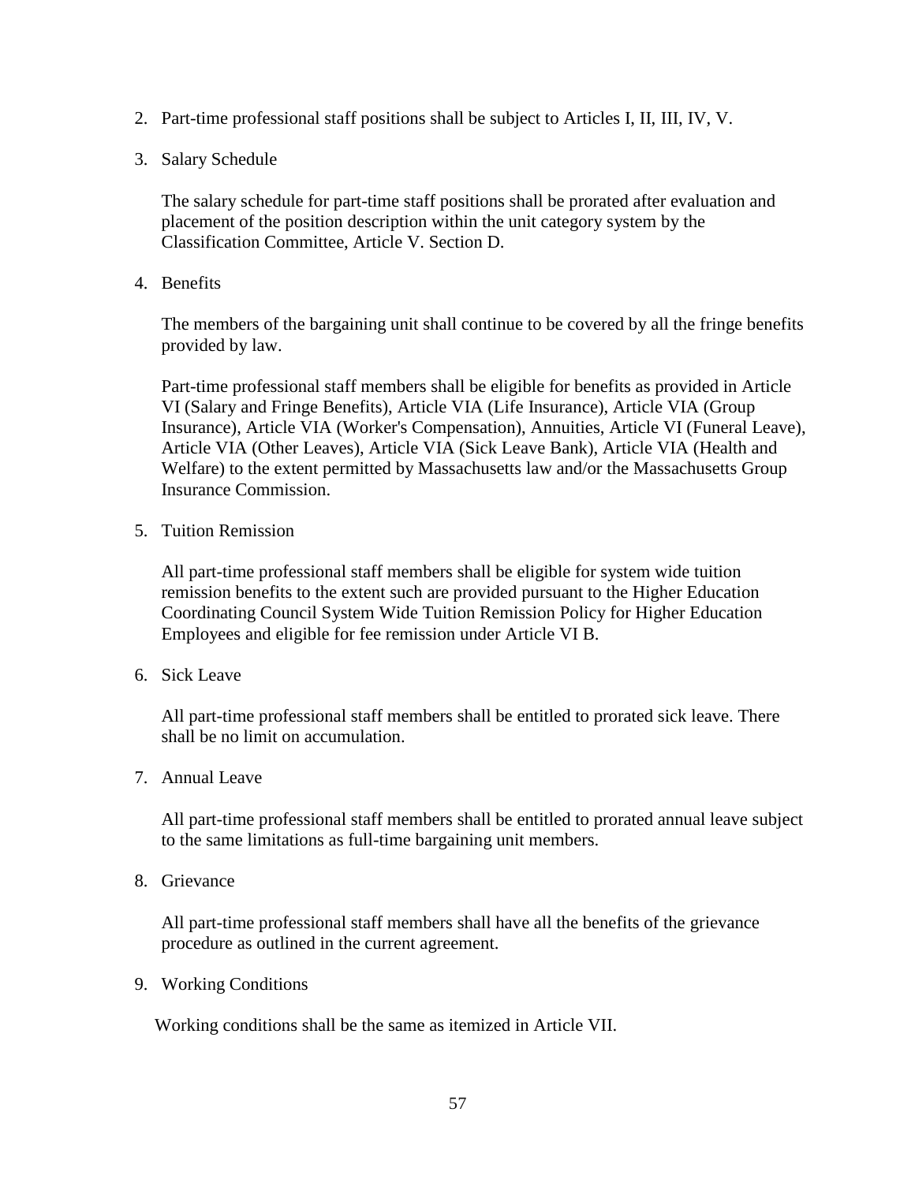2. Part-time professional staff positions shall be subject to Articles I, II, III, IV, V.

3. Salary Schedule

   The salary schedule for part-time staff positions shall be prorated after evaluation and placement of the position description within the unit category system by the Classification Committee, Article V. Section D.

4. Benefits

   The members of the bargaining unit shall continue to be covered by all the fringe benefits provided by law.

   Part-time professional staff members shall be eligible for benefits as provided in Article VI (Salary and Fringe Benefits), Article VIA (Life Insurance), Article VIA (Group Insurance), Article VIA (Worker's Compensation), Annuities, Article VI (Funeral Leave), Article VIA (Other Leaves), Article VIA (Sick Leave Bank), Article VIA (Health and Welfare) to the extent permitted by Massachusetts law and/or the Massachusetts Group Insurance Commission.

5. Tuition Remission

   All part-time professional staff members shall be eligible for system wide tuition remission benefits to the extent such are provided pursuant to the Higher Education Coordinating Council System Wide Tuition Remission Policy for Higher Education Employees and eligible for fee remission under Article VI B.

6. Sick Leave

   All part-time professional staff members shall be entitled to prorated sick leave. There shall be no limit on accumulation.

7. Annual Leave

   All part-time professional staff members shall be entitled to prorated annual leave subject to the same limitations as full-time bargaining unit members.

8. Grievance

   All part-time professional staff members shall have all the benefits of the grievance procedure as outlined in the current agreement.

9. Working Conditions

   Working conditions shall be the same as itemized in Article VII.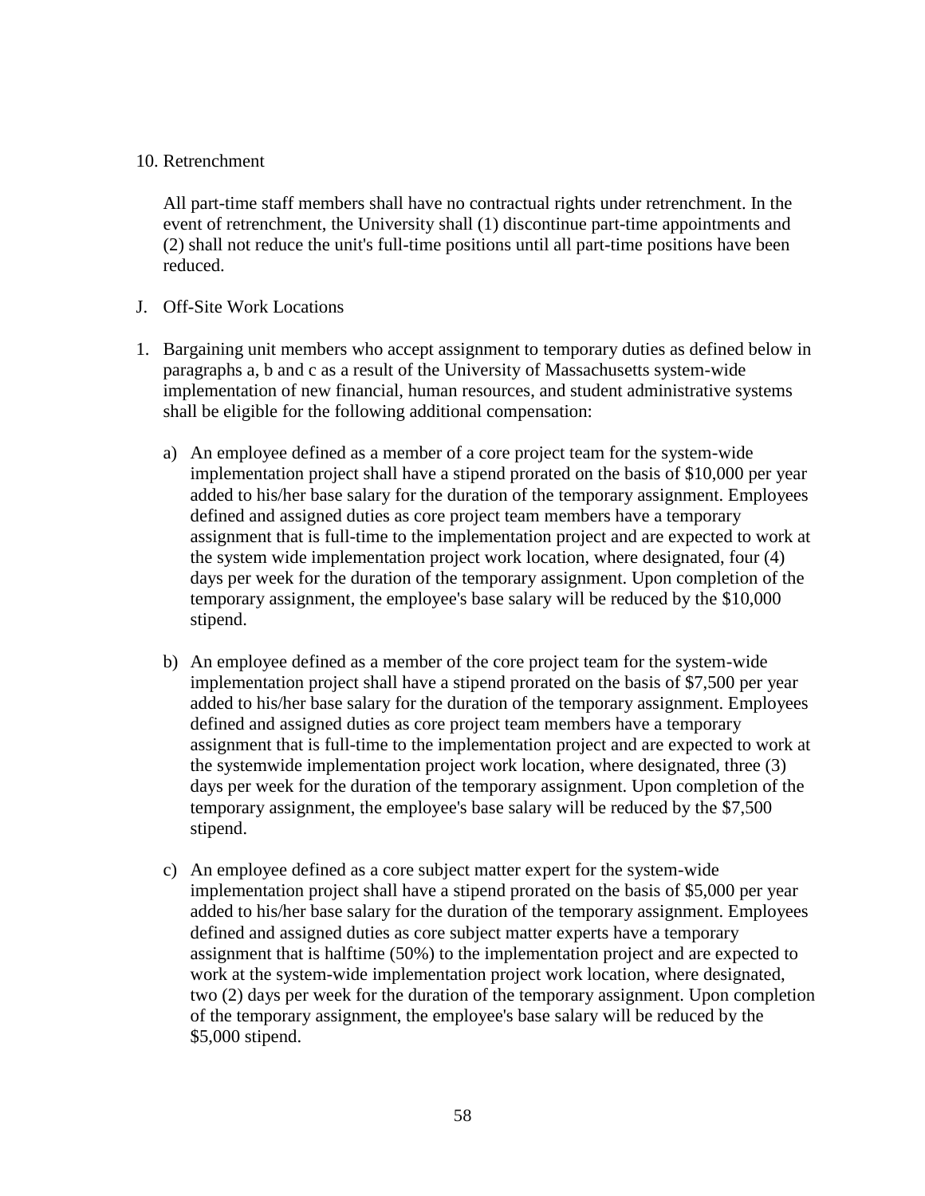10. Retrenchment

All part-time staff members shall have no contractual rights under retrenchment. In the event of retrenchment, the University shall (1) discontinue part-time appointments and (2) shall not reduce the unit's full-time positions until all part-time positions have been reduced.

J. Off-Site Work Locations

1. Bargaining unit members who accept assignment to temporary duties as defined below in paragraphs a, b and c as a result of the University of Massachusetts system-wide implementation of new financial, human resources, and student administrative systems shall be eligible for the following additional compensation:

   a) An employee defined as a member of a core project team for the system-wide implementation project shall have a stipend prorated on the basis of $10,000 per year added to his/her base salary for the duration of the temporary assignment. Employees defined and assigned duties as core project team members have a temporary assignment that is full-time to the implementation project and are expected to work at the system wide implementation project work location, where designated, four (4) days per week for the duration of the temporary assignment. Upon completion of the temporary assignment, the employee's base salary will be reduced by the $10,000 stipend.

   b) An employee defined as a member of the core project team for the system-wide implementation project shall have a stipend prorated on the basis of $7,500 per year added to his/her base salary for the duration of the temporary assignment. Employees defined and assigned duties as core project team members have a temporary assignment that is full-time to the implementation project and are expected to work at the systemwide implementation project work location, where designated, three (3) days per week for the duration of the temporary assignment. Upon completion of the temporary assignment, the employee's base salary will be reduced by the $7,500 stipend.

   c) An employee defined as a core subject matter expert for the system-wide implementation project shall have a stipend prorated on the basis of $5,000 per year added to his/her base salary for the duration of the temporary assignment. Employees defined and assigned duties as core subject matter experts have a temporary assignment that is halftime (50%) to the implementation project and are expected to work at the system-wide implementation project work location, where designated, two (2) days per week for the duration of the temporary assignment. Upon completion of the temporary assignment, the employee's base salary will be reduced by the $5,000 stipend.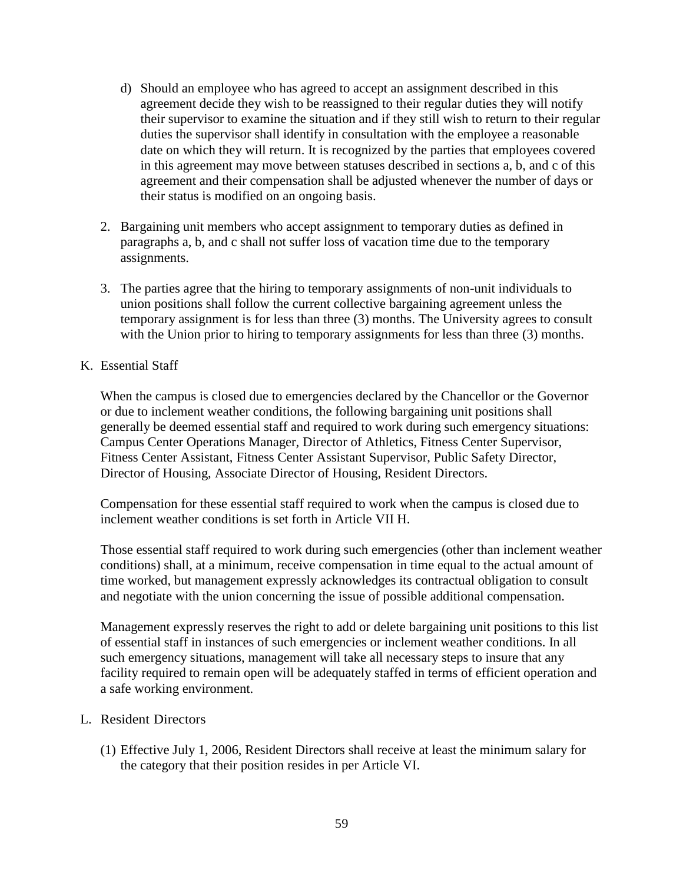d) Should an employee who has agreed to accept an assignment described in this agreement decide they wish to be reassigned to their regular duties they will notify their supervisor to examine the situation and if they still wish to return to their regular duties the supervisor shall identify in consultation with the employee a reasonable date on which they will return. It is recognized by the parties that employees covered in this agreement may move between statuses described in sections a, b, and c of this agreement and their compensation shall be adjusted whenever the number of days or their status is modified on an ongoing basis.

2. Bargaining unit members who accept assignment to temporary duties as defined in paragraphs a, b, and c shall not suffer loss of vacation time due to the temporary assignments.

3. The parties agree that the hiring to temporary assignments of non-unit individuals to union positions shall follow the current collective bargaining agreement unless the temporary assignment is for less than three (3) months. The University agrees to consult with the Union prior to hiring to temporary assignments for less than three (3) months.

K. Essential Staff

When the campus is closed due to emergencies declared by the Chancellor or the Governor or due to inclement weather conditions, the following bargaining unit positions shall generally be deemed essential staff and required to work during such emergency situations: Campus Center Operations Manager, Director of Athletics, Fitness Center Supervisor, Fitness Center Assistant, Fitness Center Assistant Supervisor, Public Safety Director, Director of Housing, Associate Director of Housing, Resident Directors.

Compensation for these essential staff required to work when the campus is closed due to inclement weather conditions is set forth in Article VII H.

Those essential staff required to work during such emergencies (other than inclement weather conditions) shall, at a minimum, receive compensation in time equal to the actual amount of time worked, but management expressly acknowledges its contractual obligation to consult and negotiate with the union concerning the issue of possible additional compensation.

Management expressly reserves the right to add or delete bargaining unit positions to this list of essential staff in instances of such emergencies or inclement weather conditions. In all such emergency situations, management will take all necessary steps to insure that any facility required to remain open will be adequately staffed in terms of efficient operation and a safe working environment.

L. Resident Directors

(1) Effective July 1, 2006, Resident Directors shall receive at least the minimum salary for the category that their position resides in per Article VI.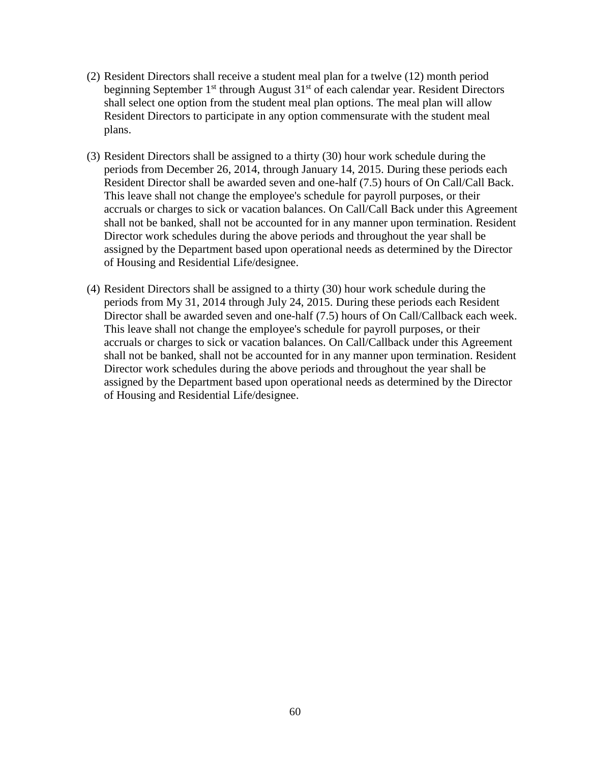(2) Resident Directors shall receive a student meal plan for a twelve (12) month period beginning September 1st through August 31st of each calendar year. Resident Directors shall select one option from the student meal plan options. The meal plan will allow Resident Directors to participate in any option commensurate with the student meal plans.

(3) Resident Directors shall be assigned to a thirty (30) hour work schedule during the periods from December 26, 2014, through January 14, 2015. During these periods each Resident Director shall be awarded seven and one-half (7.5) hours of On Call/Call Back. This leave shall not change the employee's schedule for payroll purposes, or their accruals or charges to sick or vacation balances. On Call/Call Back under this Agreement shall not be banked, shall not be accounted for in any manner upon termination. Resident Director work schedules during the above periods and throughout the year shall be assigned by the Department based upon operational needs as determined by the Director of Housing and Residential Life/designee.

(4) Resident Directors shall be assigned to a thirty (30) hour work schedule during the periods from My 31, 2014 through July 24, 2015. During these periods each Resident Director shall be awarded seven and one-half (7.5) hours of On Call/Callback each week. This leave shall not change the employee's schedule for payroll purposes, or their accruals or charges to sick or vacation balances. On Call/Callback under this Agreement shall not be banked, shall not be accounted for in any manner upon termination. Resident Director work schedules during the above periods and throughout the year shall be assigned by the Department based upon operational needs as determined by the Director of Housing and Residential Life/designee.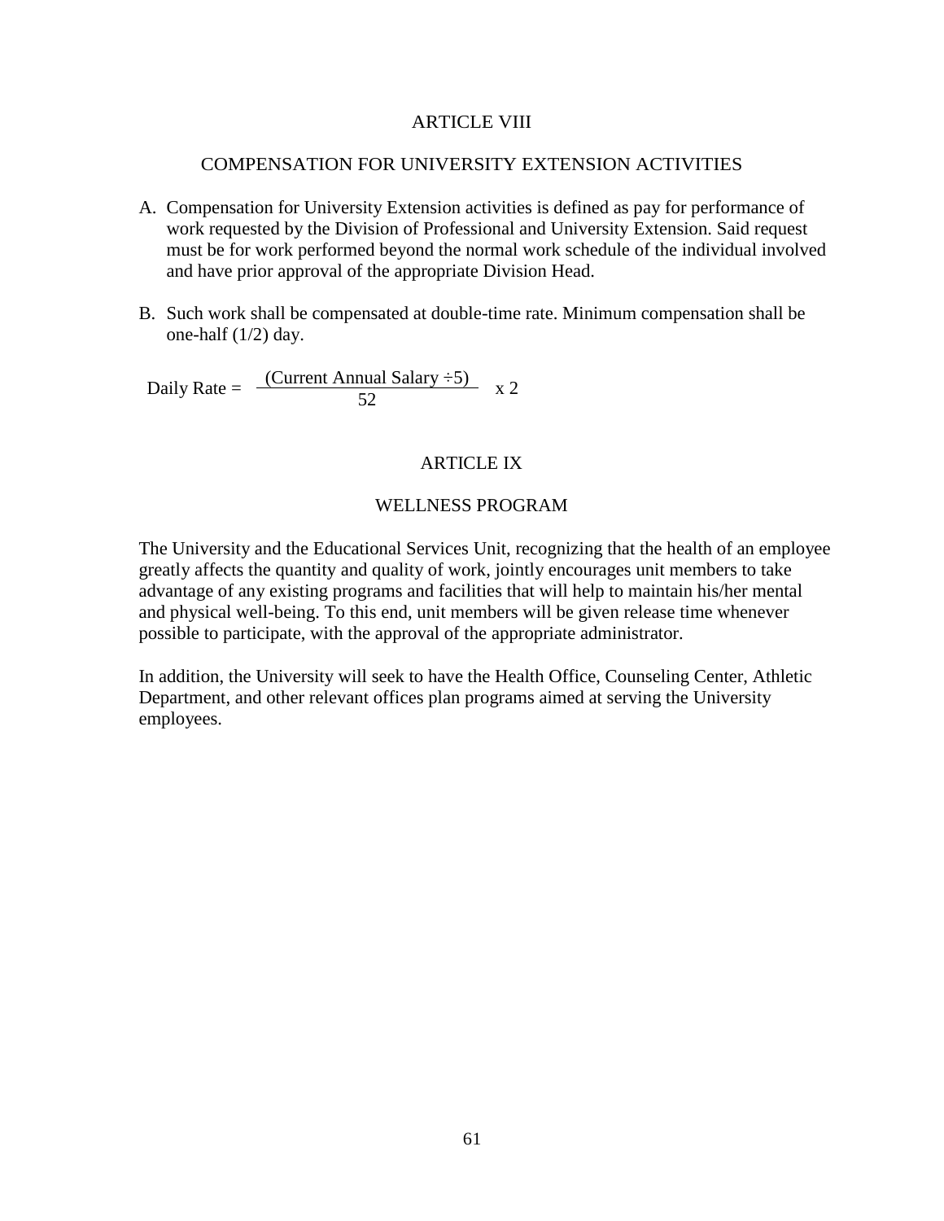# ARTICLE VIII

## COMPENSATION FOR UNIVERSITY EXTENSION ACTIVITIES

A. Compensation for University Extension activities is defined as pay for performance of work requested by the Division of Professional and University Extension. Said request must be for work performed beyond the normal work schedule of the individual involved and have prior approval of the appropriate Division Head.

B. Such work shall be compensated at double-time rate. Minimum compensation shall be one-half (1/2) day.

$$\text{Daily Rate} = \frac{(\text{Current Annual Salary} \div 5)}{52} \times 2$$

# ARTICLE IX

## WELLNESS PROGRAM

The University and the Educational Services Unit, recognizing that the health of an employee greatly affects the quantity and quality of work, jointly encourages unit members to take advantage of any existing programs and facilities that will help to maintain his/her mental and physical well-being. To this end, unit members will be given release time whenever possible to participate, with the approval of the appropriate administrator.

In addition, the University will seek to have the Health Office, Counseling Center, Athletic Department, and other relevant offices plan programs aimed at serving the University employees.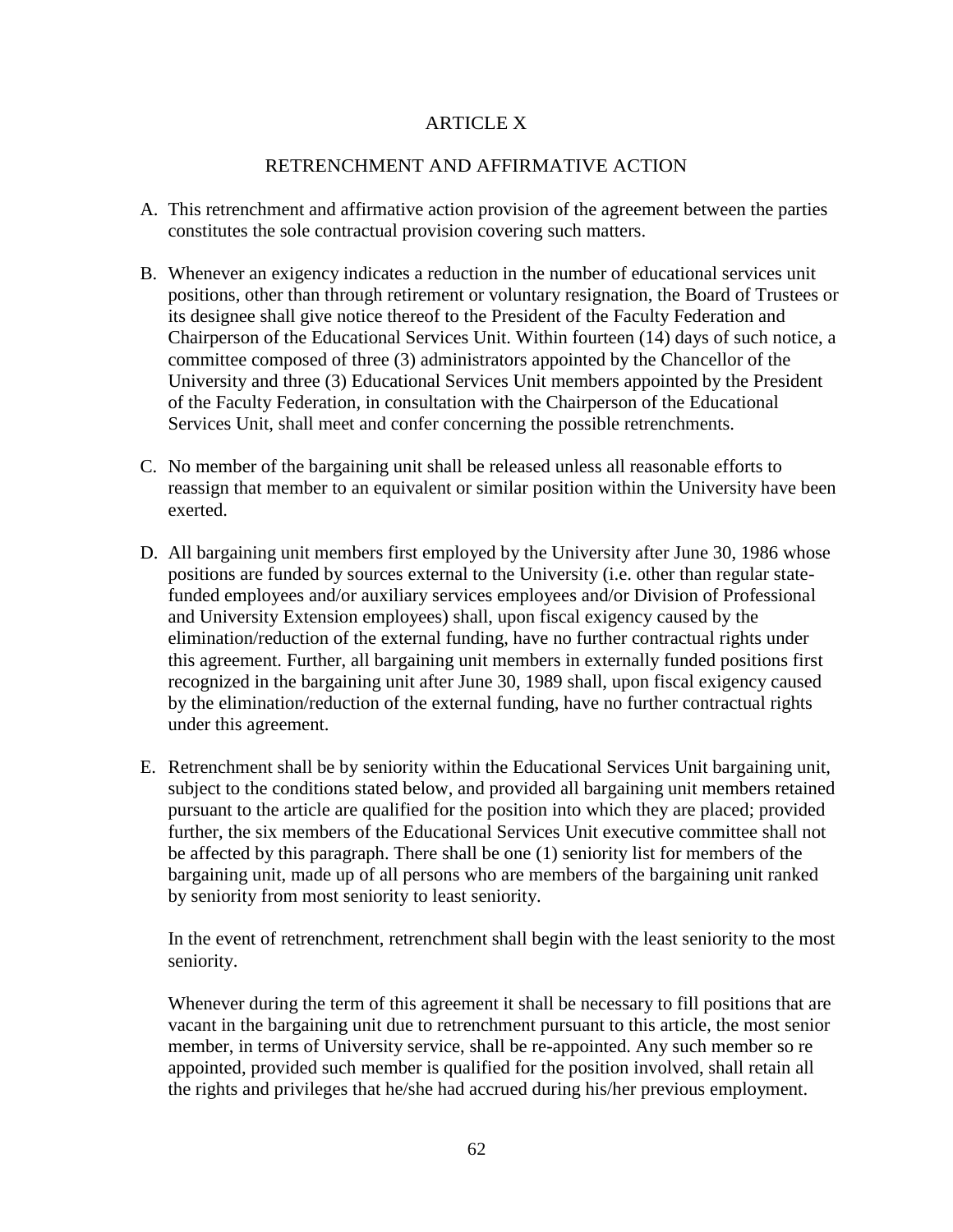# ARTICLE X

## RETRENCHMENT AND AFFIRMATIVE ACTION

A. This retrenchment and affirmative action provision of the agreement between the parties constitutes the sole contractual provision covering such matters.

B. Whenever an exigency indicates a reduction in the number of educational services unit positions, other than through retirement or voluntary resignation, the Board of Trustees or its designee shall give notice thereof to the President of the Faculty Federation and Chairperson of the Educational Services Unit. Within fourteen (14) days of such notice, a committee composed of three (3) administrators appointed by the Chancellor of the University and three (3) Educational Services Unit members appointed by the President of the Faculty Federation, in consultation with the Chairperson of the Educational Services Unit, shall meet and confer concerning the possible retrenchments.

C. No member of the bargaining unit shall be released unless all reasonable efforts to reassign that member to an equivalent or similar position within the University have been exerted.

D. All bargaining unit members first employed by the University after June 30, 1986 whose positions are funded by sources external to the University (i.e. other than regular state-funded employees and/or auxiliary services employees and/or Division of Professional and University Extension employees) shall, upon fiscal exigency caused by the elimination/reduction of the external funding, have no further contractual rights under this agreement. Further, all bargaining unit members in externally funded positions first recognized in the bargaining unit after June 30, 1989 shall, upon fiscal exigency caused by the elimination/reduction of the external funding, have no further contractual rights under this agreement.

E. Retrenchment shall be by seniority within the Educational Services Unit bargaining unit, subject to the conditions stated below, and provided all bargaining unit members retained pursuant to the article are qualified for the position into which they are placed; provided further, the six members of the Educational Services Unit executive committee shall not be affected by this paragraph. There shall be one (1) seniority list for members of the bargaining unit, made up of all persons who are members of the bargaining unit ranked by seniority from most seniority to least seniority.

   In the event of retrenchment, retrenchment shall begin with the least seniority to the most seniority.

   Whenever during the term of this agreement it shall be necessary to fill positions that are vacant in the bargaining unit due to retrenchment pursuant to this article, the most senior member, in terms of University service, shall be re-appointed. Any such member so re appointed, provided such member is qualified for the position involved, shall retain all the rights and privileges that he/she had accrued during his/her previous employment.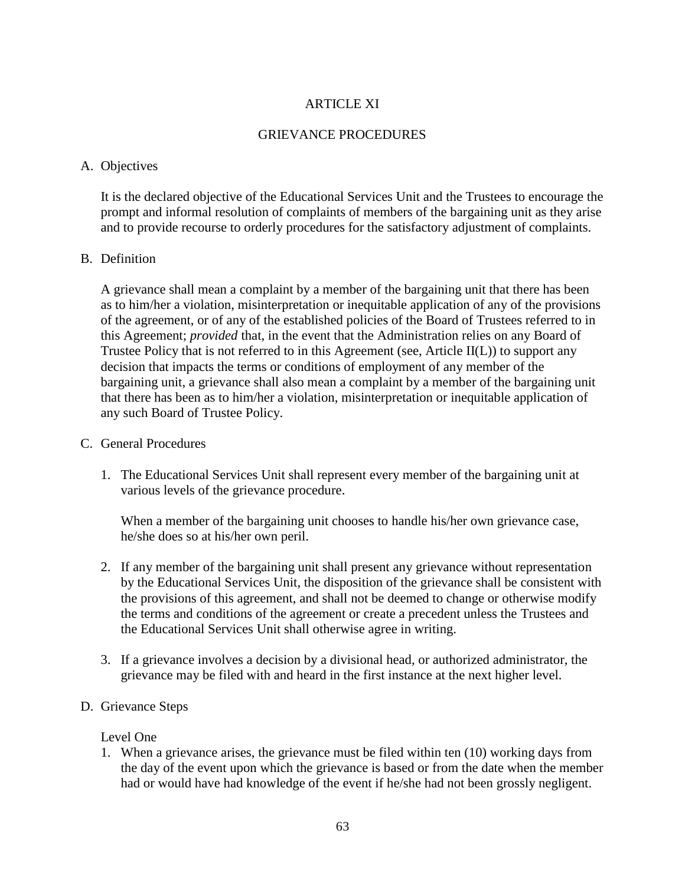# ARTICLE XI

## GRIEVANCE PROCEDURES

A. Objectives

It is the declared objective of the Educational Services Unit and the Trustees to encourage the prompt and informal resolution of complaints of members of the bargaining unit as they arise and to provide recourse to orderly procedures for the satisfactory adjustment of complaints.

B. Definition

A grievance shall mean a complaint by a member of the bargaining unit that there has been as to him/her a violation, misinterpretation or inequitable application of any of the provisions of the agreement, or of any of the established policies of the Board of Trustees referred to in this Agreement; *provided* that, in the event that the Administration relies on any Board of Trustee Policy that is not referred to in this Agreement (see, Article II(L)) to support any decision that impacts the terms or conditions of employment of any member of the bargaining unit, a grievance shall also mean a complaint by a member of the bargaining unit that there has been as to him/her a violation, misinterpretation or inequitable application of any such Board of Trustee Policy.

C. General Procedures

1. The Educational Services Unit shall represent every member of the bargaining unit at various levels of the grievance procedure.

   When a member of the bargaining unit chooses to handle his/her own grievance case, he/she does so at his/her own peril.

2. If any member of the bargaining unit shall present any grievance without representation by the Educational Services Unit, the disposition of the grievance shall be consistent with the provisions of this agreement, and shall not be deemed to change or otherwise modify the terms and conditions of the agreement or create a precedent unless the Trustees and the Educational Services Unit shall otherwise agree in writing.

3. If a grievance involves a decision by a divisional head, or authorized administrator, the grievance may be filed with and heard in the first instance at the next higher level.

D. Grievance Steps

Level One

1. When a grievance arises, the grievance must be filed within ten (10) working days from the day of the event upon which the grievance is based or from the date when the member had or would have had knowledge of the event if he/she had not been grossly negligent.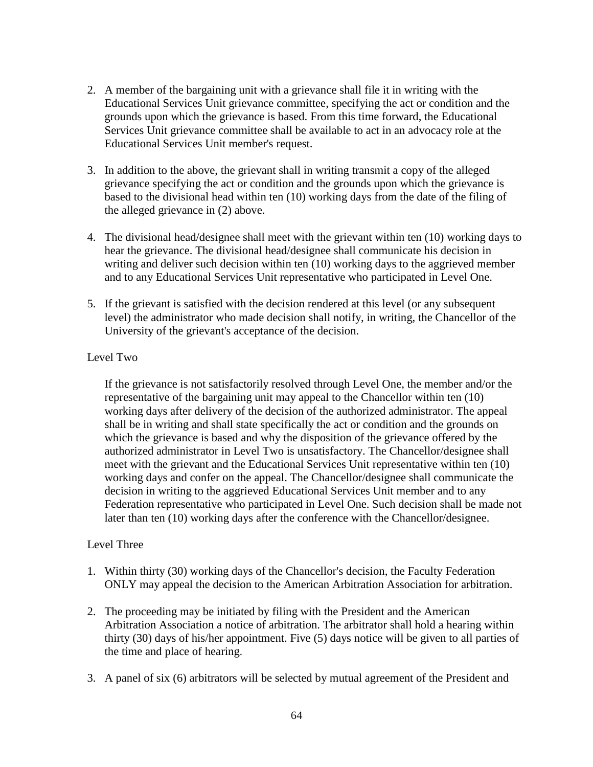2. A member of the bargaining unit with a grievance shall file it in writing with the Educational Services Unit grievance committee, specifying the act or condition and the grounds upon which the grievance is based. From this time forward, the Educational Services Unit grievance committee shall be available to act in an advocacy role at the Educational Services Unit member's request.

3. In addition to the above, the grievant shall in writing transmit a copy of the alleged grievance specifying the act or condition and the grounds upon which the grievance is based to the divisional head within ten (10) working days from the date of the filing of the alleged grievance in (2) above.

4. The divisional head/designee shall meet with the grievant within ten (10) working days to hear the grievance. The divisional head/designee shall communicate his decision in writing and deliver such decision within ten (10) working days to the aggrieved member and to any Educational Services Unit representative who participated in Level One.

5. If the grievant is satisfied with the decision rendered at this level (or any subsequent level) the administrator who made decision shall notify, in writing, the Chancellor of the University of the grievant's acceptance of the decision.

Level Two

If the grievance is not satisfactorily resolved through Level One, the member and/or the representative of the bargaining unit may appeal to the Chancellor within ten (10) working days after delivery of the decision of the authorized administrator. The appeal shall be in writing and shall state specifically the act or condition and the grounds on which the grievance is based and why the disposition of the grievance offered by the authorized administrator in Level Two is unsatisfactory. The Chancellor/designee shall meet with the grievant and the Educational Services Unit representative within ten (10) working days and confer on the appeal. The Chancellor/designee shall communicate the decision in writing to the aggrieved Educational Services Unit member and to any Federation representative who participated in Level One. Such decision shall be made not later than ten (10) working days after the conference with the Chancellor/designee.

Level Three

1. Within thirty (30) working days of the Chancellor's decision, the Faculty Federation ONLY may appeal the decision to the American Arbitration Association for arbitration.

2. The proceeding may be initiated by filing with the President and the American Arbitration Association a notice of arbitration. The arbitrator shall hold a hearing within thirty (30) days of his/her appointment. Five (5) days notice will be given to all parties of the time and place of hearing.

3. A panel of six (6) arbitrators will be selected by mutual agreement of the President and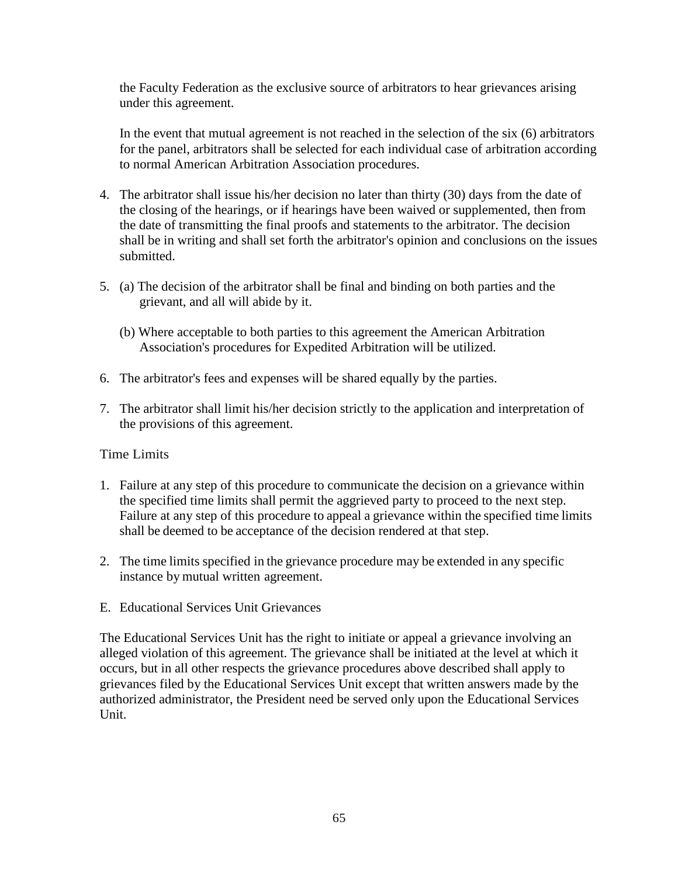the Faculty Federation as the exclusive source of arbitrators to hear grievances arising under this agreement.

In the event that mutual agreement is not reached in the selection of the six (6) arbitrators for the panel, arbitrators shall be selected for each individual case of arbitration according to normal American Arbitration Association procedures.

4. The arbitrator shall issue his/her decision no later than thirty (30) days from the date of the closing of the hearings, or if hearings have been waived or supplemented, then from the date of transmitting the final proofs and statements to the arbitrator. The decision shall be in writing and shall set forth the arbitrator's opinion and conclusions on the issues submitted.

5. (a) The decision of the arbitrator shall be final and binding on both parties and the grievant, and all will abide by it.

   (b) Where acceptable to both parties to this agreement the American Arbitration Association's procedures for Expedited Arbitration will be utilized.

6. The arbitrator's fees and expenses will be shared equally by the parties.

7. The arbitrator shall limit his/her decision strictly to the application and interpretation of the provisions of this agreement.

Time Limits

1. Failure at any step of this procedure to communicate the decision on a grievance within the specified time limits shall permit the aggrieved party to proceed to the next step. Failure at any step of this procedure to appeal a grievance within the specified time limits shall be deemed to be acceptance of the decision rendered at that step.

2. The time limits specified in the grievance procedure may be extended in any specific instance by mutual written agreement.

E. Educational Services Unit Grievances

The Educational Services Unit has the right to initiate or appeal a grievance involving an alleged violation of this agreement. The grievance shall be initiated at the level at which it occurs, but in all other respects the grievance procedures above described shall apply to grievances filed by the Educational Services Unit except that written answers made by the authorized administrator, the President need be served only upon the Educational Services Unit.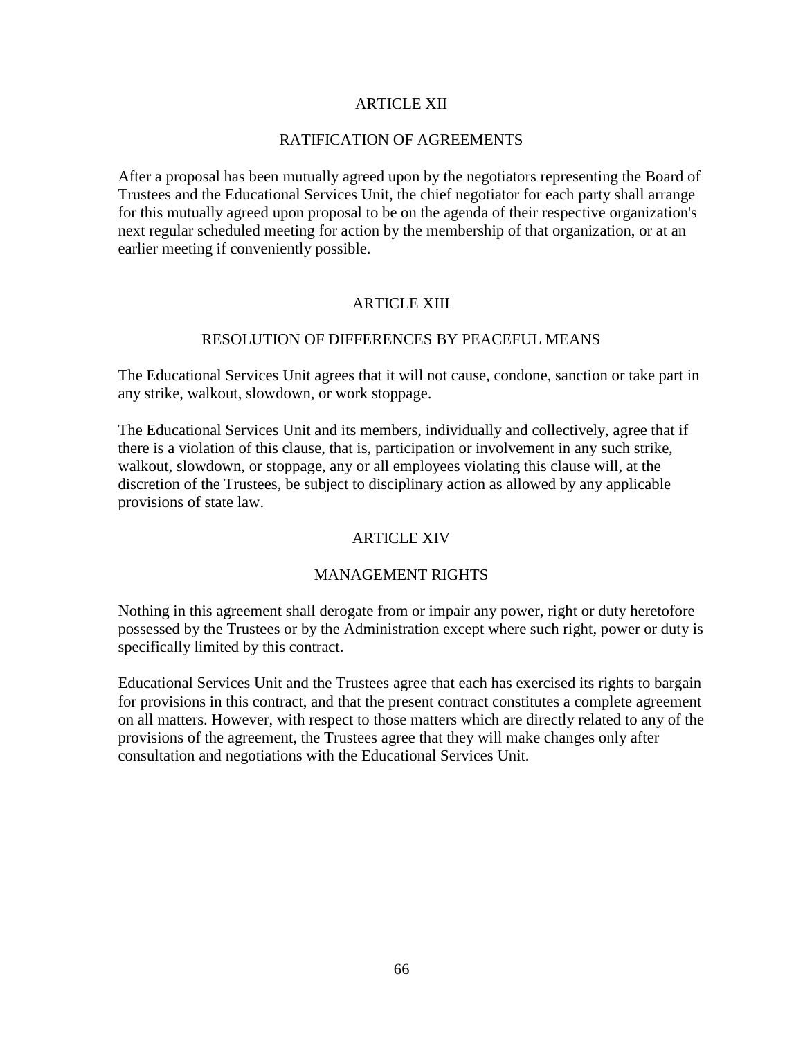## ARTICLE XII

## RATIFICATION OF AGREEMENTS

After a proposal has been mutually agreed upon by the negotiators representing the Board of Trustees and the Educational Services Unit, the chief negotiator for each party shall arrange for this mutually agreed upon proposal to be on the agenda of their respective organization's next regular scheduled meeting for action by the membership of that organization, or at an earlier meeting if conveniently possible.

## ARTICLE XIII

## RESOLUTION OF DIFFERENCES BY PEACEFUL MEANS

The Educational Services Unit agrees that it will not cause, condone, sanction or take part in any strike, walkout, slowdown, or work stoppage.

The Educational Services Unit and its members, individually and collectively, agree that if there is a violation of this clause, that is, participation or involvement in any such strike, walkout, slowdown, or stoppage, any or all employees violating this clause will, at the discretion of the Trustees, be subject to disciplinary action as allowed by any applicable provisions of state law.

## ARTICLE XIV

## MANAGEMENT RIGHTS

Nothing in this agreement shall derogate from or impair any power, right or duty heretofore possessed by the Trustees or by the Administration except where such right, power or duty is specifically limited by this contract.

Educational Services Unit and the Trustees agree that each has exercised its rights to bargain for provisions in this contract, and that the present contract constitutes a complete agreement on all matters. However, with respect to those matters which are directly related to any of the provisions of the agreement, the Trustees agree that they will make changes only after consultation and negotiations with the Educational Services Unit.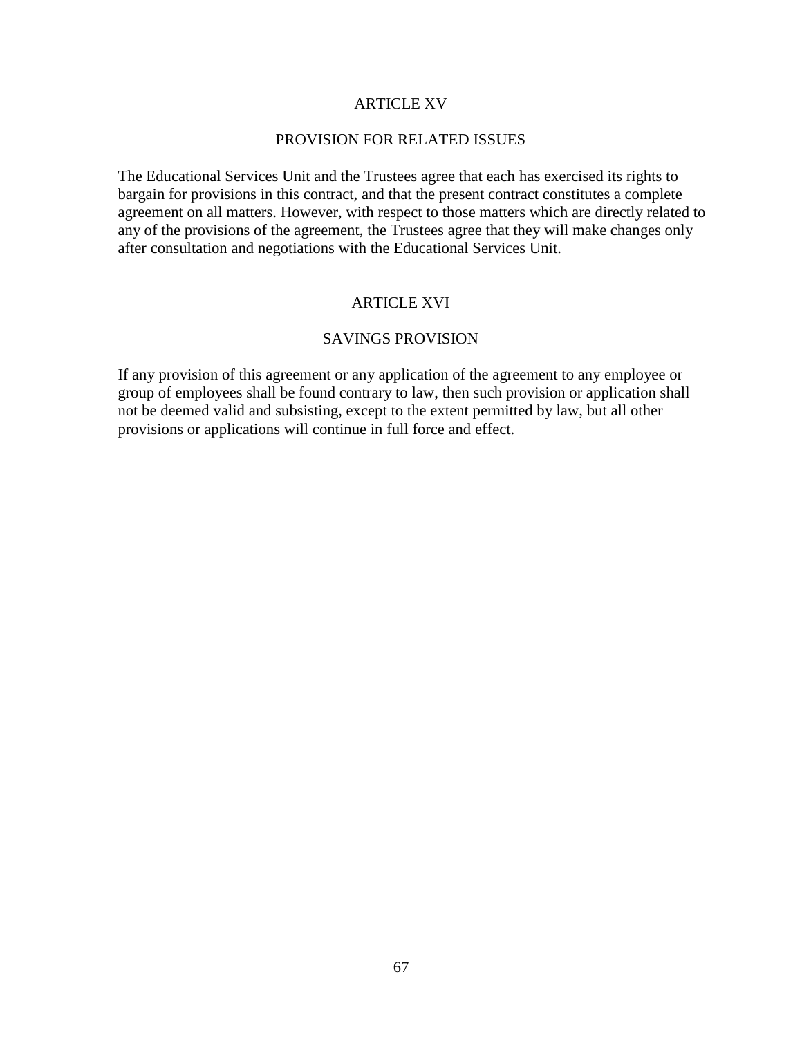# ARTICLE XV

## PROVISION FOR RELATED ISSUES

The Educational Services Unit and the Trustees agree that each has exercised its rights to bargain for provisions in this contract, and that the present contract constitutes a complete agreement on all matters. However, with respect to those matters which are directly related to any of the provisions of the agreement, the Trustees agree that they will make changes only after consultation and negotiations with the Educational Services Unit.

# ARTICLE XVI

## SAVINGS PROVISION

If any provision of this agreement or any application of the agreement to any employee or group of employees shall be found contrary to law, then such provision or application shall not be deemed valid and subsisting, except to the extent permitted by law, but all other provisions or applications will continue in full force and effect.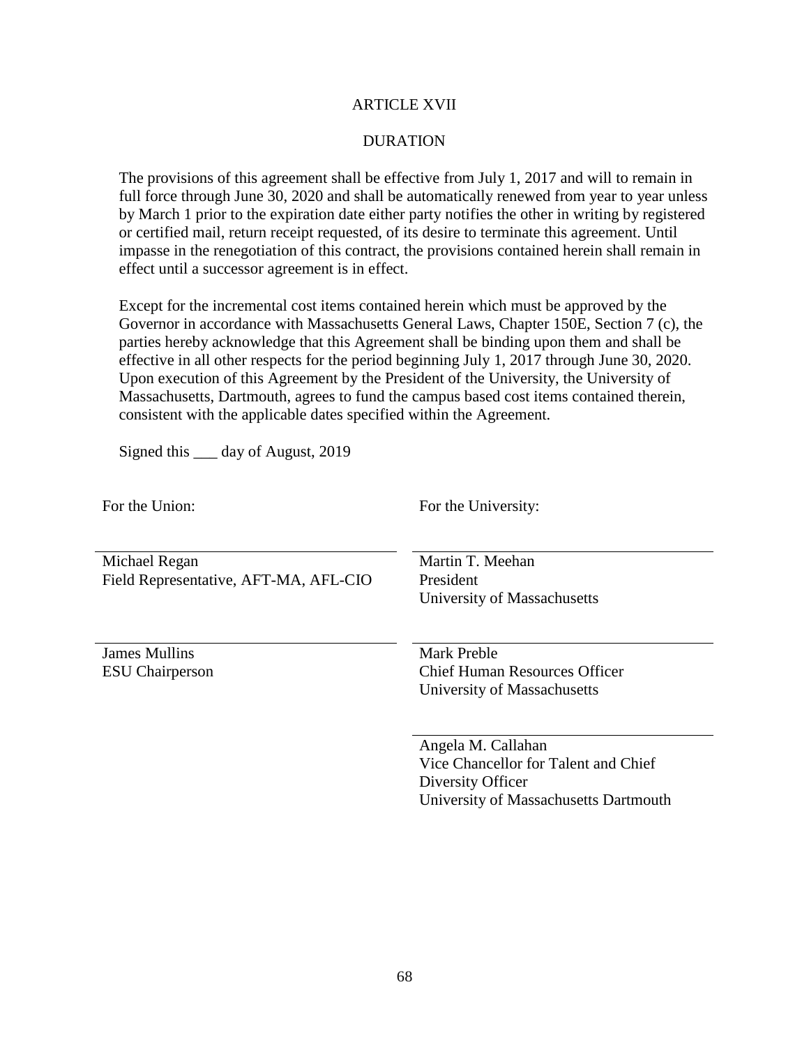# ARTICLE XVII

## DURATION

The provisions of this agreement shall be effective from July 1, 2017 and will to remain in full force through June 30, 2020 and shall be automatically renewed from year to year unless by March 1 prior to the expiration date either party notifies the other in writing by registered or certified mail, return receipt requested, of its desire to terminate this agreement. Until impasse in the renegotiation of this contract, the provisions contained herein shall remain in effect until a successor agreement is in effect.

Except for the incremental cost items contained herein which must be approved by the Governor in accordance with Massachusetts General Laws, Chapter 150E, Section 7 (c), the parties hereby acknowledge that this Agreement shall be binding upon them and shall be effective in all other respects for the period beginning July 1, 2017 through June 30, 2020. Upon execution of this Agreement by the President of the University, the University of Massachusetts, Dartmouth, agrees to fund the campus based cost items contained therein, consistent with the applicable dates specified within the Agreement.

Signed this ___ day of August, 2019

| For the Union: | For the University: |
|---|---|
| ______________________<br>Michael Regan<br>Field Representative, AFT-MA, AFL-CIO | ______________________<br>Martin T. Meehan<br>President<br>University of Massachusetts |
| ______________________<br>James Mullins<br>ESU Chairperson | ______________________<br>Mark Preble<br>Chief Human Resources Officer<br>University of Massachusetts |
| | ______________________<br>Angela M. Callahan<br>Vice Chancellor for Talent and Chief Diversity Officer<br>University of Massachusetts Dartmouth |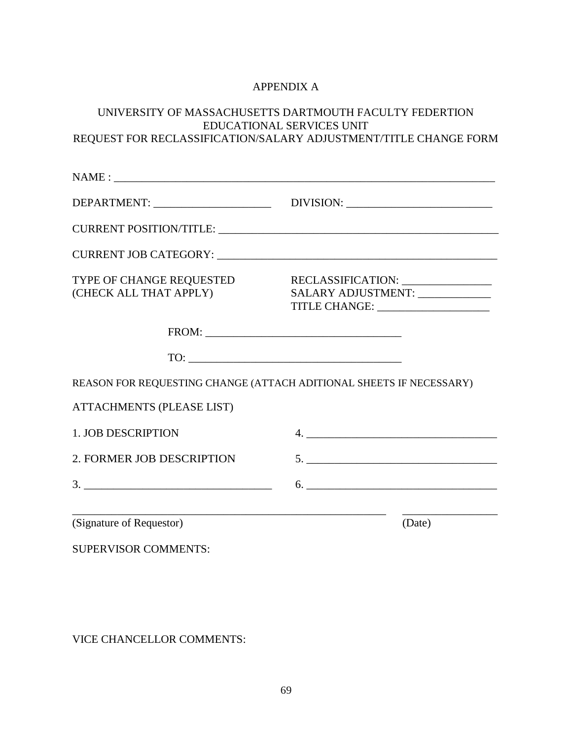# APPENDIX A

## UNIVERSITY OF MASSACHUSETTS DARTMOUTH FACULTY FEDERTION EDUCATIONAL SERVICES UNIT REQUEST FOR RECLASSIFICATION/SALARY ADJUSTMENT/TITLE CHANGE FORM

NAME : ______________________________________________________________________

DEPARTMENT: _____________________ DIVISION: __________________________

CURRENT POSITION/TITLE: ___________________________________________________

CURRENT JOB CATEGORY: ____________________________________________________

TYPE OF CHANGE REQUESTED (CHECK ALL THAT APPLY)

RECLASSIFICATION: ________________
SALARY ADJUSTMENT: _____________
TITLE CHANGE: ____________________

FROM: __________________________________

TO: _____________________________________

REASON FOR REQUESTING CHANGE (ATTACH ADITIONAL SHEETS IF NECESSARY)

ATTACHMENTS (PLEASE LIST)

1. JOB DESCRIPTION
2. FORMER JOB DESCRIPTION
3. _________________________________
4. _________________________________
5. _________________________________
6. _________________________________

__________________________________________________________ _________________
(Signature of Requestor) (Date)

SUPERVISOR COMMENTS:

VICE CHANCELLOR COMMENTS: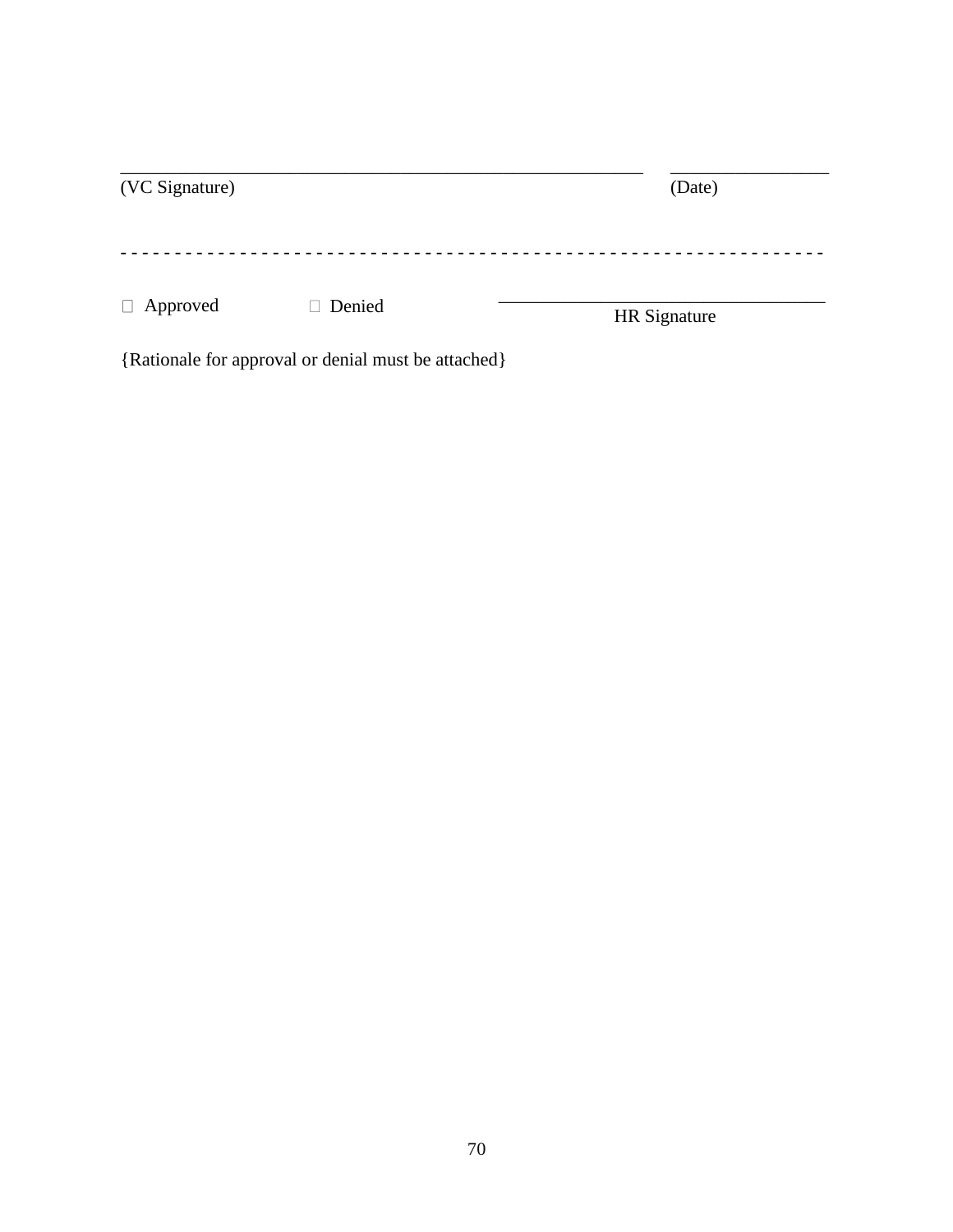\_\_\_\_\_\_\_\_\_\_\_\_\_\_\_\_\_\_\_\_\_\_\_\_\_\_\_\_\_\_\_\_\_\_\_\_\_\_\_\_\_\_\_\_\_\_\_\_\_\_\_\_\_\_\_ \_\_\_\_\_\_\_\_\_\_\_\_\_\_\_\_\_

(VC Signature) (Date)

- - - - - - - - - - - - - - - - - - - - - - - - - - - - - - - - - - - - - - - - - - - - - - - - - - - - - - - - - - - - - - - -

☐ Approved ☐ Denied \_\_\_\_\_\_\_\_\_\_\_\_\_\_\_\_\_\_\_\_\_\_\_\_\_\_\_\_\_\_\_\_\_\_\_

HR Signature

{Rationale for approval or denial must be attached}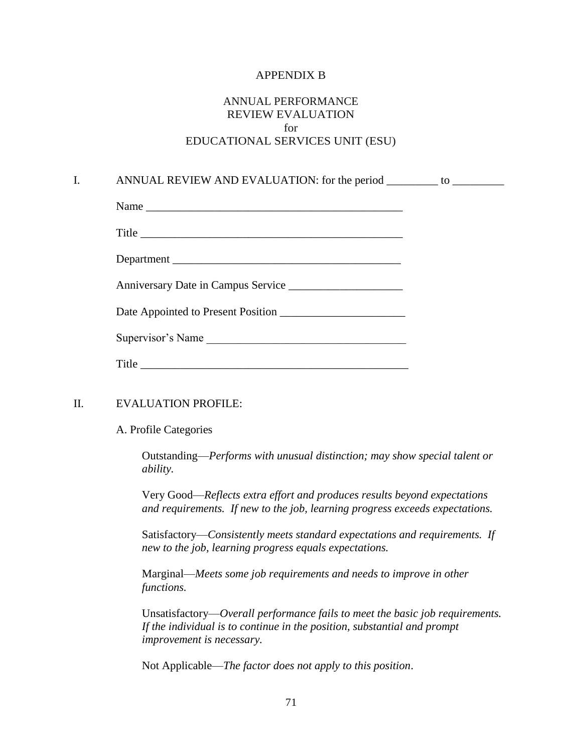# APPENDIX B

## ANNUAL PERFORMANCE REVIEW EVALUATION for EDUCATIONAL SERVICES UNIT (ESU)

I. ANNUAL REVIEW AND EVALUATION: for the period _________ to _________

Name _______________________________________________

Title _______________________________________________

Department __________________________________________

Anniversary Date in Campus Service ____________________

Date Appointed to Present Position ______________________

Supervisor's Name ___________________________________

Title _______________________________________________

II. EVALUATION PROFILE:

A. Profile Categories

Outstanding—*Performs with unusual distinction; may show special talent or ability.*

Very Good—*Reflects extra effort and produces results beyond expectations and requirements. If new to the job, learning progress exceeds expectations.*

Satisfactory—*Consistently meets standard expectations and requirements. If new to the job, learning progress equals expectations.*

Marginal—*Meets some job requirements and needs to improve in other functions.*

Unsatisfactory—*Overall performance fails to meet the basic job requirements. If the individual is to continue in the position, substantial and prompt improvement is necessary.*

Not Applicable—*The factor does not apply to this position*.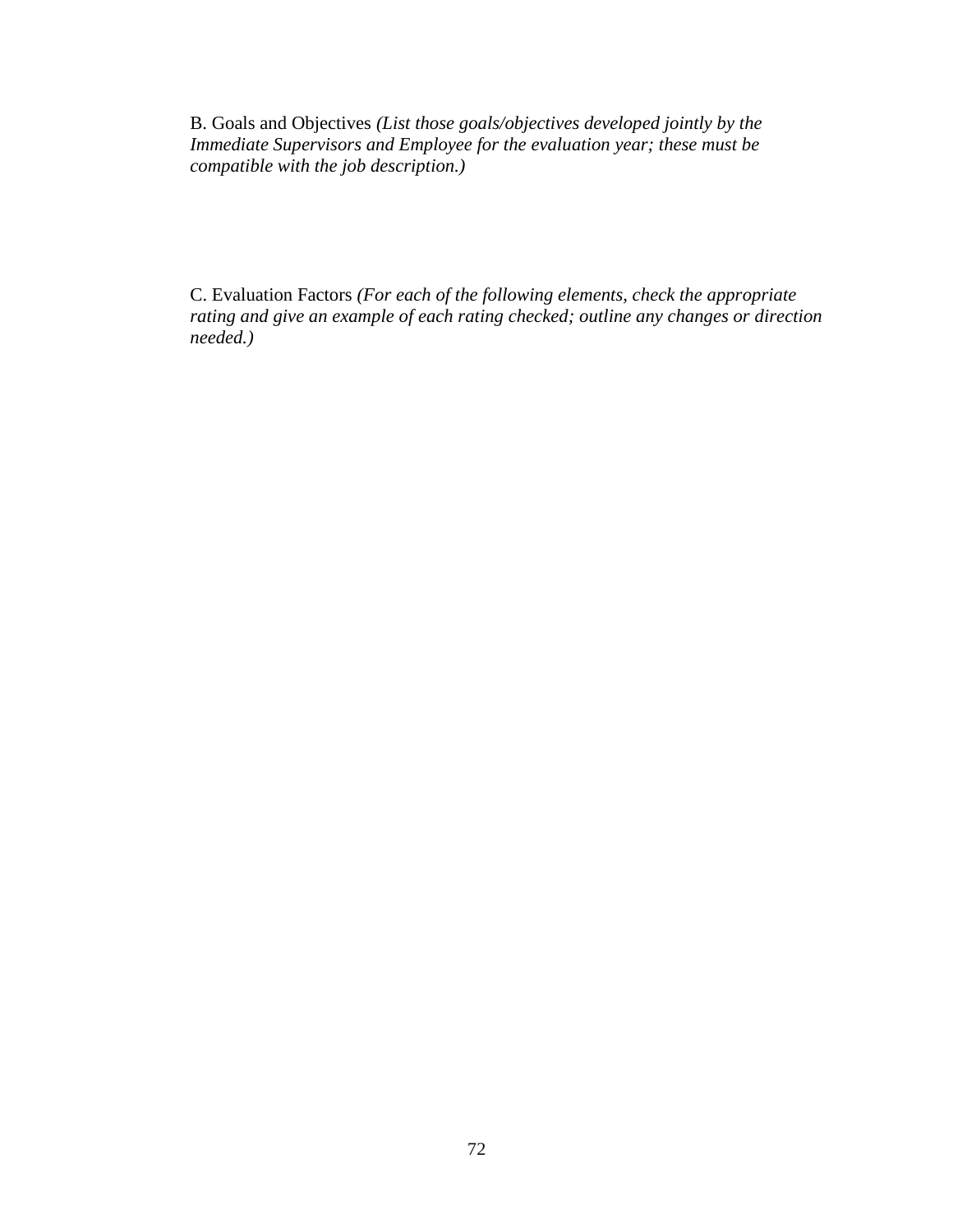B. Goals and Objectives *(List those goals/objectives developed jointly by the Immediate Supervisors and Employee for the evaluation year; these must be compatible with the job description.)*

C. Evaluation Factors *(For each of the following elements, check the appropriate rating and give an example of each rating checked; outline any changes or direction needed.)*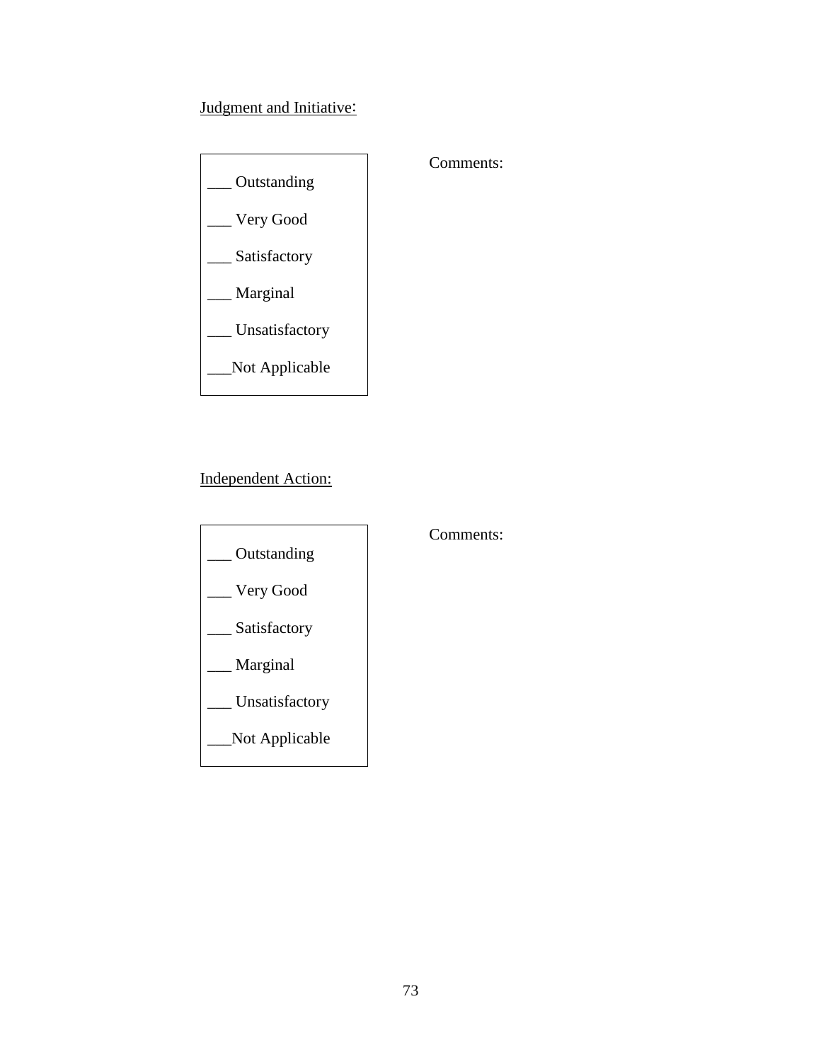<u>Judgment and Initiative</u>:

___ Outstanding

___ Very Good

___ Satisfactory

___ Marginal

___ Unsatisfactory

___Not Applicable

Comments:

<u>Independent Action:</u>

___ Outstanding

___ Very Good

___ Satisfactory

___ Marginal

___ Unsatisfactory

___Not Applicable

Comments: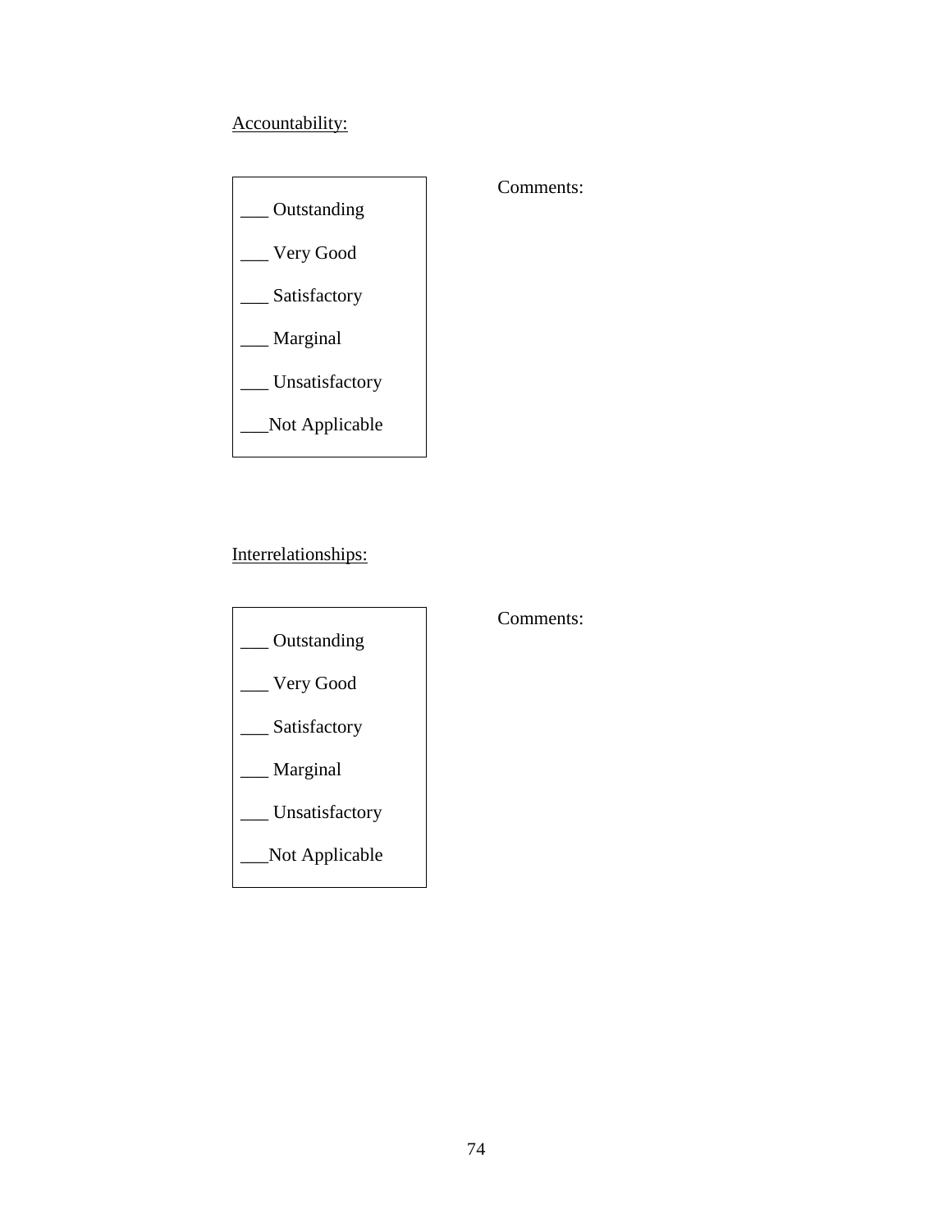<u>Accountability:</u>

___ Outstanding

___ Very Good

___ Satisfactory

___ Marginal

___ Unsatisfactory

___Not Applicable

Comments:

<u>Interrelationships:</u>

___ Outstanding

___ Very Good

___ Satisfactory

___ Marginal

___ Unsatisfactory

___Not Applicable

Comments: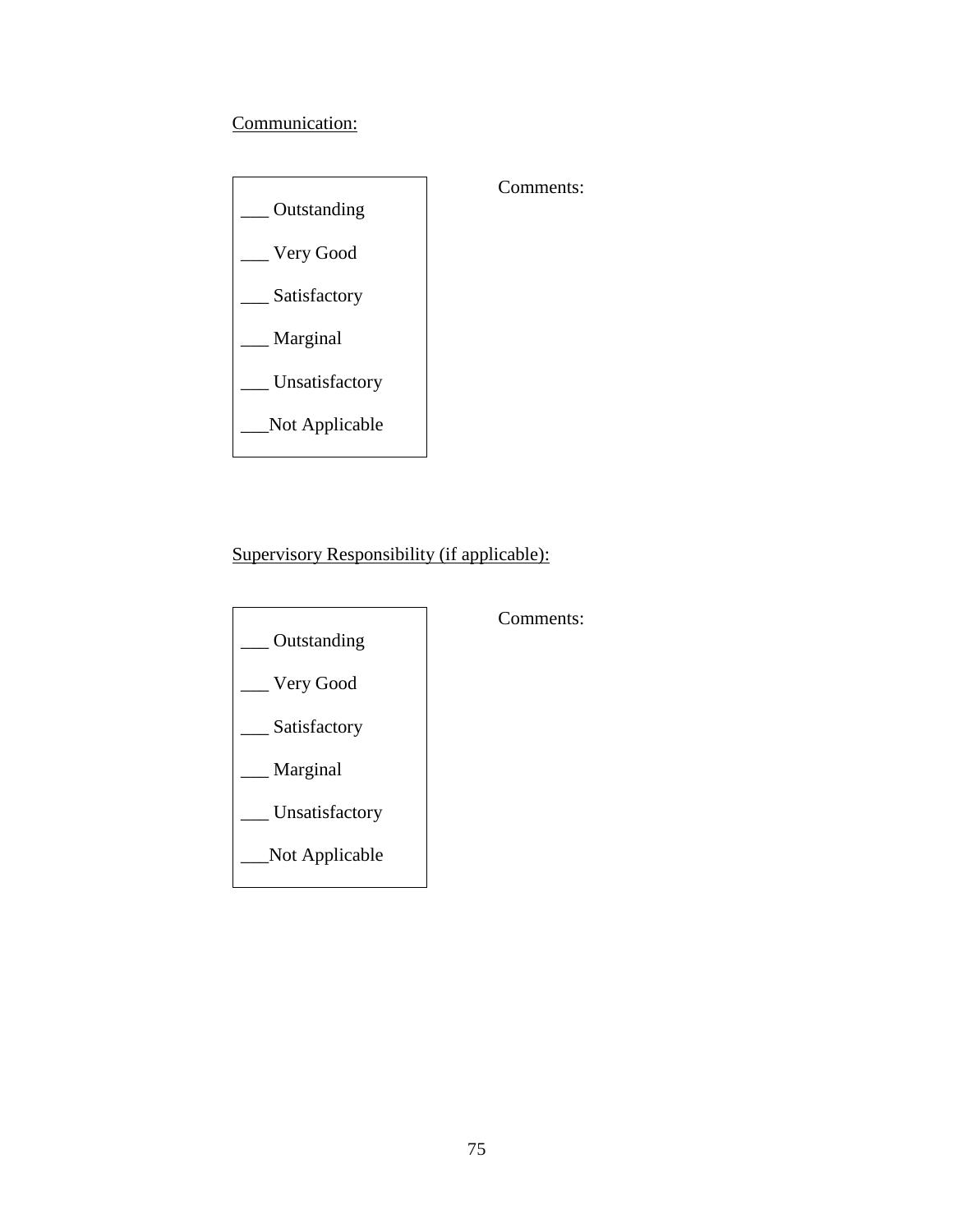<u>Communication:</u>

___ Outstanding

___ Very Good

___ Satisfactory

___ Marginal

___ Unsatisfactory

___Not Applicable

Comments:

<u>Supervisory Responsibility (if applicable):</u>

___ Outstanding

___ Very Good

___ Satisfactory

___ Marginal

___ Unsatisfactory

___Not Applicable

Comments: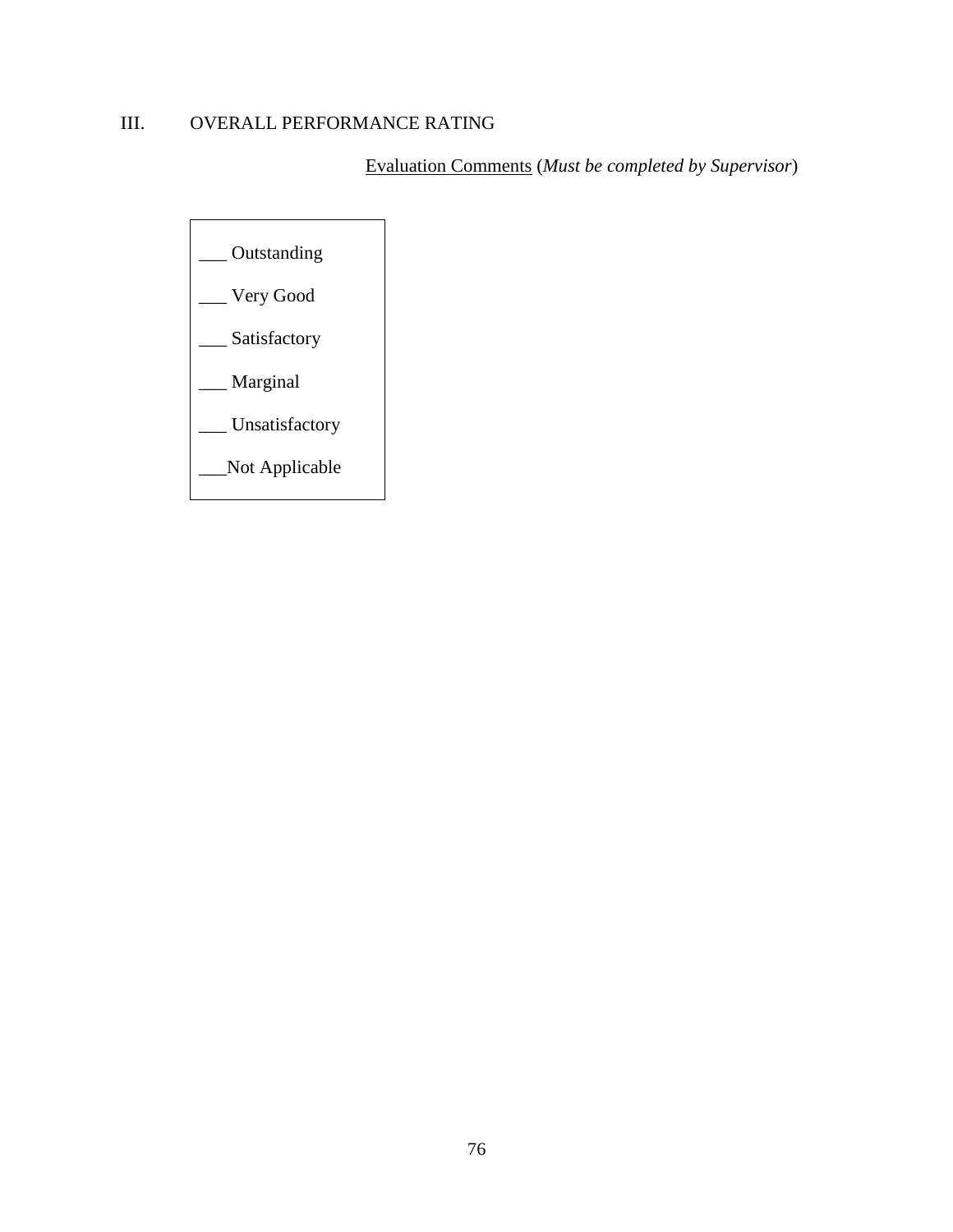## III. OVERALL PERFORMANCE RATING

<u>Evaluation Comments</u> (*Must be completed by Supervisor*)

___ Outstanding

___ Very Good

___ Satisfactory

___ Marginal

___ Unsatisfactory

___Not Applicable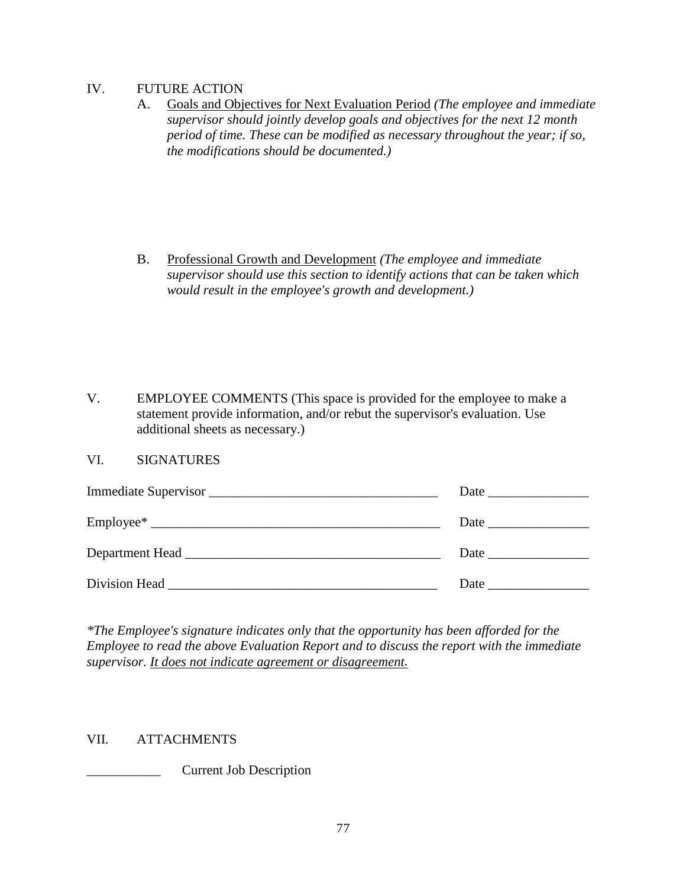## IV. FUTURE ACTION

A. <u>Goals and Objectives for Next Evaluation Period</u> *(The employee and immediate supervisor should jointly develop goals and objectives for the next 12 month period of time. These can be modified as necessary throughout the year; if so, the modifications should be documented.)*

B. <u>Professional Growth and Development</u> *(The employee and immediate supervisor should use this section to identify actions that can be taken which would result in the employee's growth and development.)*

## V. EMPLOYEE COMMENTS (This space is provided for the employee to make a statement provide information, and/or rebut the supervisor's evaluation. Use additional sheets as necessary.)

## VI. SIGNATURES

Immediate Supervisor ___________________________________ Date _______________

Employee* ____________________________________________ Date _______________

Department Head ______________________________________ Date _______________

Division Head ________________________________________ Date _______________

*\*The Employee's signature indicates only that the opportunity has been afforded for the Employee to read the above Evaluation Report and to discuss the report with the immediate supervisor. <u>It does not indicate agreement or disagreement.</u>*

## VII. ATTACHMENTS

___________ Current Job Description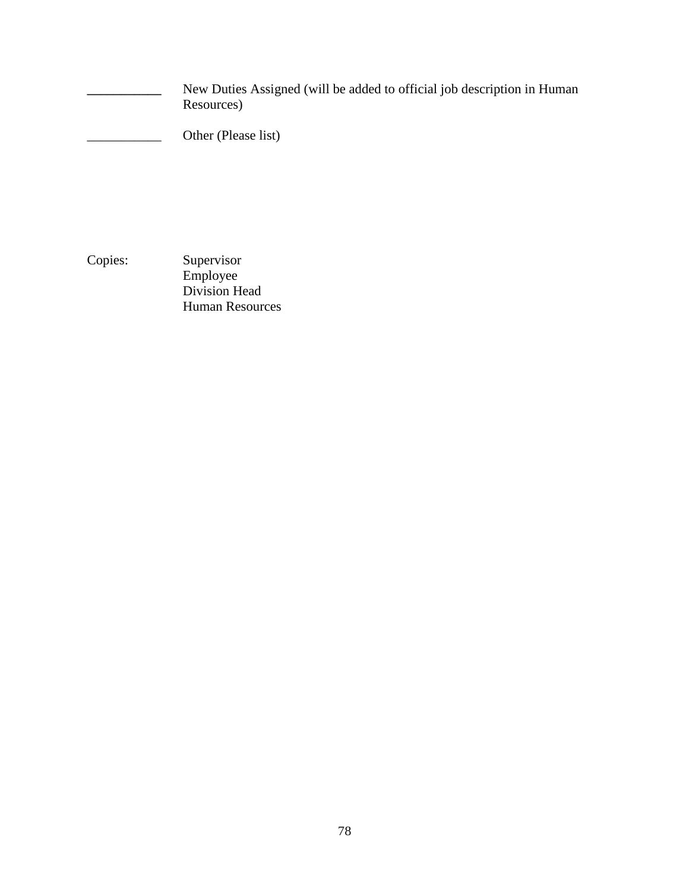___________ New Duties Assigned (will be added to official job description in Human Resources)

___________ Other (Please list)

Copies: Supervisor
Employee
Division Head
Human Resources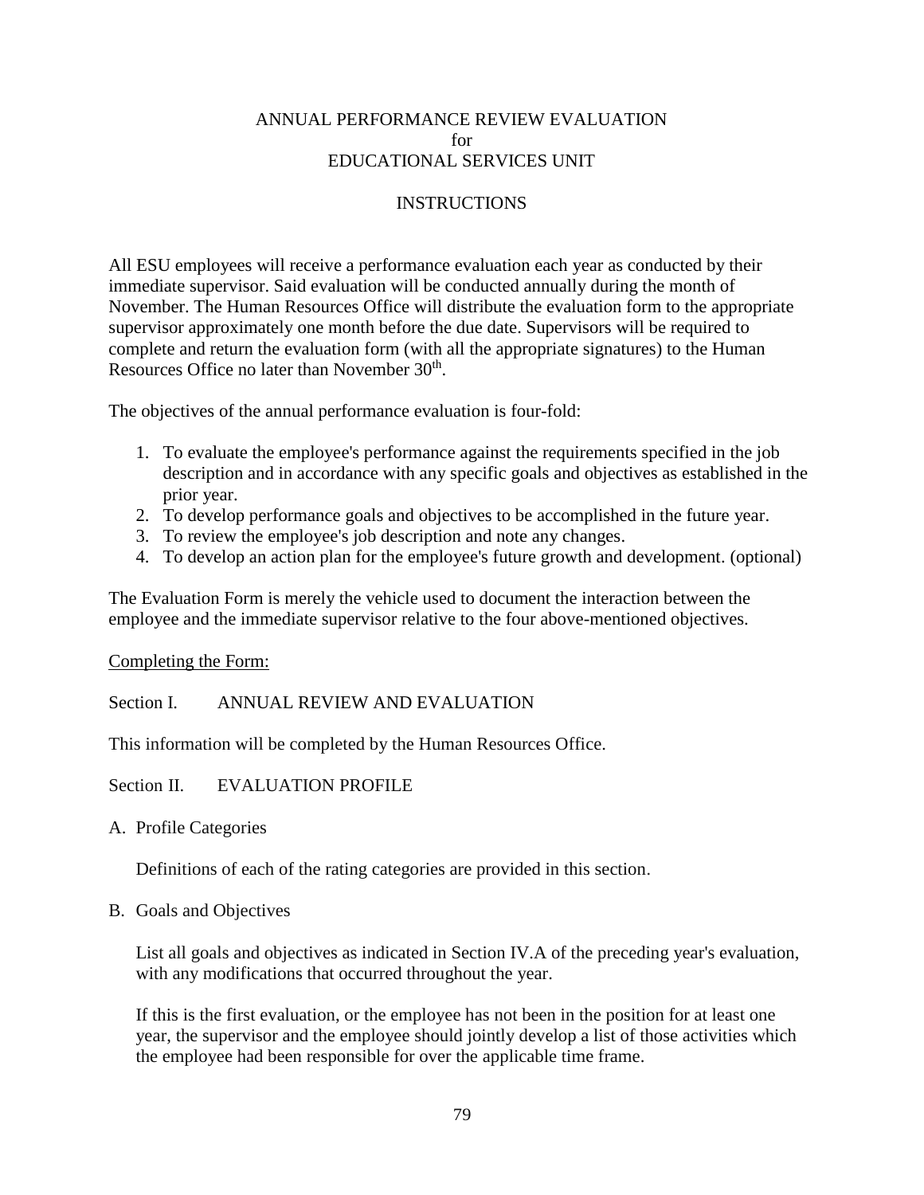# ANNUAL PERFORMANCE REVIEW EVALUATION
for
EDUCATIONAL SERVICES UNIT

## INSTRUCTIONS

All ESU employees will receive a performance evaluation each year as conducted by their immediate supervisor. Said evaluation will be conducted annually during the month of November. The Human Resources Office will distribute the evaluation form to the appropriate supervisor approximately one month before the due date. Supervisors will be required to complete and return the evaluation form (with all the appropriate signatures) to the Human Resources Office no later than November 30th.

The objectives of the annual performance evaluation is four-fold:

1. To evaluate the employee's performance against the requirements specified in the job description and in accordance with any specific goals and objectives as established in the prior year.
2. To develop performance goals and objectives to be accomplished in the future year.
3. To review the employee's job description and note any changes.
4. To develop an action plan for the employee's future growth and development. (optional)

The Evaluation Form is merely the vehicle used to document the interaction between the employee and the immediate supervisor relative to the four above-mentioned objectives.

<u>Completing the Form:</u>

Section I. ANNUAL REVIEW AND EVALUATION

This information will be completed by the Human Resources Office.

Section II. EVALUATION PROFILE

A. Profile Categories

   Definitions of each of the rating categories are provided in this section.

B. Goals and Objectives

   List all goals and objectives as indicated in Section IV.A of the preceding year's evaluation, with any modifications that occurred throughout the year.

   If this is the first evaluation, or the employee has not been in the position for at least one year, the supervisor and the employee should jointly develop a list of those activities which the employee had been responsible for over the applicable time frame.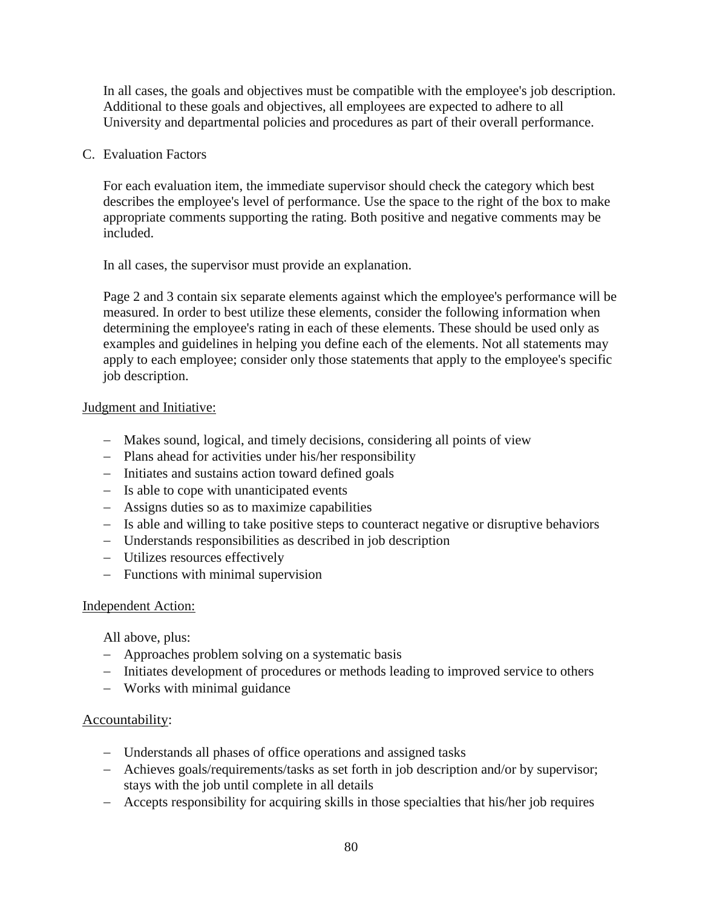In all cases, the goals and objectives must be compatible with the employee's job description. Additional to these goals and objectives, all employees are expected to adhere to all University and departmental policies and procedures as part of their overall performance.

C. Evaluation Factors

For each evaluation item, the immediate supervisor should check the category which best describes the employee's level of performance. Use the space to the right of the box to make appropriate comments supporting the rating. Both positive and negative comments may be included.

In all cases, the supervisor must provide an explanation.

Page 2 and 3 contain six separate elements against which the employee's performance will be measured. In order to best utilize these elements, consider the following information when determining the employee's rating in each of these elements. These should be used only as examples and guidelines in helping you define each of the elements. Not all statements may apply to each employee; consider only those statements that apply to the employee's specific job description.

<u>Judgment and Initiative:</u>

- Makes sound, logical, and timely decisions, considering all points of view
- Plans ahead for activities under his/her responsibility
- Initiates and sustains action toward defined goals
- Is able to cope with unanticipated events
- Assigns duties so as to maximize capabilities
- Is able and willing to take positive steps to counteract negative or disruptive behaviors
- Understands responsibilities as described in job description
- Utilizes resources effectively
- Functions with minimal supervision

<u>Independent Action:</u>

All above, plus:

- Approaches problem solving on a systematic basis
- Initiates development of procedures or methods leading to improved service to others
- Works with minimal guidance

<u>Accountability</u>:

- Understands all phases of office operations and assigned tasks
- Achieves goals/requirements/tasks as set forth in job description and/or by supervisor; stays with the job until complete in all details
- Accepts responsibility for acquiring skills in those specialties that his/her job requires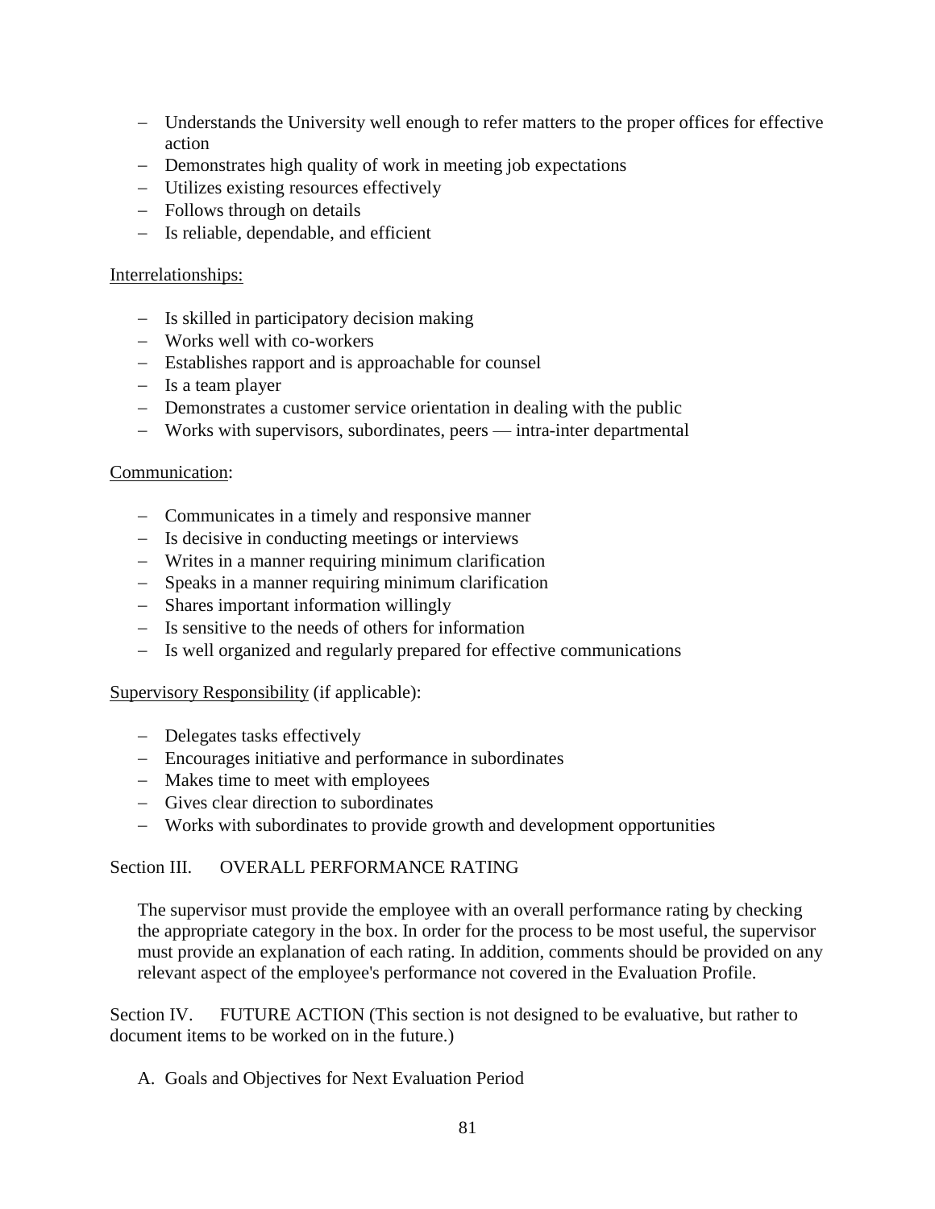- Understands the University well enough to refer matters to the proper offices for effective action
- Demonstrates high quality of work in meeting job expectations
- Utilizes existing resources effectively
- Follows through on details
- Is reliable, dependable, and efficient

<u>Interrelationships:</u>

- Is skilled in participatory decision making
- Works well with co-workers
- Establishes rapport and is approachable for counsel
- Is a team player
- Demonstrates a customer service orientation in dealing with the public
- Works with supervisors, subordinates, peers — intra-inter departmental

<u>Communication</u>:

- Communicates in a timely and responsive manner
- Is decisive in conducting meetings or interviews
- Writes in a manner requiring minimum clarification
- Speaks in a manner requiring minimum clarification
- Shares important information willingly
- Is sensitive to the needs of others for information
- Is well organized and regularly prepared for effective communications

<u>Supervisory Responsibility</u> (if applicable):

- Delegates tasks effectively
- Encourages initiative and performance in subordinates
- Makes time to meet with employees
- Gives clear direction to subordinates
- Works with subordinates to provide growth and development opportunities

Section III. OVERALL PERFORMANCE RATING

The supervisor must provide the employee with an overall performance rating by checking the appropriate category in the box. In order for the process to be most useful, the supervisor must provide an explanation of each rating. In addition, comments should be provided on any relevant aspect of the employee's performance not covered in the Evaluation Profile.

Section IV. FUTURE ACTION (This section is not designed to be evaluative, but rather to document items to be worked on in the future.)

A. Goals and Objectives for Next Evaluation Period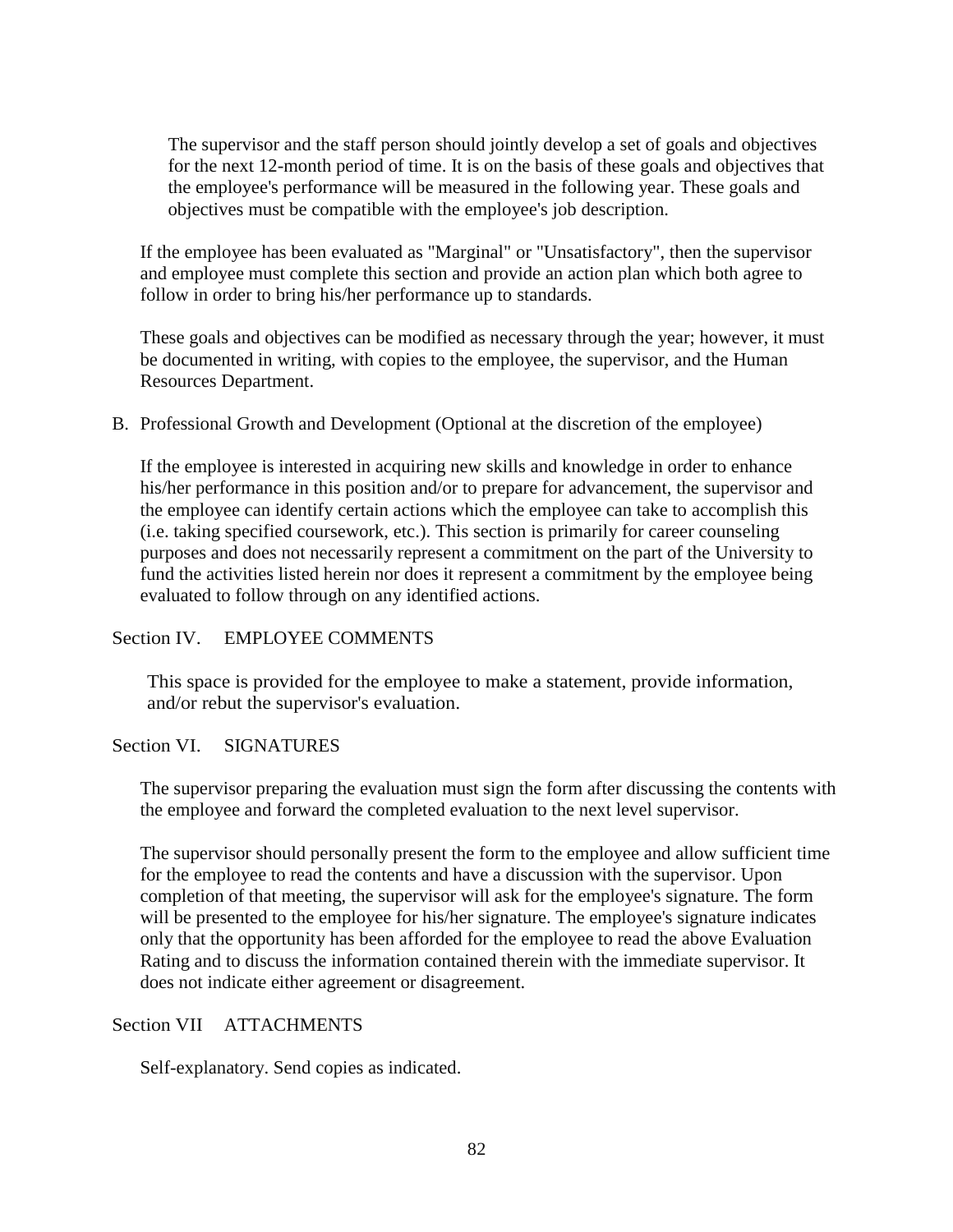The supervisor and the staff person should jointly develop a set of goals and objectives for the next 12-month period of time. It is on the basis of these goals and objectives that the employee's performance will be measured in the following year. These goals and objectives must be compatible with the employee's job description.

If the employee has been evaluated as "Marginal" or "Unsatisfactory", then the supervisor and employee must complete this section and provide an action plan which both agree to follow in order to bring his/her performance up to standards.

These goals and objectives can be modified as necessary through the year; however, it must be documented in writing, with copies to the employee, the supervisor, and the Human Resources Department.

B. Professional Growth and Development (Optional at the discretion of the employee)

If the employee is interested in acquiring new skills and knowledge in order to enhance his/her performance in this position and/or to prepare for advancement, the supervisor and the employee can identify certain actions which the employee can take to accomplish this (i.e. taking specified coursework, etc.). This section is primarily for career counseling purposes and does not necessarily represent a commitment on the part of the University to fund the activities listed herein nor does it represent a commitment by the employee being evaluated to follow through on any identified actions.

## Section IV. EMPLOYEE COMMENTS

This space is provided for the employee to make a statement, provide information, and/or rebut the supervisor's evaluation.

## Section VI. SIGNATURES

The supervisor preparing the evaluation must sign the form after discussing the contents with the employee and forward the completed evaluation to the next level supervisor.

The supervisor should personally present the form to the employee and allow sufficient time for the employee to read the contents and have a discussion with the supervisor. Upon completion of that meeting, the supervisor will ask for the employee's signature. The form will be presented to the employee for his/her signature. The employee's signature indicates only that the opportunity has been afforded for the employee to read the above Evaluation Rating and to discuss the information contained therein with the immediate supervisor. It does not indicate either agreement or disagreement.

## Section VII ATTACHMENTS

Self-explanatory. Send copies as indicated.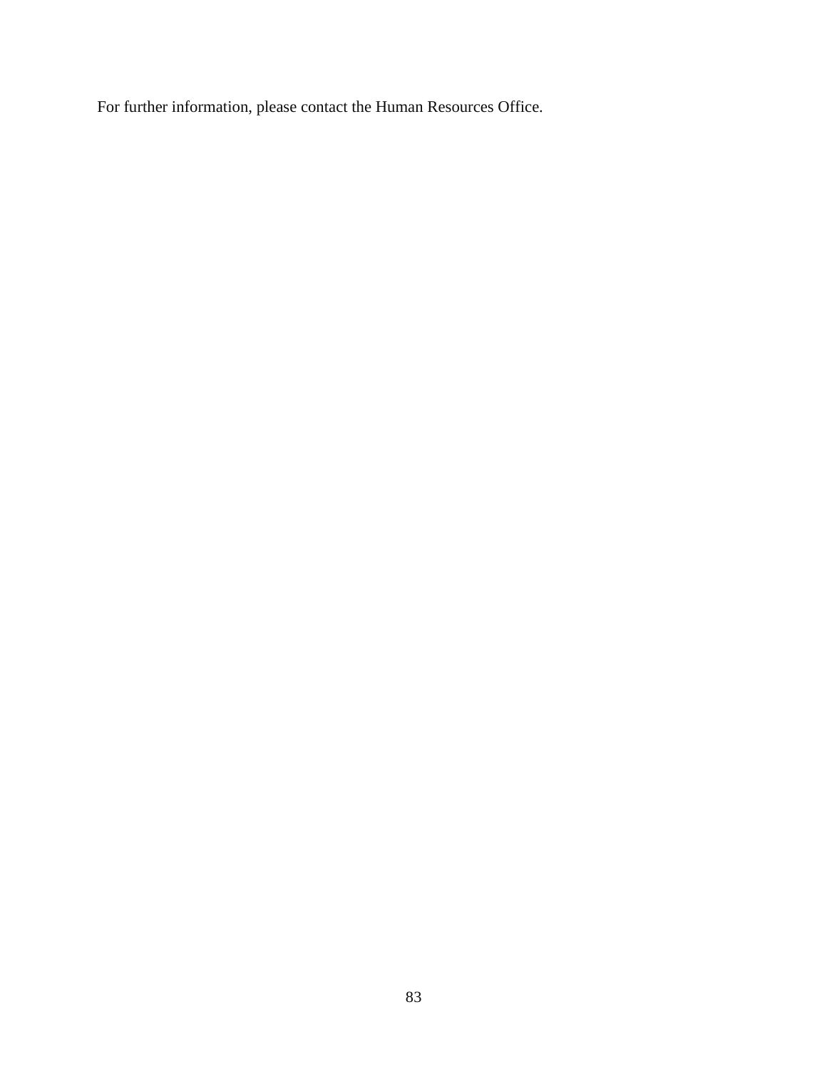For further information, please contact the Human Resources Office.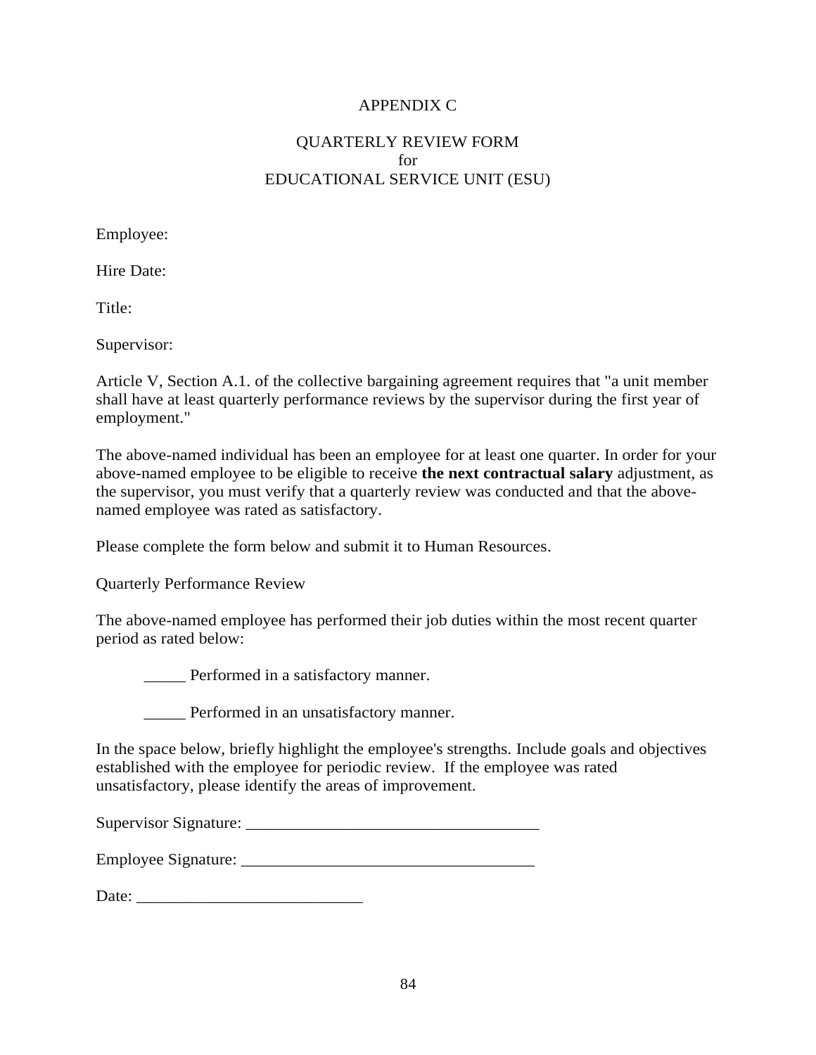# APPENDIX C

## QUARTERLY REVIEW FORM
## for
## EDUCATIONAL SERVICE UNIT (ESU)

Employee:

Hire Date:

Title:

Supervisor:

Article V, Section A.1. of the collective bargaining agreement requires that "a unit member shall have at least quarterly performance reviews by the supervisor during the first year of employment."

The above-named individual has been an employee for at least one quarter. In order for your above-named employee to be eligible to receive **the next contractual salary** adjustment, as the supervisor, you must verify that a quarterly review was conducted and that the above-named employee was rated as satisfactory.

Please complete the form below and submit it to Human Resources.

Quarterly Performance Review

The above-named employee has performed their job duties within the most recent quarter period as rated below:

_____ Performed in a satisfactory manner.

_____ Performed in an unsatisfactory manner.

In the space below, briefly highlight the employee's strengths. Include goals and objectives established with the employee for periodic review. If the employee was rated unsatisfactory, please identify the areas of improvement.

Supervisor Signature: ___________________________________

Employee Signature: ___________________________________

Date: ___________________________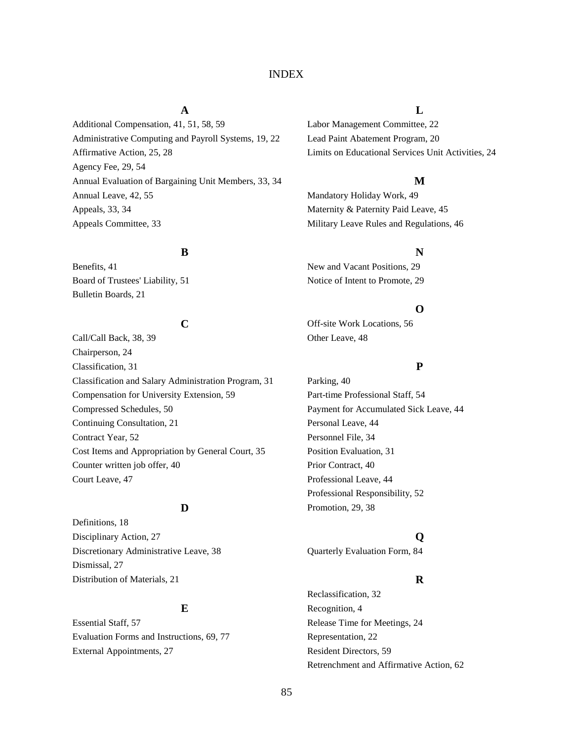# INDEX

**A**

Additional Compensation, 41, 51, 58, 59
Administrative Computing and Payroll Systems, 19, 22
Affirmative Action, 25, 28
Agency Fee, 29, 54
Annual Evaluation of Bargaining Unit Members, 33, 34
Annual Leave, 42, 55
Appeals, 33, 34
Appeals Committee, 33

**B**

Benefits, 41
Board of Trustees' Liability, 51
Bulletin Boards, 21

**C**

Call/Call Back, 38, 39
Chairperson, 24
Classification, 31
Classification and Salary Administration Program, 31
Compensation for University Extension, 59
Compressed Schedules, 50
Continuing Consultation, 21
Contract Year, 52
Cost Items and Appropriation by General Court, 35
Counter written job offer, 40
Court Leave, 47

**D**

Definitions, 18
Disciplinary Action, 27
Discretionary Administrative Leave, 38
Dismissal, 27
Distribution of Materials, 21

**E**

Essential Staff, 57
Evaluation Forms and Instructions, 69, 77
External Appointments, 27

**L**

Labor Management Committee, 22
Lead Paint Abatement Program, 20
Limits on Educational Services Unit Activities, 24

**M**

Mandatory Holiday Work, 49
Maternity & Paternity Paid Leave, 45
Military Leave Rules and Regulations, 46

**N**

New and Vacant Positions, 29
Notice of Intent to Promote, 29

**O**

Off-site Work Locations, 56
Other Leave, 48

**P**

Parking, 40
Part-time Professional Staff, 54
Payment for Accumulated Sick Leave, 44
Personal Leave, 44
Personnel File, 34
Position Evaluation, 31
Prior Contract, 40
Professional Leave, 44
Professional Responsibility, 52
Promotion, 29, 38

**Q**

Quarterly Evaluation Form, 84

**R**

Reclassification, 32
Recognition, 4
Release Time for Meetings, 24
Representation, 22
Resident Directors, 59
Retrenchment and Affirmative Action, 62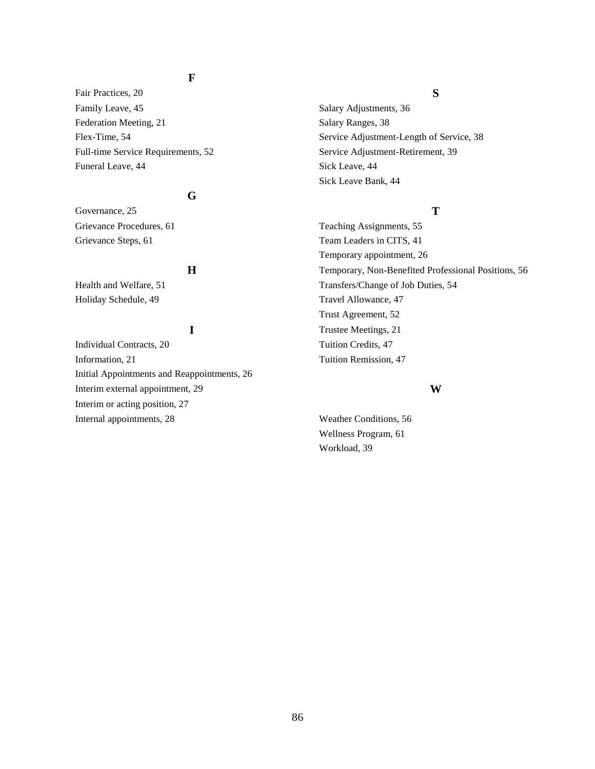**F**

Fair Practices, 20
Family Leave, 45
Federation Meeting, 21
Flex-Time, 54
Full-time Service Requirements, 52
Funeral Leave, 44

**G**

Governance, 25
Grievance Procedures, 61
Grievance Steps, 61

**H**

Health and Welfare, 51
Holiday Schedule, 49

**I**

Individual Contracts, 20
Information, 21
Initial Appointments and Reappointments, 26
Interim external appointment, 29
Interim or acting position, 27
Internal appointments, 28

**S**

Salary Adjustments, 36
Salary Ranges, 38
Service Adjustment-Length of Service, 38
Service Adjustment-Retirement, 39
Sick Leave, 44
Sick Leave Bank, 44

**T**

Teaching Assignments, 55
Team Leaders in CITS, 41
Temporary appointment, 26
Temporary, Non-Benefited Professional Positions, 56
Transfers/Change of Job Duties, 54
Travel Allowance, 47
Trust Agreement, 52
Trustee Meetings, 21
Tuition Credits, 47
Tuition Remission, 47

**W**

Weather Conditions, 56
Wellness Program, 61
Workload, 39